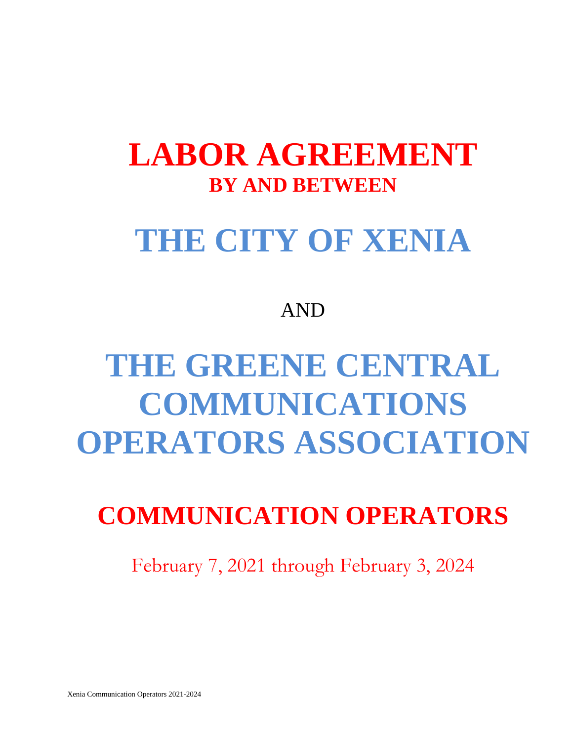# LABOR AGREEMENT

## BY AND BETWEEN

# THE CITY OF XENIA

AND

# THE GREENE CENTRAL COMMUNICATIONS OPERATORS ASSOCIATION

# COMMUNICATION OPERATORS

February 7, 2021 through February 3, 2024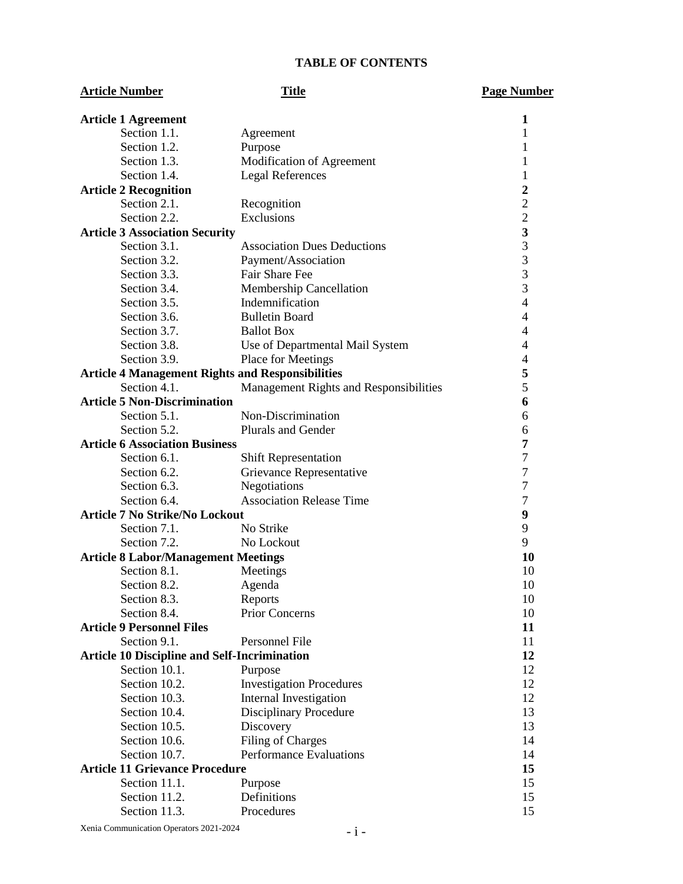## TABLE OF CONTENTS

| Article Number | Title | Page Number |
|---|---|---|
| **Article 1 Agreement** | | **1** |
| Section 1.1. | Agreement | 1 |
| Section 1.2. | Purpose | 1 |
| Section 1.3. | Modification of Agreement | 1 |
| Section 1.4. | Legal References | 1 |
| **Article 2 Recognition** | | **2** |
| Section 2.1. | Recognition | 2 |
| Section 2.2. | Exclusions | 2 |
| **Article 3 Association Security** | | **3** |
| Section 3.1. | Association Dues Deductions | 3 |
| Section 3.2. | Payment/Association | 3 |
| Section 3.3. | Fair Share Fee | 3 |
| Section 3.4. | Membership Cancellation | 3 |
| Section 3.5. | Indemnification | 4 |
| Section 3.6. | Bulletin Board | 4 |
| Section 3.7. | Ballot Box | 4 |
| Section 3.8. | Use of Departmental Mail System | 4 |
| Section 3.9. | Place for Meetings | 4 |
| **Article 4 Management Rights and Responsibilities** | | **5** |
| Section 4.1. | Management Rights and Responsibilities | 5 |
| **Article 5 Non-Discrimination** | | **6** |
| Section 5.1. | Non-Discrimination | 6 |
| Section 5.2. | Plurals and Gender | 6 |
| **Article 6 Association Business** | | **7** |
| Section 6.1. | Shift Representation | 7 |
| Section 6.2. | Grievance Representative | 7 |
| Section 6.3. | Negotiations | 7 |
| Section 6.4. | Association Release Time | 7 |
| **Article 7 No Strike/No Lockout** | | **9** |
| Section 7.1. | No Strike | 9 |
| Section 7.2. | No Lockout | 9 |
| **Article 8 Labor/Management Meetings** | | **10** |
| Section 8.1. | Meetings | 10 |
| Section 8.2. | Agenda | 10 |
| Section 8.3. | Reports | 10 |
| Section 8.4. | Prior Concerns | 10 |
| **Article 9 Personnel Files** | | **11** |
| Section 9.1. | Personnel File | 11 |
| **Article 10 Discipline and Self-Incrimination** | | **12** |
| Section 10.1. | Purpose | 12 |
| Section 10.2. | Investigation Procedures | 12 |
| Section 10.3. | Internal Investigation | 12 |
| Section 10.4. | Disciplinary Procedure | 13 |
| Section 10.5. | Discovery | 13 |
| Section 10.6. | Filing of Charges | 14 |
| Section 10.7. | Performance Evaluations | 14 |
| **Article 11 Grievance Procedure** | | **15** |
| Section 11.1. | Purpose | 15 |
| Section 11.2. | Definitions | 15 |
| Section 11.3. | Procedures | 15 |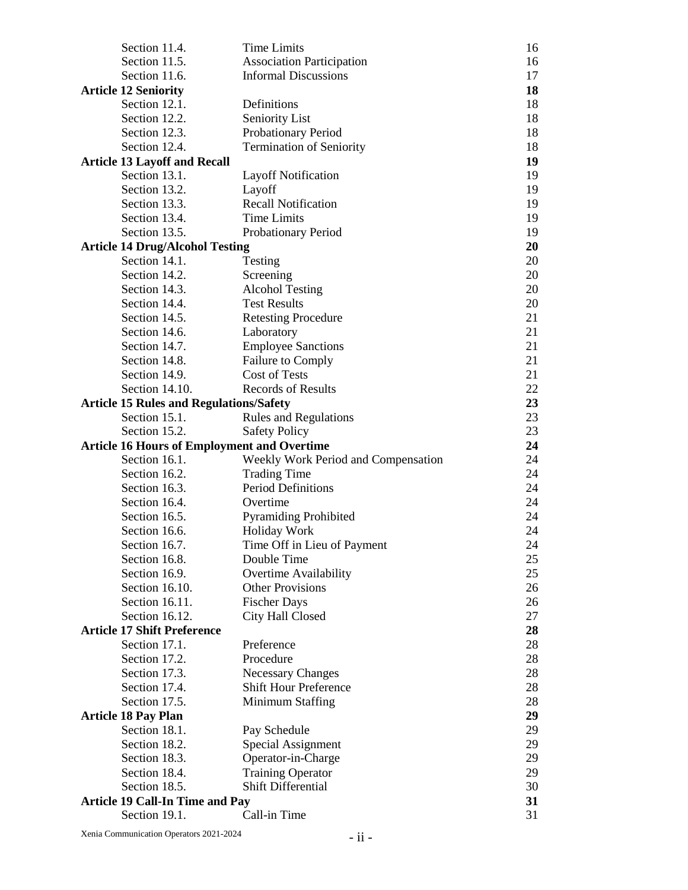| | | |
|---|---|---|
| Section 11.4. | Time Limits | 16 |
| Section 11.5. | Association Participation | 16 |
| Section 11.6. | Informal Discussions | 17 |
| **Article 12 Seniority** | | **18** |
| Section 12.1. | Definitions | 18 |
| Section 12.2. | Seniority List | 18 |
| Section 12.3. | Probationary Period | 18 |
| Section 12.4. | Termination of Seniority | 18 |
| **Article 13 Layoff and Recall** | | **19** |
| Section 13.1. | Layoff Notification | 19 |
| Section 13.2. | Layoff | 19 |
| Section 13.3. | Recall Notification | 19 |
| Section 13.4. | Time Limits | 19 |
| Section 13.5. | Probationary Period | 19 |
| **Article 14 Drug/Alcohol Testing** | | **20** |
| Section 14.1. | Testing | 20 |
| Section 14.2. | Screening | 20 |
| Section 14.3. | Alcohol Testing | 20 |
| Section 14.4. | Test Results | 20 |
| Section 14.5. | Retesting Procedure | 21 |
| Section 14.6. | Laboratory | 21 |
| Section 14.7. | Employee Sanctions | 21 |
| Section 14.8. | Failure to Comply | 21 |
| Section 14.9. | Cost of Tests | 21 |
| Section 14.10. | Records of Results | 22 |
| **Article 15 Rules and Regulations/Safety** | | **23** |
| Section 15.1. | Rules and Regulations | 23 |
| Section 15.2. | Safety Policy | 23 |
| **Article 16 Hours of Employment and Overtime** | | **24** |
| Section 16.1. | Weekly Work Period and Compensation | 24 |
| Section 16.2. | Trading Time | 24 |
| Section 16.3. | Period Definitions | 24 |
| Section 16.4. | Overtime | 24 |
| Section 16.5. | Pyramiding Prohibited | 24 |
| Section 16.6. | Holiday Work | 24 |
| Section 16.7. | Time Off in Lieu of Payment | 24 |
| Section 16.8. | Double Time | 25 |
| Section 16.9. | Overtime Availability | 25 |
| Section 16.10. | Other Provisions | 26 |
| Section 16.11. | Fischer Days | 26 |
| Section 16.12. | City Hall Closed | 27 |
| **Article 17 Shift Preference** | | **28** |
| Section 17.1. | Preference | 28 |
| Section 17.2. | Procedure | 28 |
| Section 17.3. | Necessary Changes | 28 |
| Section 17.4. | Shift Hour Preference | 28 |
| Section 17.5. | Minimum Staffing | 28 |
| **Article 18 Pay Plan** | | **29** |
| Section 18.1. | Pay Schedule | 29 |
| Section 18.2. | Special Assignment | 29 |
| Section 18.3. | Operator-in-Charge | 29 |
| Section 18.4. | Training Operator | 29 |
| Section 18.5. | Shift Differential | 30 |
| **Article 19 Call-In Time and Pay** | | **31** |
| Section 19.1. | Call-in Time | 31 |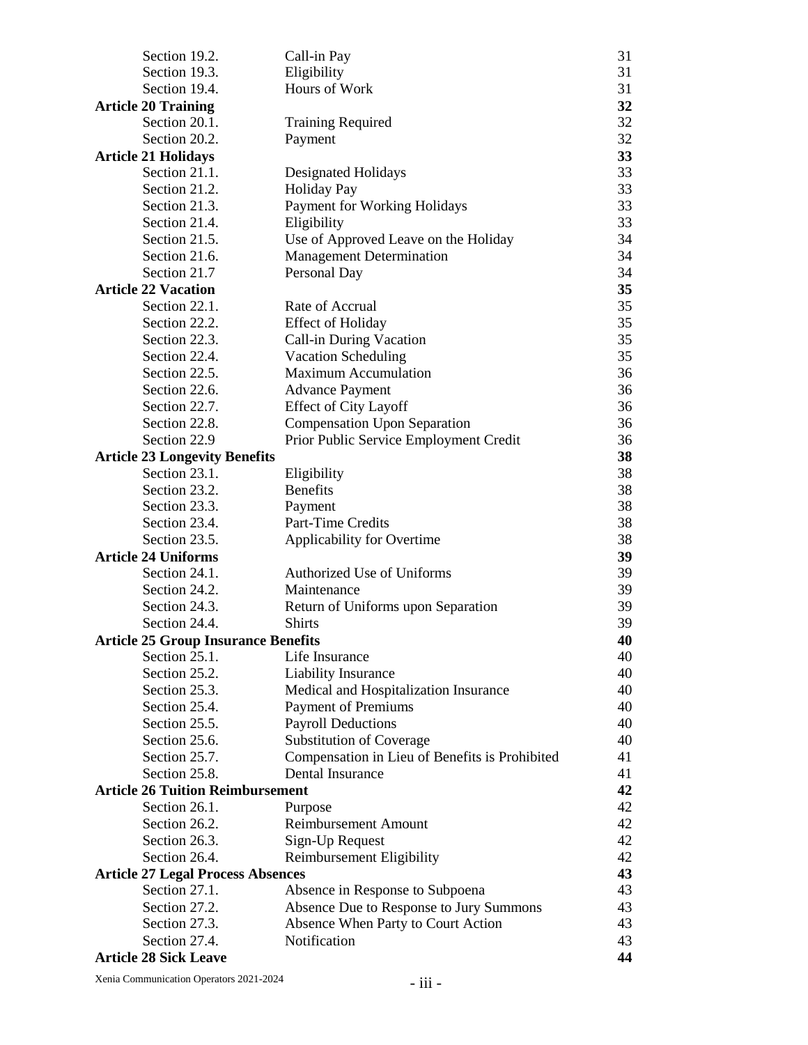| | | |
|---|---|---|
| Section 19.2. | Call-in Pay | 31 |
| Section 19.3. | Eligibility | 31 |
| Section 19.4. | Hours of Work | 31 |
| **Article 20 Training** | | **32** |
| Section 20.1. | Training Required | 32 |
| Section 20.2. | Payment | 32 |
| **Article 21 Holidays** | | **33** |
| Section 21.1. | Designated Holidays | 33 |
| Section 21.2. | Holiday Pay | 33 |
| Section 21.3. | Payment for Working Holidays | 33 |
| Section 21.4. | Eligibility | 33 |
| Section 21.5. | Use of Approved Leave on the Holiday | 34 |
| Section 21.6. | Management Determination | 34 |
| Section 21.7 | Personal Day | 34 |
| **Article 22 Vacation** | | **35** |
| Section 22.1. | Rate of Accrual | 35 |
| Section 22.2. | Effect of Holiday | 35 |
| Section 22.3. | Call-in During Vacation | 35 |
| Section 22.4. | Vacation Scheduling | 35 |
| Section 22.5. | Maximum Accumulation | 36 |
| Section 22.6. | Advance Payment | 36 |
| Section 22.7. | Effect of City Layoff | 36 |
| Section 22.8. | Compensation Upon Separation | 36 |
| Section 22.9 | Prior Public Service Employment Credit | 36 |
| **Article 23 Longevity Benefits** | | **38** |
| Section 23.1. | Eligibility | 38 |
| Section 23.2. | Benefits | 38 |
| Section 23.3. | Payment | 38 |
| Section 23.4. | Part-Time Credits | 38 |
| Section 23.5. | Applicability for Overtime | 38 |
| **Article 24 Uniforms** | | **39** |
| Section 24.1. | Authorized Use of Uniforms | 39 |
| Section 24.2. | Maintenance | 39 |
| Section 24.3. | Return of Uniforms upon Separation | 39 |
| Section 24.4. | Shirts | 39 |
| **Article 25 Group Insurance Benefits** | | **40** |
| Section 25.1. | Life Insurance | 40 |
| Section 25.2. | Liability Insurance | 40 |
| Section 25.3. | Medical and Hospitalization Insurance | 40 |
| Section 25.4. | Payment of Premiums | 40 |
| Section 25.5. | Payroll Deductions | 40 |
| Section 25.6. | Substitution of Coverage | 40 |
| Section 25.7. | Compensation in Lieu of Benefits is Prohibited | 41 |
| Section 25.8. | Dental Insurance | 41 |
| **Article 26 Tuition Reimbursement** | | **42** |
| Section 26.1. | Purpose | 42 |
| Section 26.2. | Reimbursement Amount | 42 |
| Section 26.3. | Sign-Up Request | 42 |
| Section 26.4. | Reimbursement Eligibility | 42 |
| **Article 27 Legal Process Absences** | | **43** |
| Section 27.1. | Absence in Response to Subpoena | 43 |
| Section 27.2. | Absence Due to Response to Jury Summons | 43 |
| Section 27.3. | Absence When Party to Court Action | 43 |
| Section 27.4. | Notification | 43 |
| **Article 28 Sick Leave** | | **44** |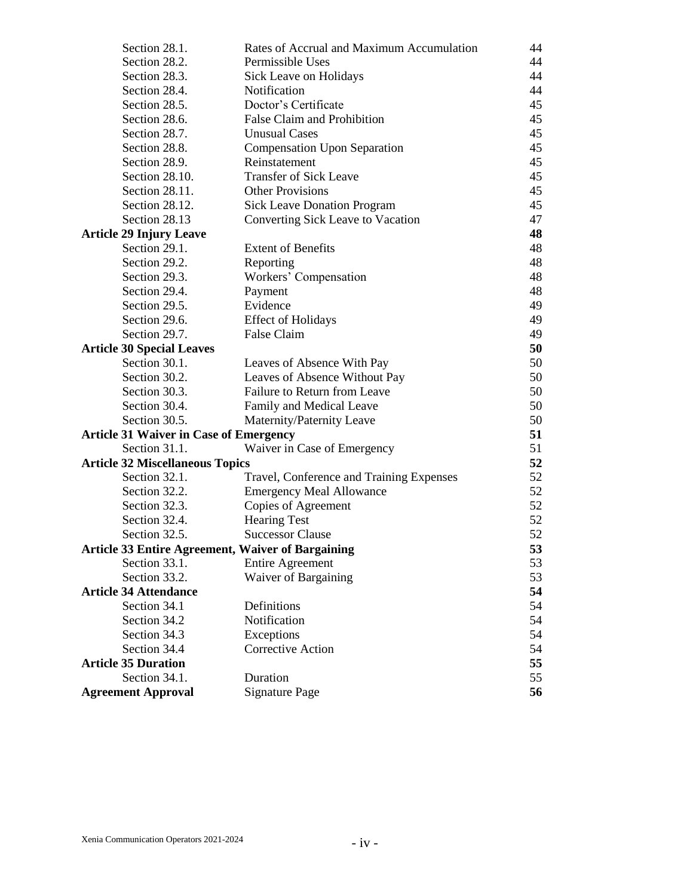| | | |
|---|---|---|
| Section 28.1. | Rates of Accrual and Maximum Accumulation | 44 |
| Section 28.2. | Permissible Uses | 44 |
| Section 28.3. | Sick Leave on Holidays | 44 |
| Section 28.4. | Notification | 44 |
| Section 28.5. | Doctor's Certificate | 45 |
| Section 28.6. | False Claim and Prohibition | 45 |
| Section 28.7. | Unusual Cases | 45 |
| Section 28.8. | Compensation Upon Separation | 45 |
| Section 28.9. | Reinstatement | 45 |
| Section 28.10. | Transfer of Sick Leave | 45 |
| Section 28.11. | Other Provisions | 45 |
| Section 28.12. | Sick Leave Donation Program | 45 |
| Section 28.13 | Converting Sick Leave to Vacation | 47 |
| **Article 29 Injury Leave** | | **48** |
| Section 29.1. | Extent of Benefits | 48 |
| Section 29.2. | Reporting | 48 |
| Section 29.3. | Workers' Compensation | 48 |
| Section 29.4. | Payment | 48 |
| Section 29.5. | Evidence | 49 |
| Section 29.6. | Effect of Holidays | 49 |
| Section 29.7. | False Claim | 49 |
| **Article 30 Special Leaves** | | **50** |
| Section 30.1. | Leaves of Absence With Pay | 50 |
| Section 30.2. | Leaves of Absence Without Pay | 50 |
| Section 30.3. | Failure to Return from Leave | 50 |
| Section 30.4. | Family and Medical Leave | 50 |
| Section 30.5. | Maternity/Paternity Leave | 50 |
| **Article 31 Waiver in Case of Emergency** | | **51** |
| Section 31.1. | Waiver in Case of Emergency | 51 |
| **Article 32 Miscellaneous Topics** | | **52** |
| Section 32.1. | Travel, Conference and Training Expenses | 52 |
| Section 32.2. | Emergency Meal Allowance | 52 |
| Section 32.3. | Copies of Agreement | 52 |
| Section 32.4. | Hearing Test | 52 |
| Section 32.5. | Successor Clause | 52 |
| **Article 33 Entire Agreement, Waiver of Bargaining** | | **53** |
| Section 33.1. | Entire Agreement | 53 |
| Section 33.2. | Waiver of Bargaining | 53 |
| **Article 34 Attendance** | | **54** |
| Section 34.1 | Definitions | 54 |
| Section 34.2 | Notification | 54 |
| Section 34.3 | Exceptions | 54 |
| Section 34.4 | Corrective Action | 54 |
| **Article 35 Duration** | | **55** |
| Section 34.1. | Duration | 55 |
| **Agreement Approval** | Signature Page | **56** |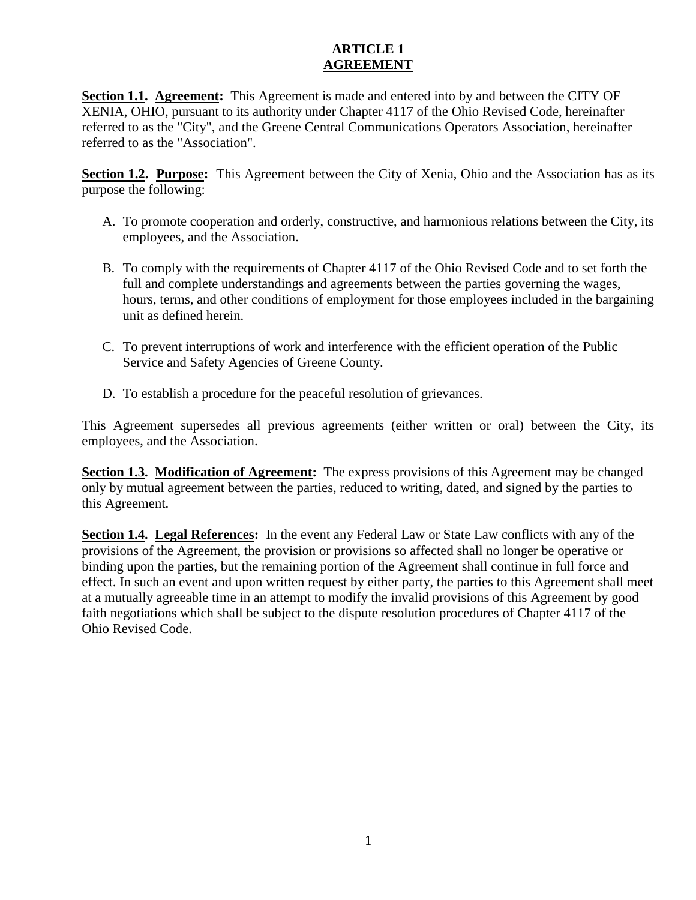# ARTICLE 1
# AGREEMENT

**Section 1.1. Agreement:** This Agreement is made and entered into by and between the CITY OF XENIA, OHIO, pursuant to its authority under Chapter 4117 of the Ohio Revised Code, hereinafter referred to as the "City", and the Greene Central Communications Operators Association, hereinafter referred to as the "Association".

**Section 1.2. Purpose:** This Agreement between the City of Xenia, Ohio and the Association has as its purpose the following:

A. To promote cooperation and orderly, constructive, and harmonious relations between the City, its employees, and the Association.

B. To comply with the requirements of Chapter 4117 of the Ohio Revised Code and to set forth the full and complete understandings and agreements between the parties governing the wages, hours, terms, and other conditions of employment for those employees included in the bargaining unit as defined herein.

C. To prevent interruptions of work and interference with the efficient operation of the Public Service and Safety Agencies of Greene County.

D. To establish a procedure for the peaceful resolution of grievances.

This Agreement supersedes all previous agreements (either written or oral) between the City, its employees, and the Association.

**Section 1.3. Modification of Agreement:** The express provisions of this Agreement may be changed only by mutual agreement between the parties, reduced to writing, dated, and signed by the parties to this Agreement.

**Section 1.4. Legal References:** In the event any Federal Law or State Law conflicts with any of the provisions of the Agreement, the provision or provisions so affected shall no longer be operative or binding upon the parties, but the remaining portion of the Agreement shall continue in full force and effect. In such an event and upon written request by either party, the parties to this Agreement shall meet at a mutually agreeable time in an attempt to modify the invalid provisions of this Agreement by good faith negotiations which shall be subject to the dispute resolution procedures of Chapter 4117 of the Ohio Revised Code.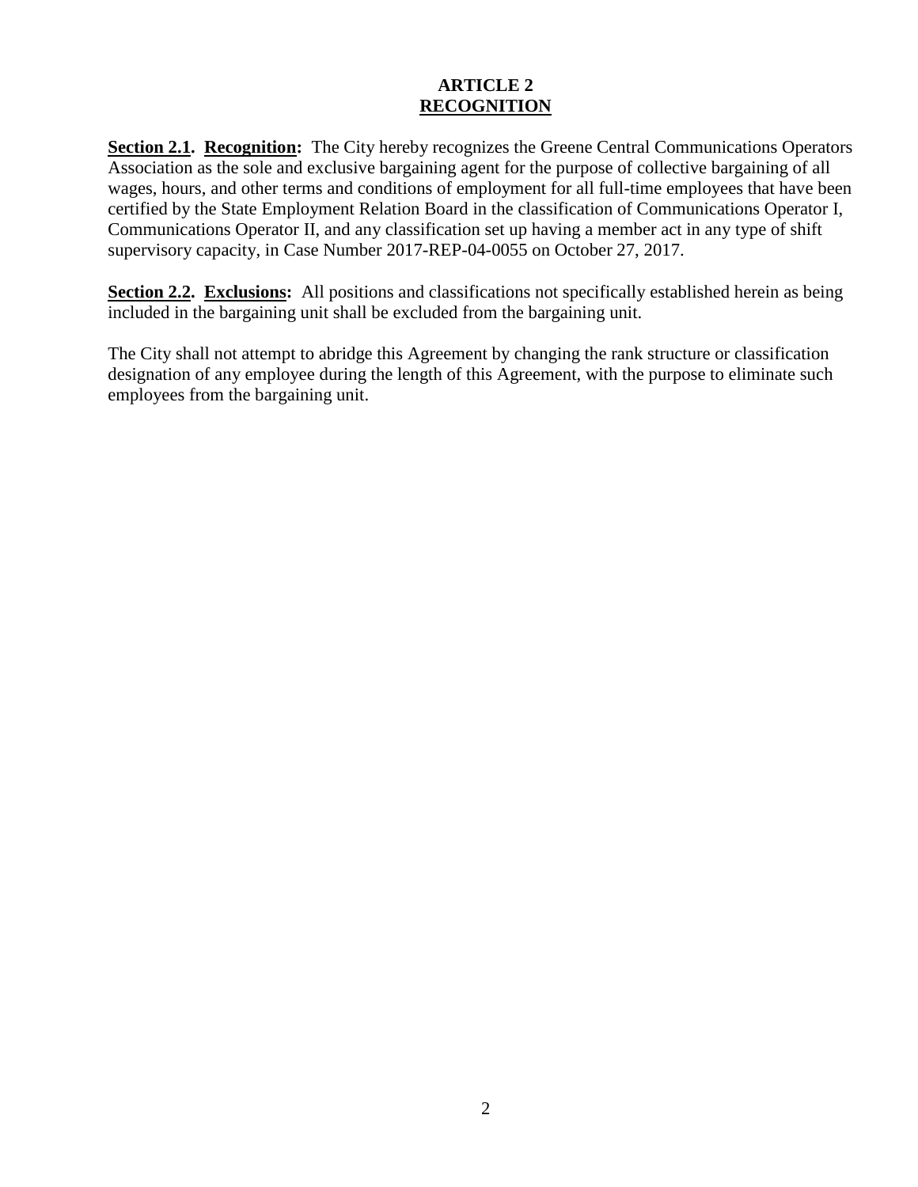## ARTICLE 2
## RECOGNITION

**Section 2.1. Recognition:** The City hereby recognizes the Greene Central Communications Operators Association as the sole and exclusive bargaining agent for the purpose of collective bargaining of all wages, hours, and other terms and conditions of employment for all full-time employees that have been certified by the State Employment Relation Board in the classification of Communications Operator I, Communications Operator II, and any classification set up having a member act in any type of shift supervisory capacity, in Case Number 2017-REP-04-0055 on October 27, 2017.

**Section 2.2. Exclusions:** All positions and classifications not specifically established herein as being included in the bargaining unit shall be excluded from the bargaining unit.

The City shall not attempt to abridge this Agreement by changing the rank structure or classification designation of any employee during the length of this Agreement, with the purpose to eliminate such employees from the bargaining unit.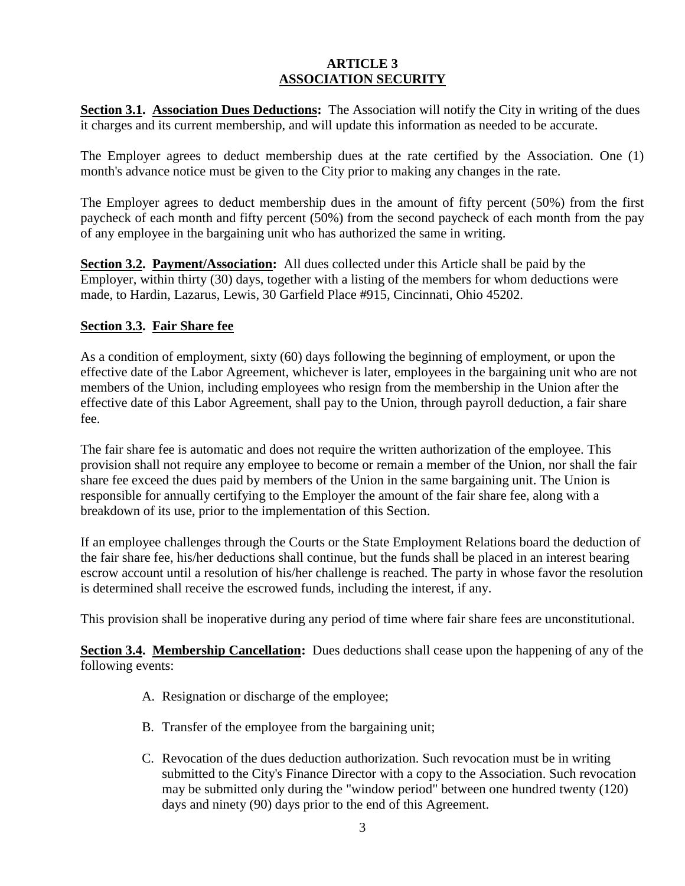# ARTICLE 3
## ASSOCIATION SECURITY

**Section 3.1. Association Dues Deductions:** The Association will notify the City in writing of the dues it charges and its current membership, and will update this information as needed to be accurate.

The Employer agrees to deduct membership dues at the rate certified by the Association. One (1) month's advance notice must be given to the City prior to making any changes in the rate.

The Employer agrees to deduct membership dues in the amount of fifty percent (50%) from the first paycheck of each month and fifty percent (50%) from the second paycheck of each month from the pay of any employee in the bargaining unit who has authorized the same in writing.

**Section 3.2. Payment/Association:** All dues collected under this Article shall be paid by the Employer, within thirty (30) days, together with a listing of the members for whom deductions were made, to Hardin, Lazarus, Lewis, 30 Garfield Place #915, Cincinnati, Ohio 45202.

**Section 3.3. Fair Share fee**

As a condition of employment, sixty (60) days following the beginning of employment, or upon the effective date of the Labor Agreement, whichever is later, employees in the bargaining unit who are not members of the Union, including employees who resign from the membership in the Union after the effective date of this Labor Agreement, shall pay to the Union, through payroll deduction, a fair share fee.

The fair share fee is automatic and does not require the written authorization of the employee. This provision shall not require any employee to become or remain a member of the Union, nor shall the fair share fee exceed the dues paid by members of the Union in the same bargaining unit. The Union is responsible for annually certifying to the Employer the amount of the fair share fee, along with a breakdown of its use, prior to the implementation of this Section.

If an employee challenges through the Courts or the State Employment Relations board the deduction of the fair share fee, his/her deductions shall continue, but the funds shall be placed in an interest bearing escrow account until a resolution of his/her challenge is reached. The party in whose favor the resolution is determined shall receive the escrowed funds, including the interest, if any.

This provision shall be inoperative during any period of time where fair share fees are unconstitutional.

**Section 3.4. Membership Cancellation:** Dues deductions shall cease upon the happening of any of the following events:

A. Resignation or discharge of the employee;

B. Transfer of the employee from the bargaining unit;

C. Revocation of the dues deduction authorization. Such revocation must be in writing submitted to the City's Finance Director with a copy to the Association. Such revocation may be submitted only during the "window period" between one hundred twenty (120) days and ninety (90) days prior to the end of this Agreement.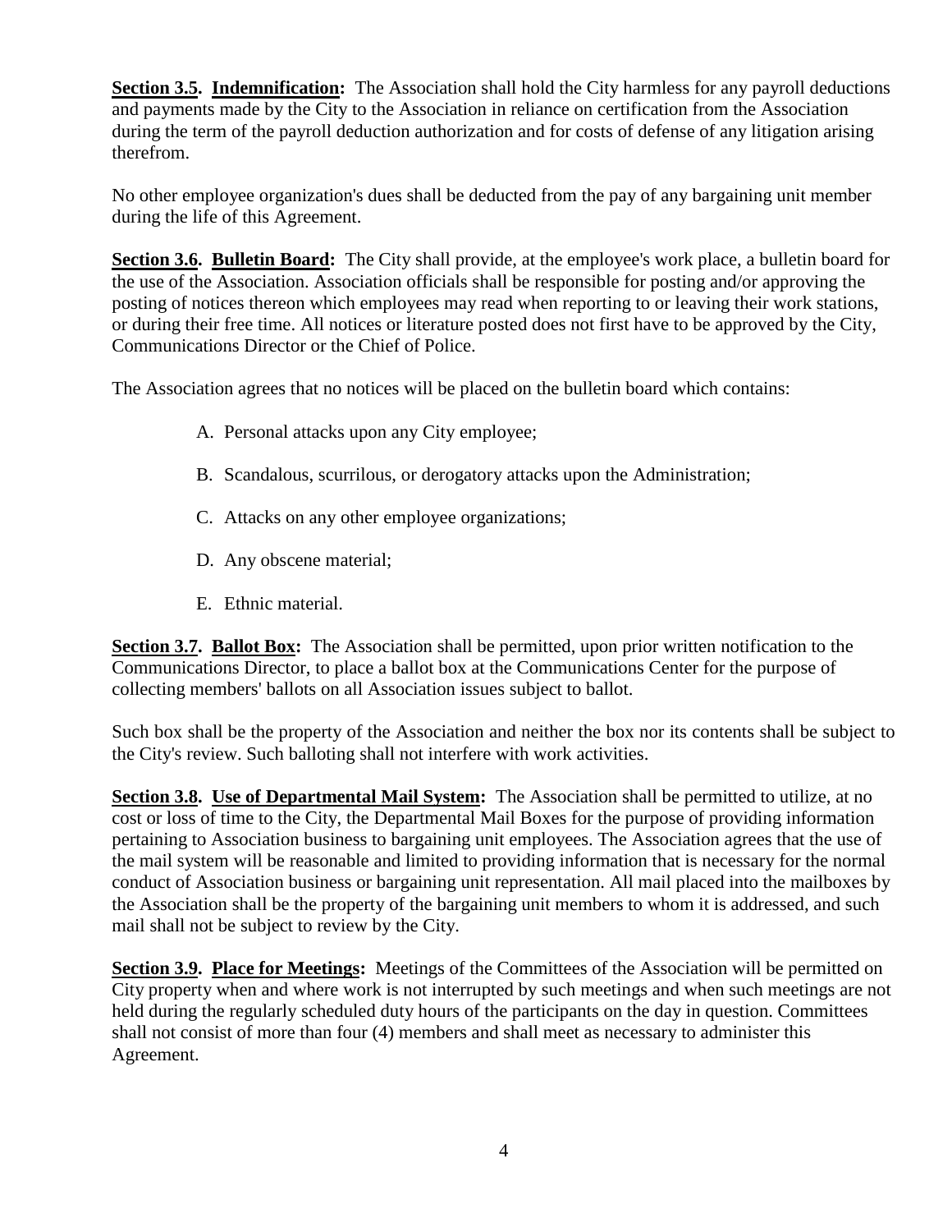**Section 3.5. Indemnification:** The Association shall hold the City harmless for any payroll deductions and payments made by the City to the Association in reliance on certification from the Association during the term of the payroll deduction authorization and for costs of defense of any litigation arising therefrom.

No other employee organization's dues shall be deducted from the pay of any bargaining unit member during the life of this Agreement.

**Section 3.6. Bulletin Board:** The City shall provide, at the employee's work place, a bulletin board for the use of the Association. Association officials shall be responsible for posting and/or approving the posting of notices thereon which employees may read when reporting to or leaving their work stations, or during their free time. All notices or literature posted does not first have to be approved by the City, Communications Director or the Chief of Police.

The Association agrees that no notices will be placed on the bulletin board which contains:

A. Personal attacks upon any City employee;

B. Scandalous, scurrilous, or derogatory attacks upon the Administration;

C. Attacks on any other employee organizations;

D. Any obscene material;

E. Ethnic material.

**Section 3.7. Ballot Box:** The Association shall be permitted, upon prior written notification to the Communications Director, to place a ballot box at the Communications Center for the purpose of collecting members' ballots on all Association issues subject to ballot.

Such box shall be the property of the Association and neither the box nor its contents shall be subject to the City's review. Such balloting shall not interfere with work activities.

**Section 3.8. Use of Departmental Mail System:** The Association shall be permitted to utilize, at no cost or loss of time to the City, the Departmental Mail Boxes for the purpose of providing information pertaining to Association business to bargaining unit employees. The Association agrees that the use of the mail system will be reasonable and limited to providing information that is necessary for the normal conduct of Association business or bargaining unit representation. All mail placed into the mailboxes by the Association shall be the property of the bargaining unit members to whom it is addressed, and such mail shall not be subject to review by the City.

**Section 3.9. Place for Meetings:** Meetings of the Committees of the Association will be permitted on City property when and where work is not interrupted by such meetings and when such meetings are not held during the regularly scheduled duty hours of the participants on the day in question. Committees shall not consist of more than four (4) members and shall meet as necessary to administer this Agreement.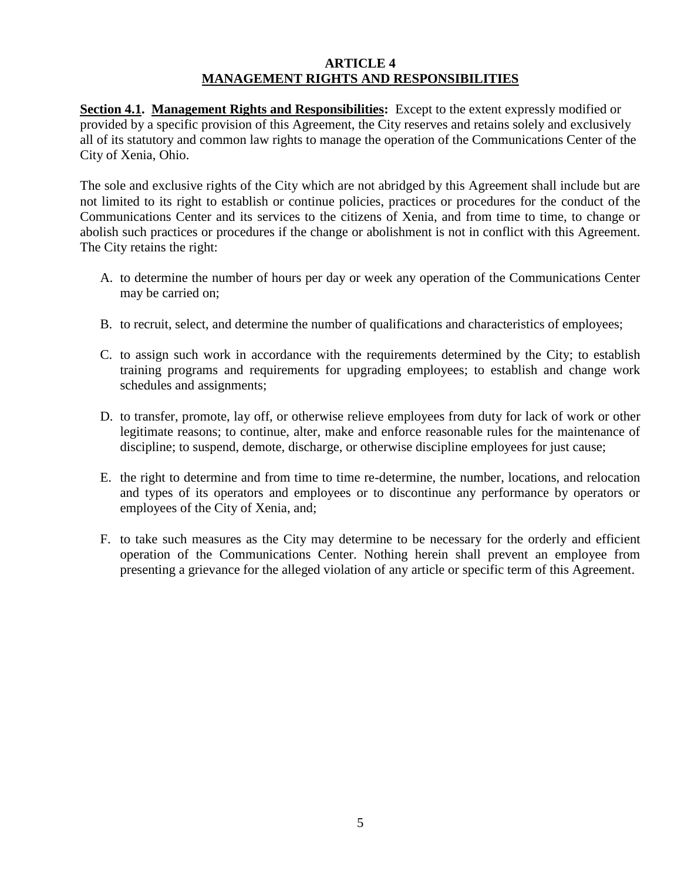# ARTICLE 4
## MANAGEMENT RIGHTS AND RESPONSIBILITIES

**Section 4.1. Management Rights and Responsibilities:** Except to the extent expressly modified or provided by a specific provision of this Agreement, the City reserves and retains solely and exclusively all of its statutory and common law rights to manage the operation of the Communications Center of the City of Xenia, Ohio.

The sole and exclusive rights of the City which are not abridged by this Agreement shall include but are not limited to its right to establish or continue policies, practices or procedures for the conduct of the Communications Center and its services to the citizens of Xenia, and from time to time, to change or abolish such practices or procedures if the change or abolishment is not in conflict with this Agreement. The City retains the right:

A. to determine the number of hours per day or week any operation of the Communications Center may be carried on;

B. to recruit, select, and determine the number of qualifications and characteristics of employees;

C. to assign such work in accordance with the requirements determined by the City; to establish training programs and requirements for upgrading employees; to establish and change work schedules and assignments;

D. to transfer, promote, lay off, or otherwise relieve employees from duty for lack of work or other legitimate reasons; to continue, alter, make and enforce reasonable rules for the maintenance of discipline; to suspend, demote, discharge, or otherwise discipline employees for just cause;

E. the right to determine and from time to time re-determine, the number, locations, and relocation and types of its operators and employees or to discontinue any performance by operators or employees of the City of Xenia, and;

F. to take such measures as the City may determine to be necessary for the orderly and efficient operation of the Communications Center. Nothing herein shall prevent an employee from presenting a grievance for the alleged violation of any article or specific term of this Agreement.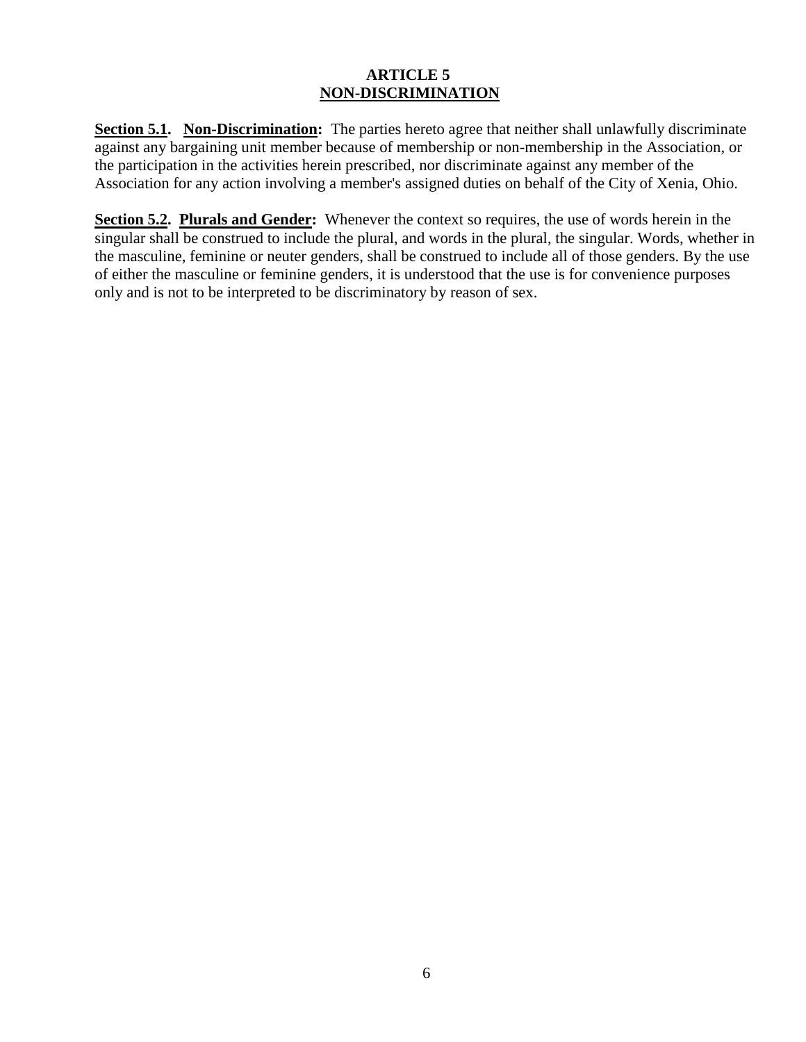# ARTICLE 5
## NON-DISCRIMINATION

**Section 5.1. Non-Discrimination:** The parties hereto agree that neither shall unlawfully discriminate against any bargaining unit member because of membership or non-membership in the Association, or the participation in the activities herein prescribed, nor discriminate against any member of the Association for any action involving a member's assigned duties on behalf of the City of Xenia, Ohio.

**Section 5.2. Plurals and Gender:** Whenever the context so requires, the use of words herein in the singular shall be construed to include the plural, and words in the plural, the singular. Words, whether in the masculine, feminine or neuter genders, shall be construed to include all of those genders. By the use of either the masculine or feminine genders, it is understood that the use is for convenience purposes only and is not to be interpreted to be discriminatory by reason of sex.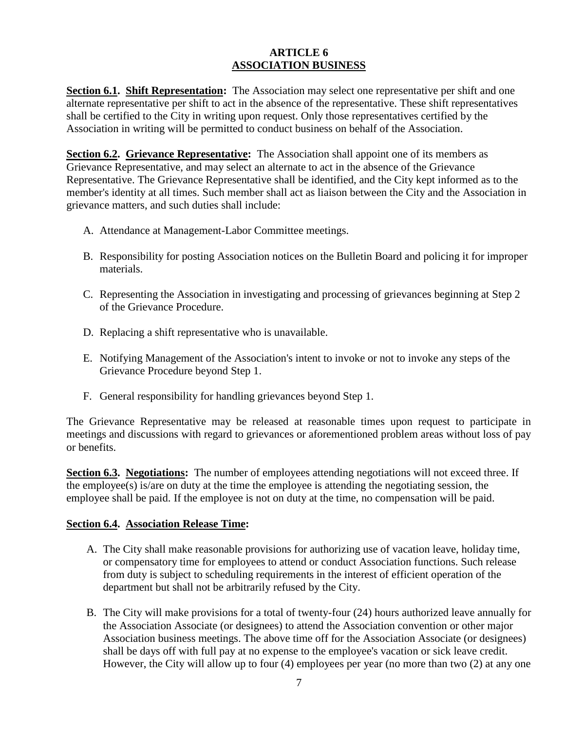# ARTICLE 6
## ASSOCIATION BUSINESS

**Section 6.1. Shift Representation:** The Association may select one representative per shift and one alternate representative per shift to act in the absence of the representative. These shift representatives shall be certified to the City in writing upon request. Only those representatives certified by the Association in writing will be permitted to conduct business on behalf of the Association.

**Section 6.2. Grievance Representative:** The Association shall appoint one of its members as Grievance Representative, and may select an alternate to act in the absence of the Grievance Representative. The Grievance Representative shall be identified, and the City kept informed as to the member's identity at all times. Such member shall act as liaison between the City and the Association in grievance matters, and such duties shall include:

A. Attendance at Management-Labor Committee meetings.

B. Responsibility for posting Association notices on the Bulletin Board and policing it for improper materials.

C. Representing the Association in investigating and processing of grievances beginning at Step 2 of the Grievance Procedure.

D. Replacing a shift representative who is unavailable.

E. Notifying Management of the Association's intent to invoke or not to invoke any steps of the Grievance Procedure beyond Step 1.

F. General responsibility for handling grievances beyond Step 1.

The Grievance Representative may be released at reasonable times upon request to participate in meetings and discussions with regard to grievances or aforementioned problem areas without loss of pay or benefits.

**Section 6.3. Negotiations:** The number of employees attending negotiations will not exceed three. If the employee(s) is/are on duty at the time the employee is attending the negotiating session, the employee shall be paid. If the employee is not on duty at the time, no compensation will be paid.

**Section 6.4. Association Release Time:**

A. The City shall make reasonable provisions for authorizing use of vacation leave, holiday time, or compensatory time for employees to attend or conduct Association functions. Such release from duty is subject to scheduling requirements in the interest of efficient operation of the department but shall not be arbitrarily refused by the City.

B. The City will make provisions for a total of twenty-four (24) hours authorized leave annually for the Association Associate (or designees) to attend the Association convention or other major Association business meetings. The above time off for the Association Associate (or designees) shall be days off with full pay at no expense to the employee's vacation or sick leave credit. However, the City will allow up to four (4) employees per year (no more than two (2) at any one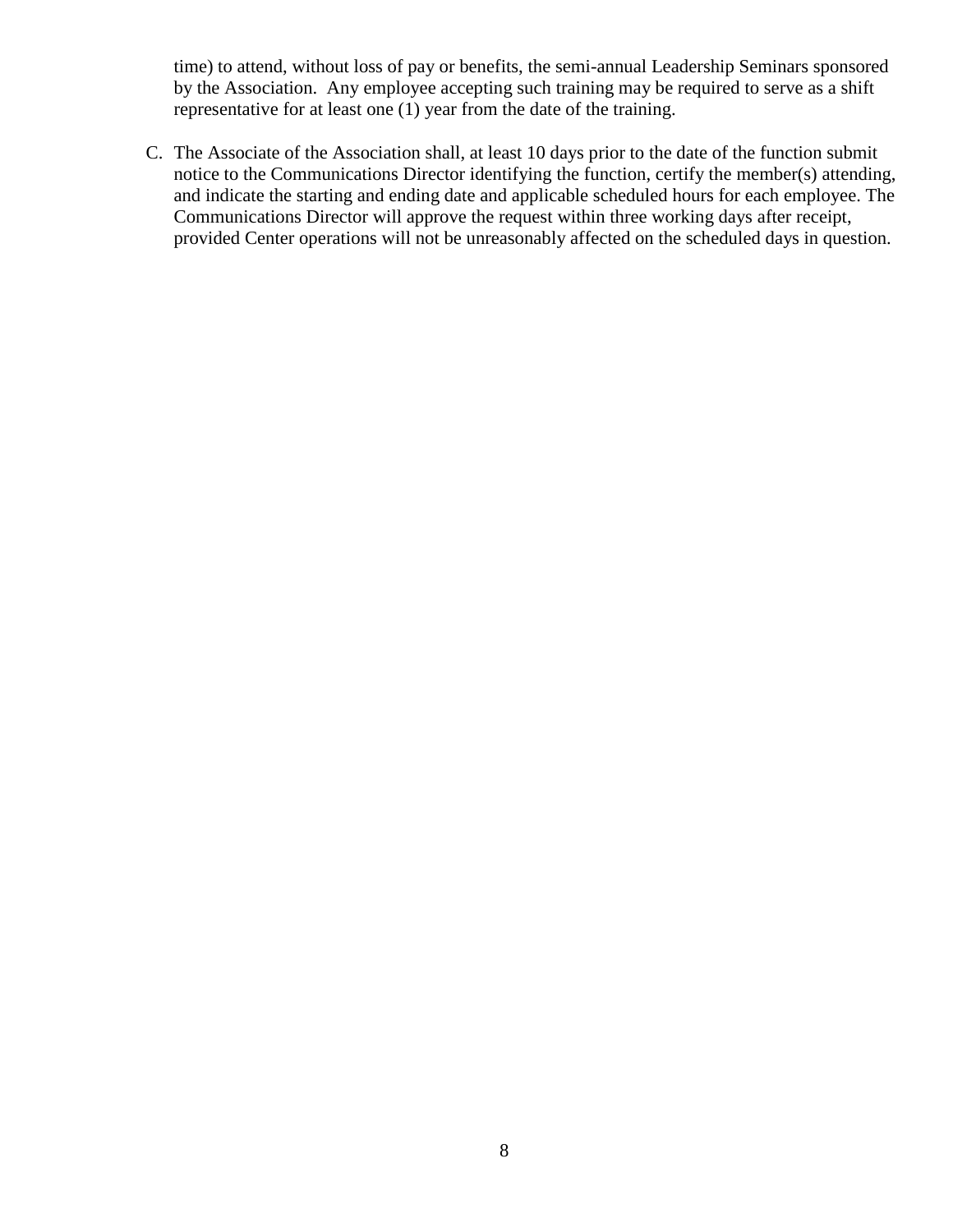time) to attend, without loss of pay or benefits, the semi-annual Leadership Seminars sponsored by the Association. Any employee accepting such training may be required to serve as a shift representative for at least one (1) year from the date of the training.

C. The Associate of the Association shall, at least 10 days prior to the date of the function submit notice to the Communications Director identifying the function, certify the member(s) attending, and indicate the starting and ending date and applicable scheduled hours for each employee. The Communications Director will approve the request within three working days after receipt, provided Center operations will not be unreasonably affected on the scheduled days in question.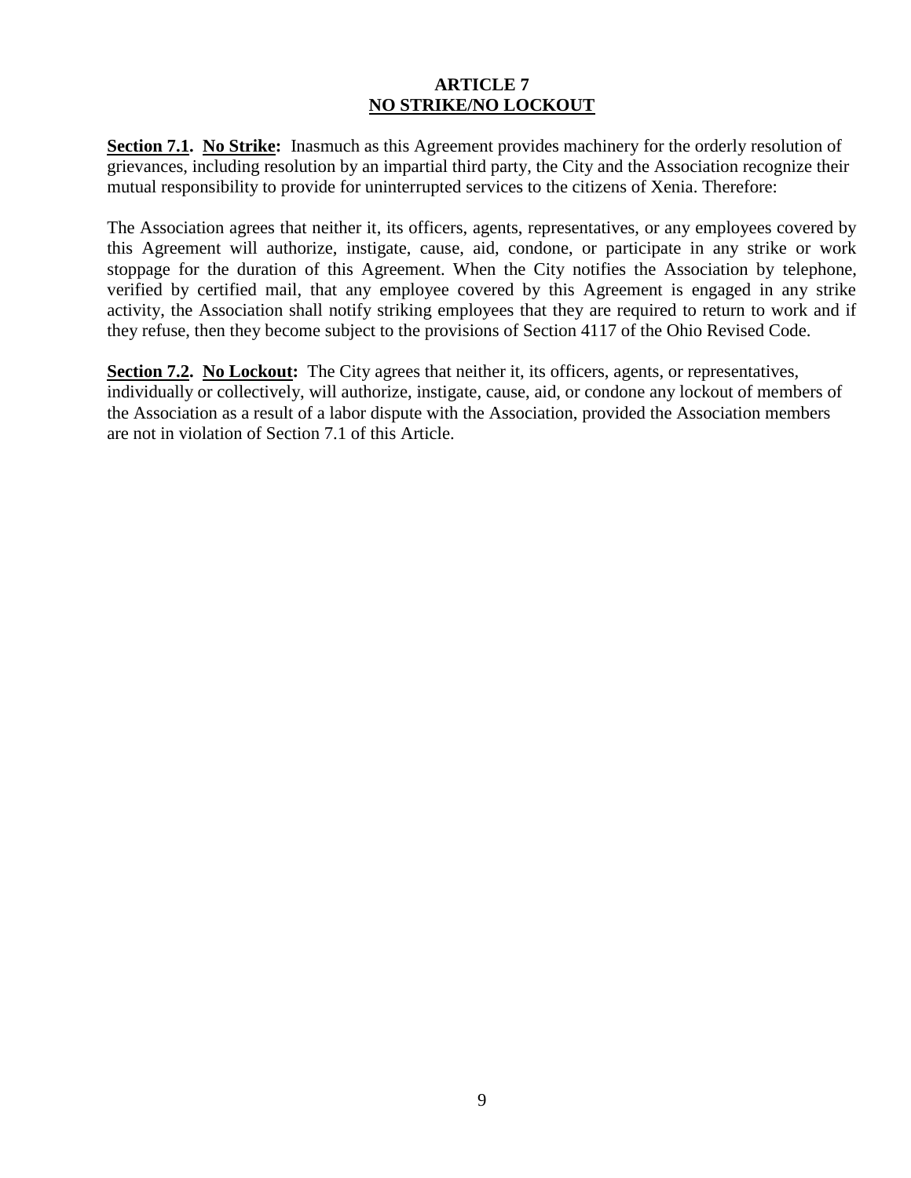## ARTICLE 7
## NO STRIKE/NO LOCKOUT

**Section 7.1. No Strike:** Inasmuch as this Agreement provides machinery for the orderly resolution of grievances, including resolution by an impartial third party, the City and the Association recognize their mutual responsibility to provide for uninterrupted services to the citizens of Xenia. Therefore:

The Association agrees that neither it, its officers, agents, representatives, or any employees covered by this Agreement will authorize, instigate, cause, aid, condone, or participate in any strike or work stoppage for the duration of this Agreement. When the City notifies the Association by telephone, verified by certified mail, that any employee covered by this Agreement is engaged in any strike activity, the Association shall notify striking employees that they are required to return to work and if they refuse, then they become subject to the provisions of Section 4117 of the Ohio Revised Code.

**Section 7.2. No Lockout:** The City agrees that neither it, its officers, agents, or representatives, individually or collectively, will authorize, instigate, cause, aid, or condone any lockout of members of the Association as a result of a labor dispute with the Association, provided the Association members are not in violation of Section 7.1 of this Article.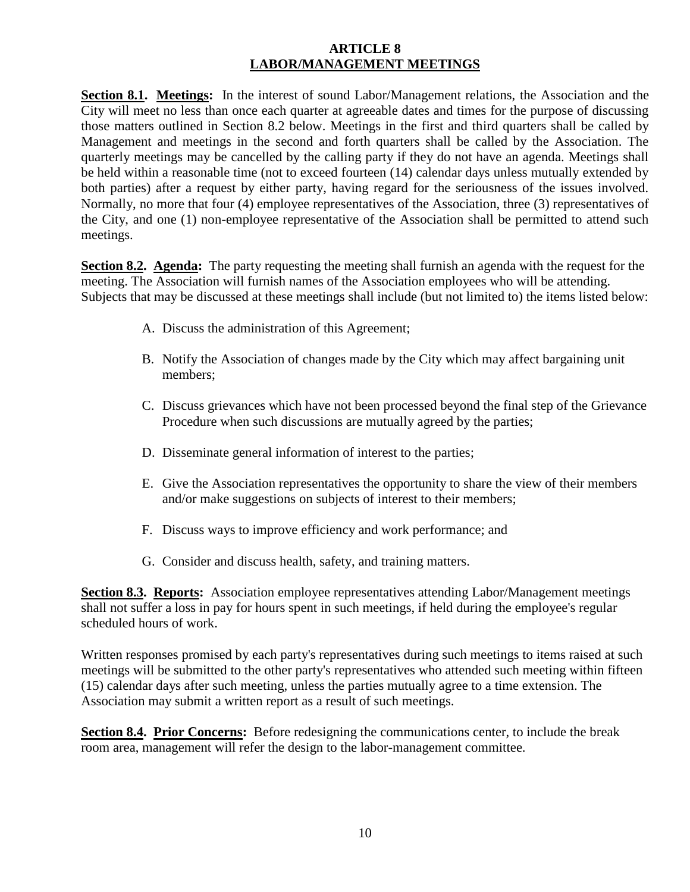# ARTICLE 8
# LABOR/MANAGEMENT MEETINGS

**Section 8.1. Meetings:** In the interest of sound Labor/Management relations, the Association and the City will meet no less than once each quarter at agreeable dates and times for the purpose of discussing those matters outlined in Section 8.2 below. Meetings in the first and third quarters shall be called by Management and meetings in the second and forth quarters shall be called by the Association. The quarterly meetings may be cancelled by the calling party if they do not have an agenda. Meetings shall be held within a reasonable time (not to exceed fourteen (14) calendar days unless mutually extended by both parties) after a request by either party, having regard for the seriousness of the issues involved. Normally, no more that four (4) employee representatives of the Association, three (3) representatives of the City, and one (1) non-employee representative of the Association shall be permitted to attend such meetings.

**Section 8.2. Agenda:** The party requesting the meeting shall furnish an agenda with the request for the meeting. The Association will furnish names of the Association employees who will be attending. Subjects that may be discussed at these meetings shall include (but not limited to) the items listed below:

A. Discuss the administration of this Agreement;

B. Notify the Association of changes made by the City which may affect bargaining unit members;

C. Discuss grievances which have not been processed beyond the final step of the Grievance Procedure when such discussions are mutually agreed by the parties;

D. Disseminate general information of interest to the parties;

E. Give the Association representatives the opportunity to share the view of their members and/or make suggestions on subjects of interest to their members;

F. Discuss ways to improve efficiency and work performance; and

G. Consider and discuss health, safety, and training matters.

**Section 8.3. Reports:** Association employee representatives attending Labor/Management meetings shall not suffer a loss in pay for hours spent in such meetings, if held during the employee's regular scheduled hours of work.

Written responses promised by each party's representatives during such meetings to items raised at such meetings will be submitted to the other party's representatives who attended such meeting within fifteen (15) calendar days after such meeting, unless the parties mutually agree to a time extension. The Association may submit a written report as a result of such meetings.

**Section 8.4. Prior Concerns:** Before redesigning the communications center, to include the break room area, management will refer the design to the labor-management committee.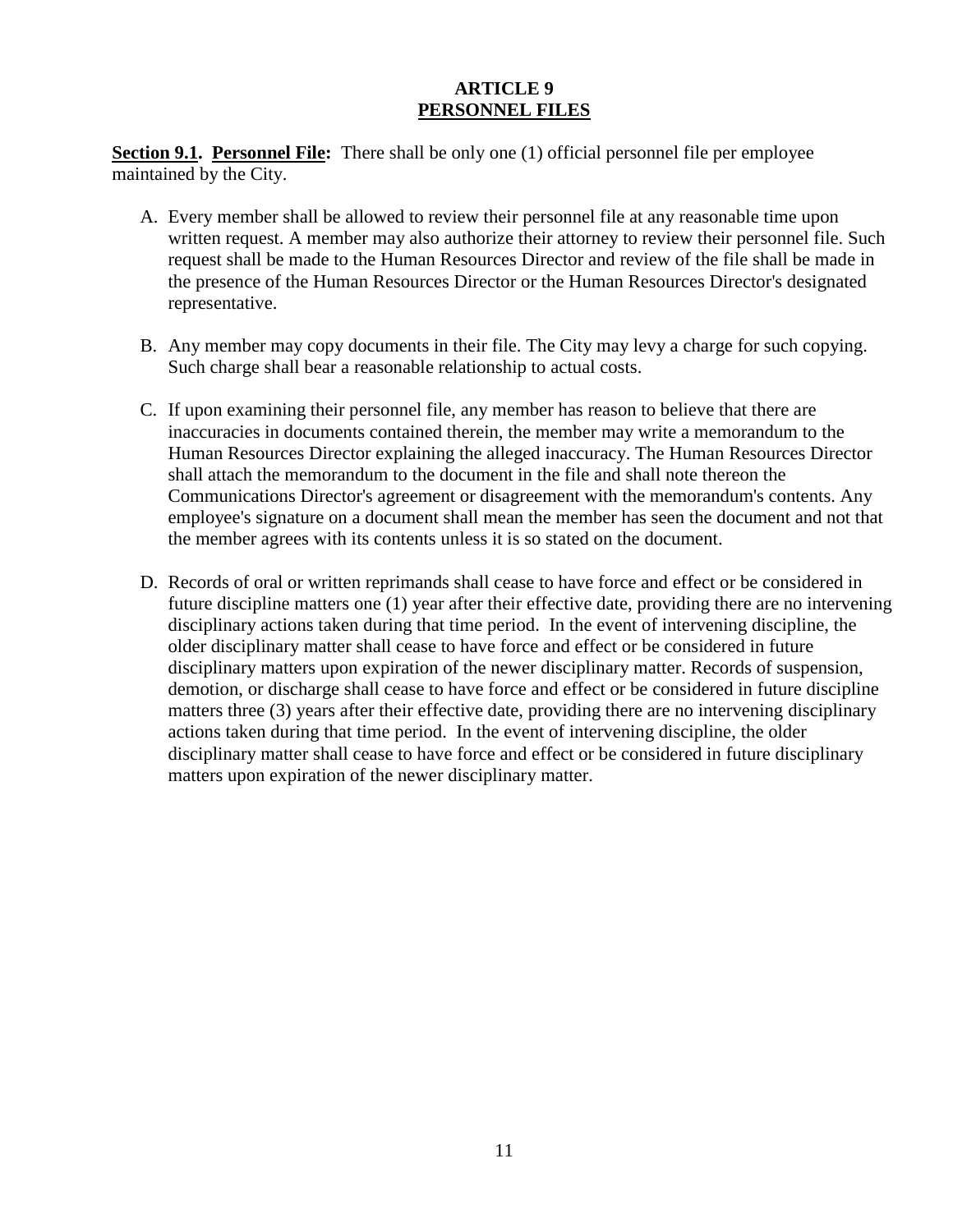# ARTICLE 9
## PERSONNEL FILES

**Section 9.1. Personnel File:** There shall be only one (1) official personnel file per employee maintained by the City.

A. Every member shall be allowed to review their personnel file at any reasonable time upon written request. A member may also authorize their attorney to review their personnel file. Such request shall be made to the Human Resources Director and review of the file shall be made in the presence of the Human Resources Director or the Human Resources Director's designated representative.

B. Any member may copy documents in their file. The City may levy a charge for such copying. Such charge shall bear a reasonable relationship to actual costs.

C. If upon examining their personnel file, any member has reason to believe that there are inaccuracies in documents contained therein, the member may write a memorandum to the Human Resources Director explaining the alleged inaccuracy. The Human Resources Director shall attach the memorandum to the document in the file and shall note thereon the Communications Director's agreement or disagreement with the memorandum's contents. Any employee's signature on a document shall mean the member has seen the document and not that the member agrees with its contents unless it is so stated on the document.

D. Records of oral or written reprimands shall cease to have force and effect or be considered in future discipline matters one (1) year after their effective date, providing there are no intervening disciplinary actions taken during that time period. In the event of intervening discipline, the older disciplinary matter shall cease to have force and effect or be considered in future disciplinary matters upon expiration of the newer disciplinary matter. Records of suspension, demotion, or discharge shall cease to have force and effect or be considered in future discipline matters three (3) years after their effective date, providing there are no intervening disciplinary actions taken during that time period. In the event of intervening discipline, the older disciplinary matter shall cease to have force and effect or be considered in future disciplinary matters upon expiration of the newer disciplinary matter.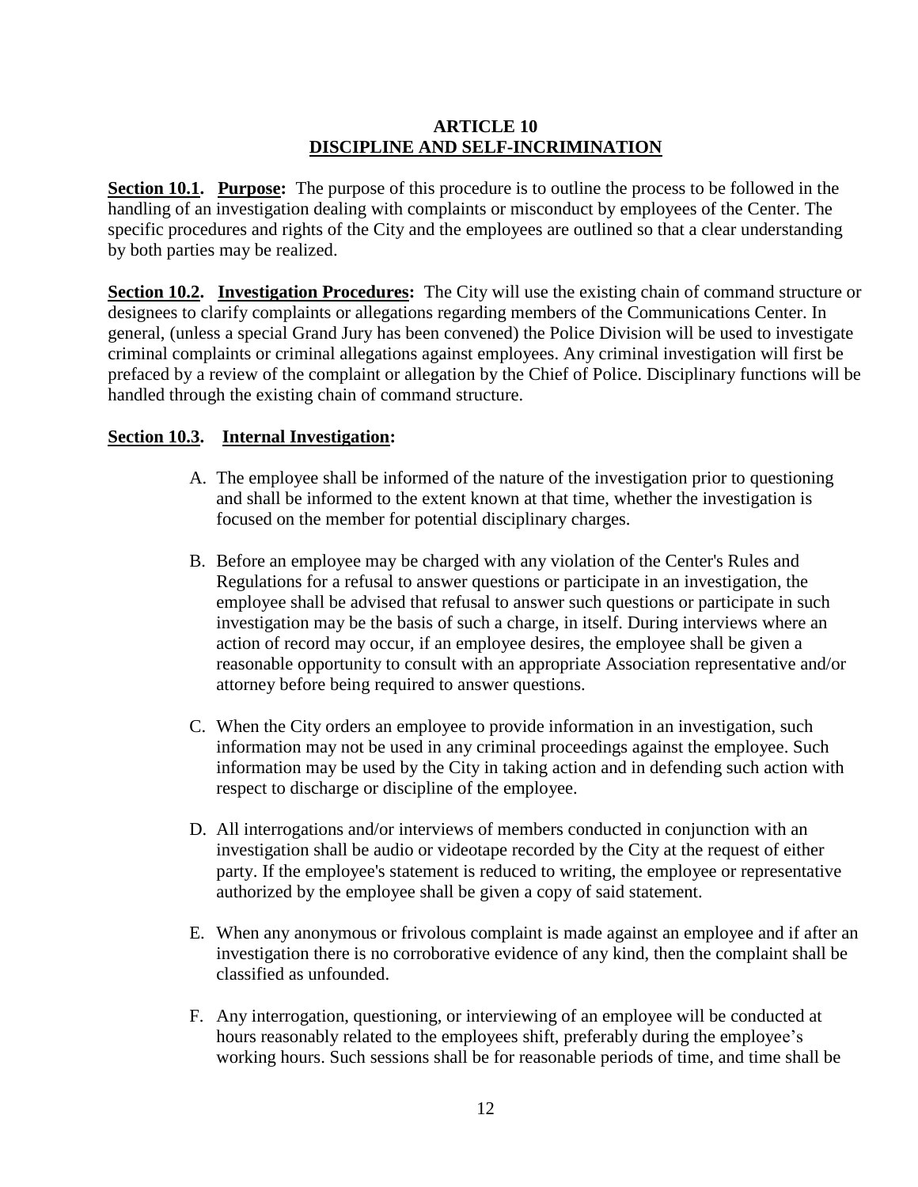# ARTICLE 10
## DISCIPLINE AND SELF-INCRIMINATION

**Section 10.1. Purpose:** The purpose of this procedure is to outline the process to be followed in the handling of an investigation dealing with complaints or misconduct by employees of the Center. The specific procedures and rights of the City and the employees are outlined so that a clear understanding by both parties may be realized.

**Section 10.2. Investigation Procedures:** The City will use the existing chain of command structure or designees to clarify complaints or allegations regarding members of the Communications Center. In general, (unless a special Grand Jury has been convened) the Police Division will be used to investigate criminal complaints or criminal allegations against employees. Any criminal investigation will first be prefaced by a review of the complaint or allegation by the Chief of Police. Disciplinary functions will be handled through the existing chain of command structure.

**Section 10.3. Internal Investigation:**

A. The employee shall be informed of the nature of the investigation prior to questioning and shall be informed to the extent known at that time, whether the investigation is focused on the member for potential disciplinary charges.

B. Before an employee may be charged with any violation of the Center's Rules and Regulations for a refusal to answer questions or participate in an investigation, the employee shall be advised that refusal to answer such questions or participate in such investigation may be the basis of such a charge, in itself. During interviews where an action of record may occur, if an employee desires, the employee shall be given a reasonable opportunity to consult with an appropriate Association representative and/or attorney before being required to answer questions.

C. When the City orders an employee to provide information in an investigation, such information may not be used in any criminal proceedings against the employee. Such information may be used by the City in taking action and in defending such action with respect to discharge or discipline of the employee.

D. All interrogations and/or interviews of members conducted in conjunction with an investigation shall be audio or videotape recorded by the City at the request of either party. If the employee's statement is reduced to writing, the employee or representative authorized by the employee shall be given a copy of said statement.

E. When any anonymous or frivolous complaint is made against an employee and if after an investigation there is no corroborative evidence of any kind, then the complaint shall be classified as unfounded.

F. Any interrogation, questioning, or interviewing of an employee will be conducted at hours reasonably related to the employees shift, preferably during the employee's working hours. Such sessions shall be for reasonable periods of time, and time shall be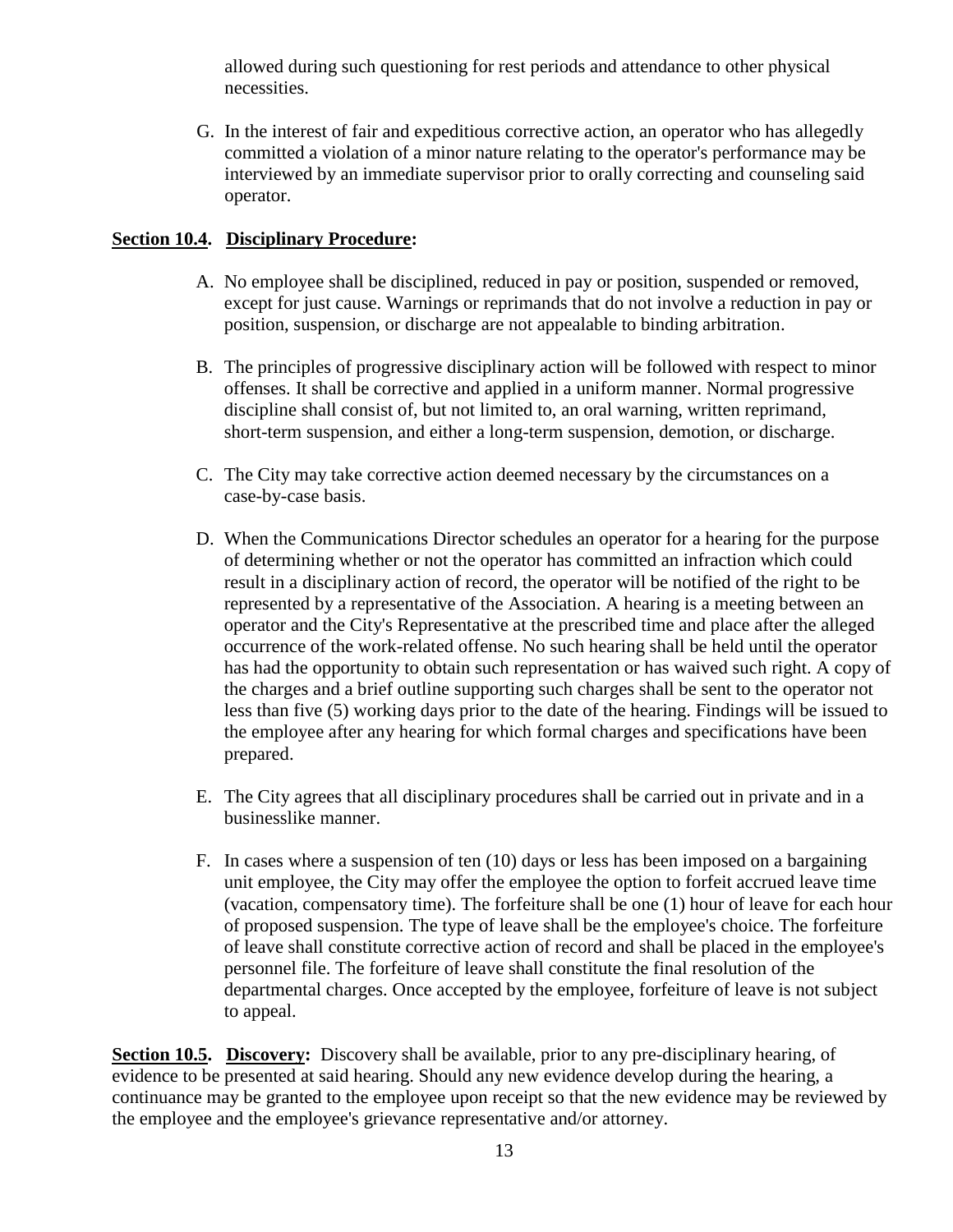allowed during such questioning for rest periods and attendance to other physical necessities.

G. In the interest of fair and expeditious corrective action, an operator who has allegedly committed a violation of a minor nature relating to the operator's performance may be interviewed by an immediate supervisor prior to orally correcting and counseling said operator.

**Section 10.4. Disciplinary Procedure:**

A. No employee shall be disciplined, reduced in pay or position, suspended or removed, except for just cause. Warnings or reprimands that do not involve a reduction in pay or position, suspension, or discharge are not appealable to binding arbitration.

B. The principles of progressive disciplinary action will be followed with respect to minor offenses. It shall be corrective and applied in a uniform manner. Normal progressive discipline shall consist of, but not limited to, an oral warning, written reprimand, short-term suspension, and either a long-term suspension, demotion, or discharge.

C. The City may take corrective action deemed necessary by the circumstances on a case-by-case basis.

D. When the Communications Director schedules an operator for a hearing for the purpose of determining whether or not the operator has committed an infraction which could result in a disciplinary action of record, the operator will be notified of the right to be represented by a representative of the Association. A hearing is a meeting between an operator and the City's Representative at the prescribed time and place after the alleged occurrence of the work-related offense. No such hearing shall be held until the operator has had the opportunity to obtain such representation or has waived such right. A copy of the charges and a brief outline supporting such charges shall be sent to the operator not less than five (5) working days prior to the date of the hearing. Findings will be issued to the employee after any hearing for which formal charges and specifications have been prepared.

E. The City agrees that all disciplinary procedures shall be carried out in private and in a businesslike manner.

F. In cases where a suspension of ten (10) days or less has been imposed on a bargaining unit employee, the City may offer the employee the option to forfeit accrued leave time (vacation, compensatory time). The forfeiture shall be one (1) hour of leave for each hour of proposed suspension. The type of leave shall be the employee's choice. The forfeiture of leave shall constitute corrective action of record and shall be placed in the employee's personnel file. The forfeiture of leave shall constitute the final resolution of the departmental charges. Once accepted by the employee, forfeiture of leave is not subject to appeal.

**Section 10.5. Discovery:** Discovery shall be available, prior to any pre-disciplinary hearing, of evidence to be presented at said hearing. Should any new evidence develop during the hearing, a continuance may be granted to the employee upon receipt so that the new evidence may be reviewed by the employee and the employee's grievance representative and/or attorney.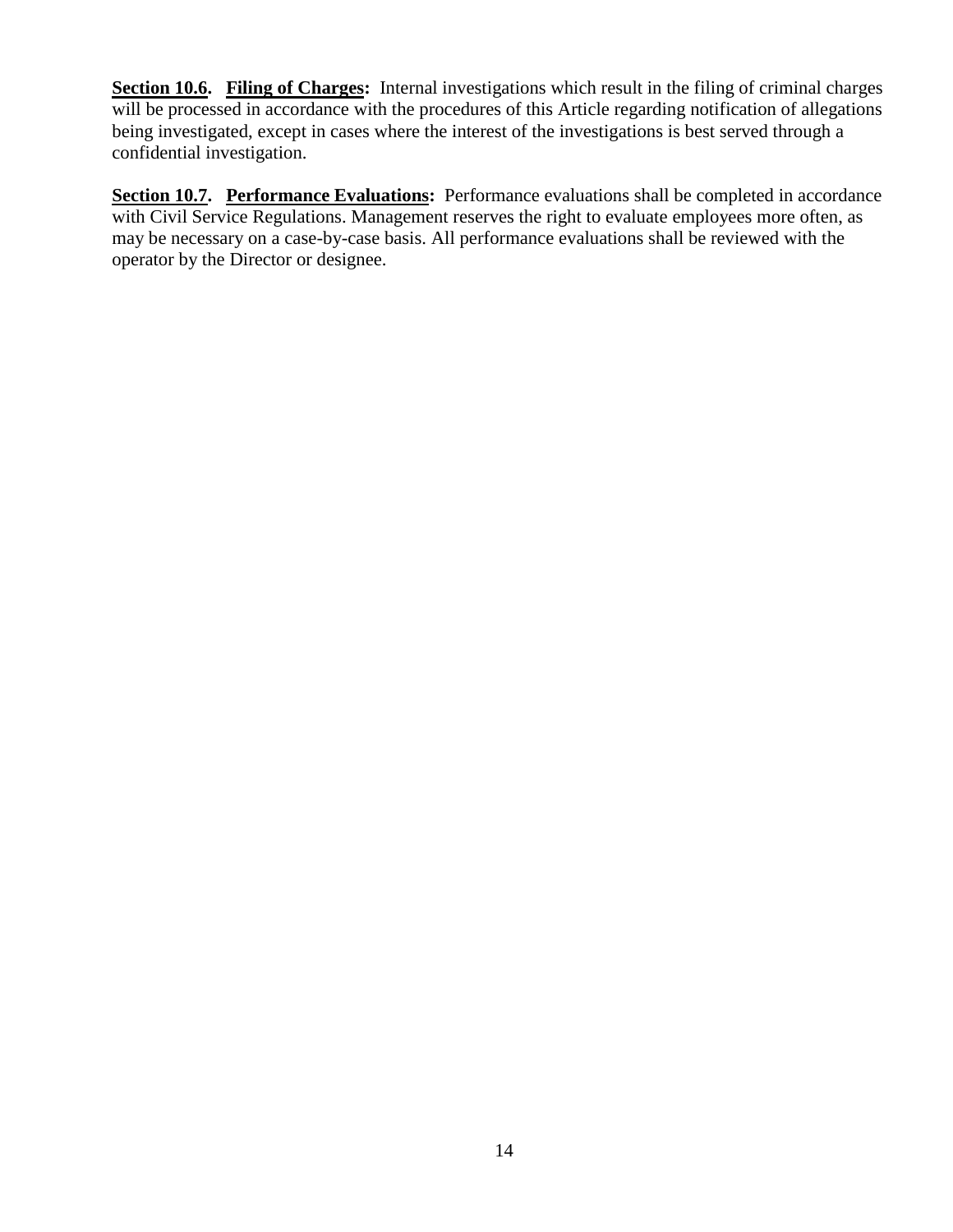**Section 10.6. Filing of Charges:** Internal investigations which result in the filing of criminal charges will be processed in accordance with the procedures of this Article regarding notification of allegations being investigated, except in cases where the interest of the investigations is best served through a confidential investigation.

**Section 10.7. Performance Evaluations:** Performance evaluations shall be completed in accordance with Civil Service Regulations. Management reserves the right to evaluate employees more often, as may be necessary on a case-by-case basis. All performance evaluations shall be reviewed with the operator by the Director or designee.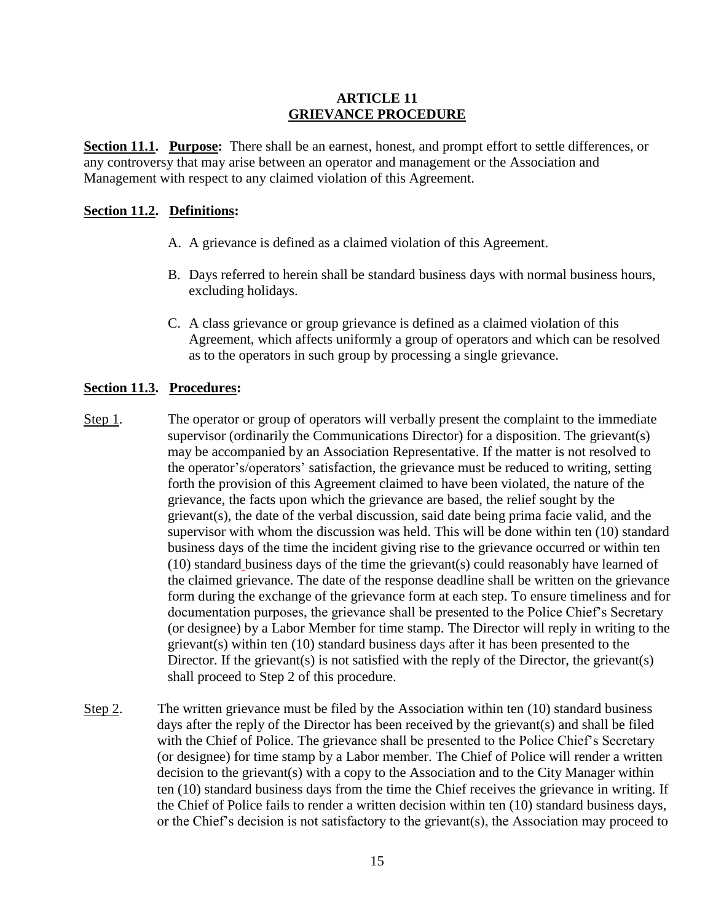## ARTICLE 11
## GRIEVANCE PROCEDURE

**Section 11.1. Purpose:** There shall be an earnest, honest, and prompt effort to settle differences, or any controversy that may arise between an operator and management or the Association and Management with respect to any claimed violation of this Agreement.

**Section 11.2. Definitions:**

A. A grievance is defined as a claimed violation of this Agreement.

B. Days referred to herein shall be standard business days with normal business hours, excluding holidays.

C. A class grievance or group grievance is defined as a claimed violation of this Agreement, which affects uniformly a group of operators and which can be resolved as to the operators in such group by processing a single grievance.

**Section 11.3. Procedures:**

Step 1. The operator or group of operators will verbally present the complaint to the immediate supervisor (ordinarily the Communications Director) for a disposition. The grievant(s) may be accompanied by an Association Representative. If the matter is not resolved to the operator's/operators' satisfaction, the grievance must be reduced to writing, setting forth the provision of this Agreement claimed to have been violated, the nature of the grievance, the facts upon which the grievance are based, the relief sought by the grievant(s), the date of the verbal discussion, said date being prima facie valid, and the supervisor with whom the discussion was held. This will be done within ten (10) standard business days of the time the incident giving rise to the grievance occurred or within ten (10) standard business days of the time the grievant(s) could reasonably have learned of the claimed grievance. The date of the response deadline shall be written on the grievance form during the exchange of the grievance form at each step. To ensure timeliness and for documentation purposes, the grievance shall be presented to the Police Chief's Secretary (or designee) by a Labor Member for time stamp. The Director will reply in writing to the grievant(s) within ten (10) standard business days after it has been presented to the Director. If the grievant(s) is not satisfied with the reply of the Director, the grievant(s) shall proceed to Step 2 of this procedure.

Step 2. The written grievance must be filed by the Association within ten (10) standard business days after the reply of the Director has been received by the grievant(s) and shall be filed with the Chief of Police. The grievance shall be presented to the Police Chief's Secretary (or designee) for time stamp by a Labor member. The Chief of Police will render a written decision to the grievant(s) with a copy to the Association and to the City Manager within ten (10) standard business days from the time the Chief receives the grievance in writing. If the Chief of Police fails to render a written decision within ten (10) standard business days, or the Chief's decision is not satisfactory to the grievant(s), the Association may proceed to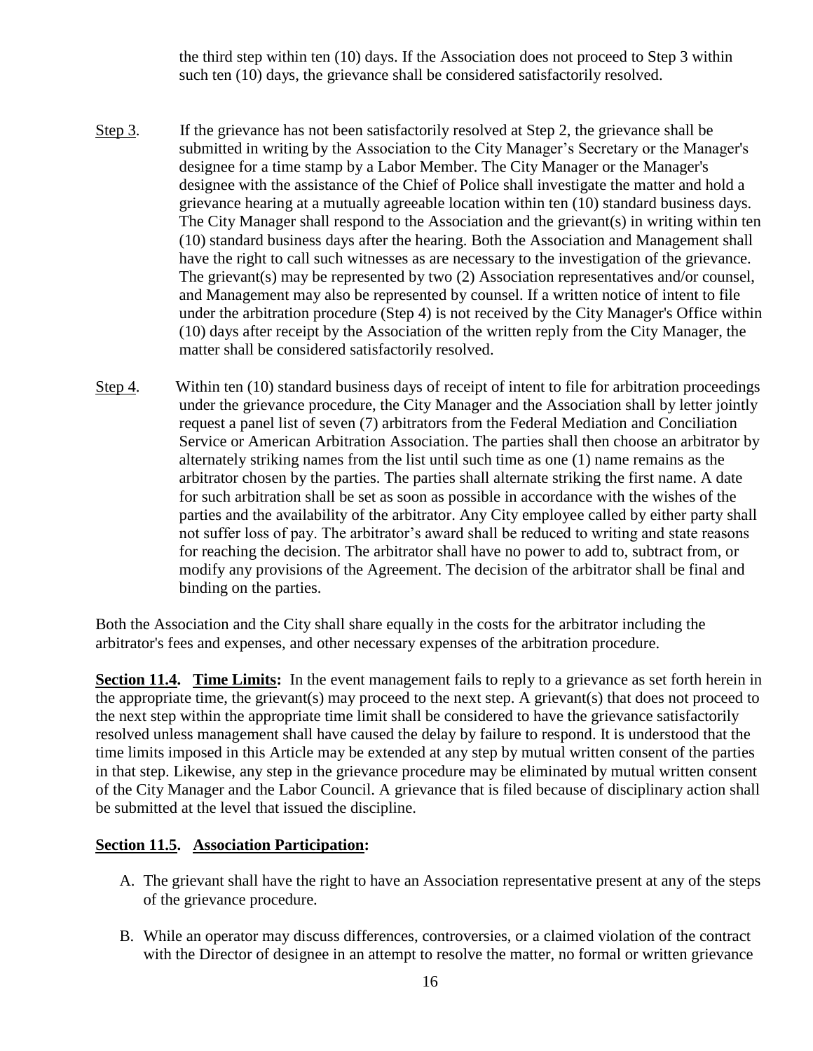the third step within ten (10) days. If the Association does not proceed to Step 3 within such ten (10) days, the grievance shall be considered satisfactorily resolved.

Step 3. If the grievance has not been satisfactorily resolved at Step 2, the grievance shall be submitted in writing by the Association to the City Manager's Secretary or the Manager's designee for a time stamp by a Labor Member. The City Manager or the Manager's designee with the assistance of the Chief of Police shall investigate the matter and hold a grievance hearing at a mutually agreeable location within ten (10) standard business days. The City Manager shall respond to the Association and the grievant(s) in writing within ten (10) standard business days after the hearing. Both the Association and Management shall have the right to call such witnesses as are necessary to the investigation of the grievance. The grievant(s) may be represented by two (2) Association representatives and/or counsel, and Management may also be represented by counsel. If a written notice of intent to file under the arbitration procedure (Step 4) is not received by the City Manager's Office within (10) days after receipt by the Association of the written reply from the City Manager, the matter shall be considered satisfactorily resolved.

Step 4. Within ten (10) standard business days of receipt of intent to file for arbitration proceedings under the grievance procedure, the City Manager and the Association shall by letter jointly request a panel list of seven (7) arbitrators from the Federal Mediation and Conciliation Service or American Arbitration Association. The parties shall then choose an arbitrator by alternately striking names from the list until such time as one (1) name remains as the arbitrator chosen by the parties. The parties shall alternate striking the first name. A date for such arbitration shall be set as soon as possible in accordance with the wishes of the parties and the availability of the arbitrator. Any City employee called by either party shall not suffer loss of pay. The arbitrator's award shall be reduced to writing and state reasons for reaching the decision. The arbitrator shall have no power to add to, subtract from, or modify any provisions of the Agreement. The decision of the arbitrator shall be final and binding on the parties.

Both the Association and the City shall share equally in the costs for the arbitrator including the arbitrator's fees and expenses, and other necessary expenses of the arbitration procedure.

**Section 11.4. Time Limits:** In the event management fails to reply to a grievance as set forth herein in the appropriate time, the grievant(s) may proceed to the next step. A grievant(s) that does not proceed to the next step within the appropriate time limit shall be considered to have the grievance satisfactorily resolved unless management shall have caused the delay by failure to respond. It is understood that the time limits imposed in this Article may be extended at any step by mutual written consent of the parties in that step. Likewise, any step in the grievance procedure may be eliminated by mutual written consent of the City Manager and the Labor Council. A grievance that is filed because of disciplinary action shall be submitted at the level that issued the discipline.

**Section 11.5. Association Participation:**

A. The grievant shall have the right to have an Association representative present at any of the steps of the grievance procedure.

B. While an operator may discuss differences, controversies, or a claimed violation of the contract with the Director of designee in an attempt to resolve the matter, no formal or written grievance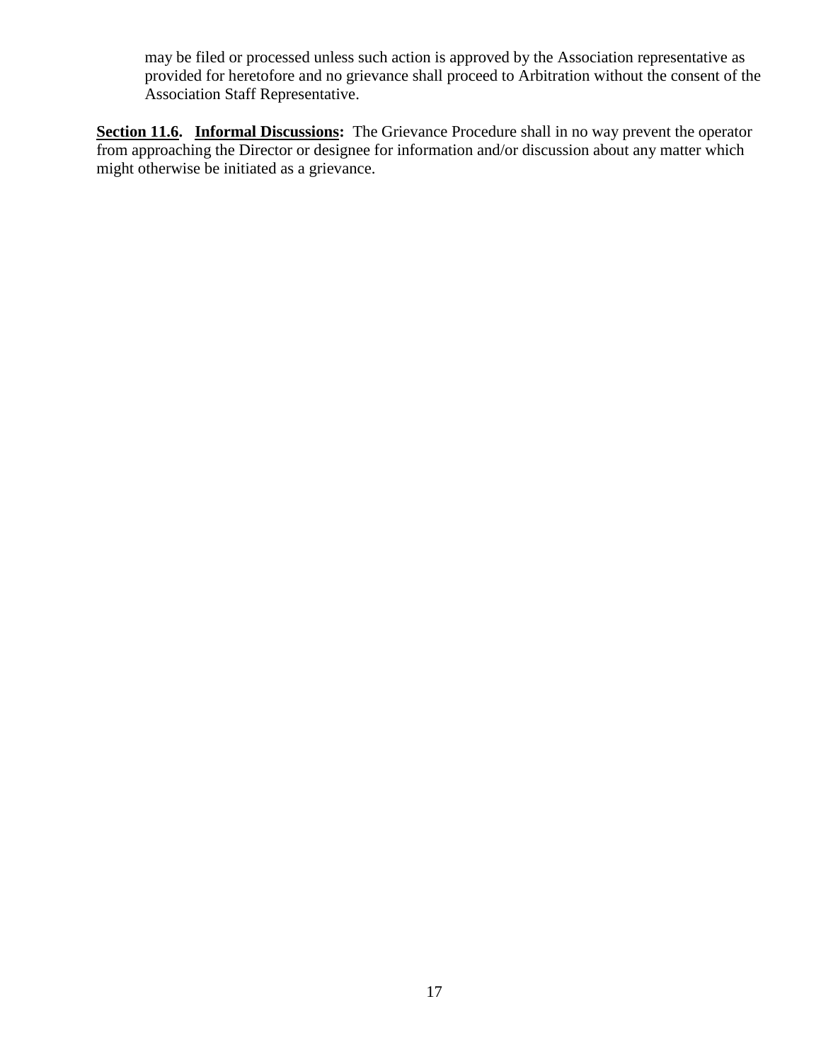may be filed or processed unless such action is approved by the Association representative as provided for heretofore and no grievance shall proceed to Arbitration without the consent of the Association Staff Representative.

**Section 11.6. Informal Discussions:** The Grievance Procedure shall in no way prevent the operator from approaching the Director or designee for information and/or discussion about any matter which might otherwise be initiated as a grievance.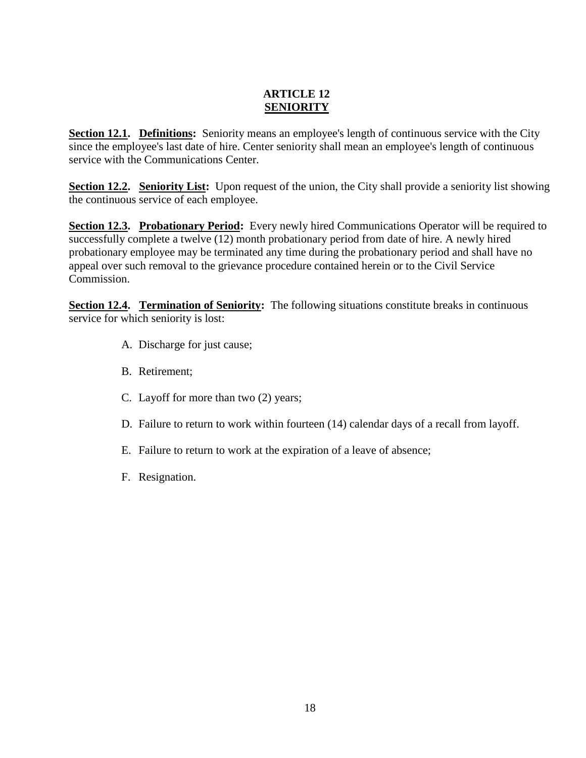# ARTICLE 12
## SENIORITY

**Section 12.1. Definitions:** Seniority means an employee's length of continuous service with the City since the employee's last date of hire. Center seniority shall mean an employee's length of continuous service with the Communications Center.

**Section 12.2. Seniority List:** Upon request of the union, the City shall provide a seniority list showing the continuous service of each employee.

**Section 12.3. Probationary Period:** Every newly hired Communications Operator will be required to successfully complete a twelve (12) month probationary period from date of hire. A newly hired probationary employee may be terminated any time during the probationary period and shall have no appeal over such removal to the grievance procedure contained herein or to the Civil Service Commission.

**Section 12.4. Termination of Seniority:** The following situations constitute breaks in continuous service for which seniority is lost:

A. Discharge for just cause;

B. Retirement;

C. Layoff for more than two (2) years;

D. Failure to return to work within fourteen (14) calendar days of a recall from layoff.

E. Failure to return to work at the expiration of a leave of absence;

F. Resignation.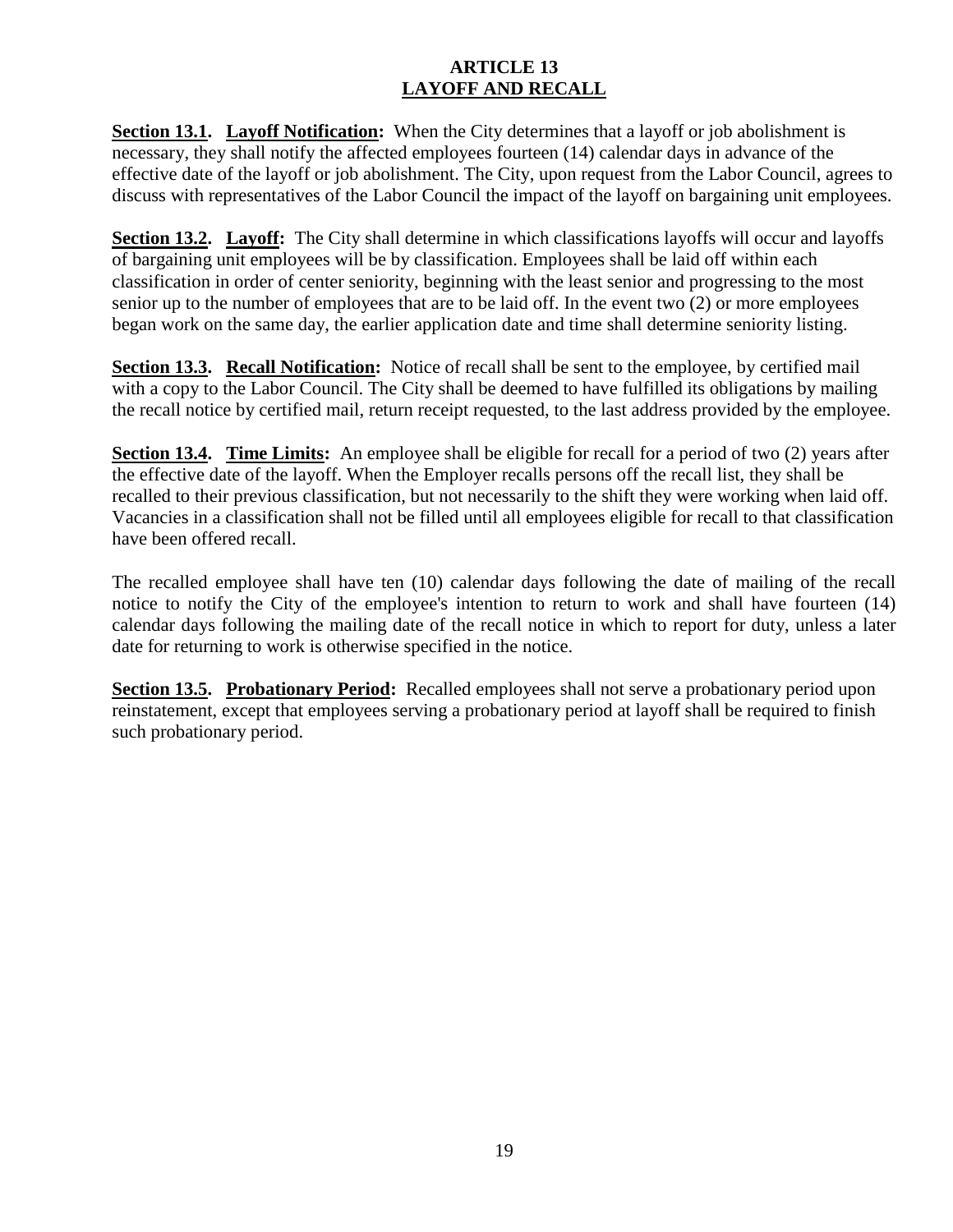# ARTICLE 13
# LAYOFF AND RECALL

**Section 13.1. Layoff Notification:** When the City determines that a layoff or job abolishment is necessary, they shall notify the affected employees fourteen (14) calendar days in advance of the effective date of the layoff or job abolishment. The City, upon request from the Labor Council, agrees to discuss with representatives of the Labor Council the impact of the layoff on bargaining unit employees.

**Section 13.2. Layoff:** The City shall determine in which classifications layoffs will occur and layoffs of bargaining unit employees will be by classification. Employees shall be laid off within each classification in order of center seniority, beginning with the least senior and progressing to the most senior up to the number of employees that are to be laid off. In the event two (2) or more employees began work on the same day, the earlier application date and time shall determine seniority listing.

**Section 13.3. Recall Notification:** Notice of recall shall be sent to the employee, by certified mail with a copy to the Labor Council. The City shall be deemed to have fulfilled its obligations by mailing the recall notice by certified mail, return receipt requested, to the last address provided by the employee.

**Section 13.4. Time Limits:** An employee shall be eligible for recall for a period of two (2) years after the effective date of the layoff. When the Employer recalls persons off the recall list, they shall be recalled to their previous classification, but not necessarily to the shift they were working when laid off. Vacancies in a classification shall not be filled until all employees eligible for recall to that classification have been offered recall.

The recalled employee shall have ten (10) calendar days following the date of mailing of the recall notice to notify the City of the employee's intention to return to work and shall have fourteen (14) calendar days following the mailing date of the recall notice in which to report for duty, unless a later date for returning to work is otherwise specified in the notice.

**Section 13.5. Probationary Period:** Recalled employees shall not serve a probationary period upon reinstatement, except that employees serving a probationary period at layoff shall be required to finish such probationary period.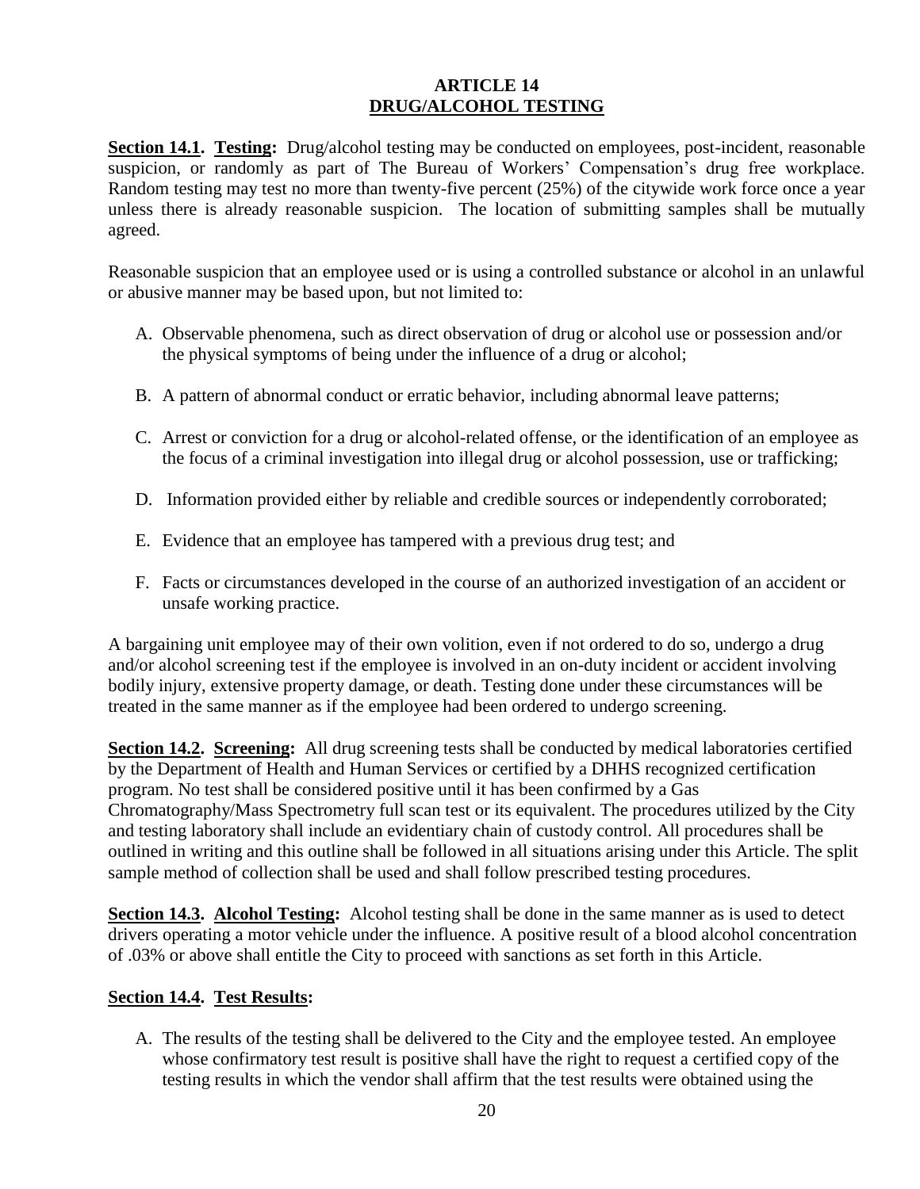# ARTICLE 14
## DRUG/ALCOHOL TESTING

**Section 14.1. Testing:** Drug/alcohol testing may be conducted on employees, post-incident, reasonable suspicion, or randomly as part of The Bureau of Workers' Compensation's drug free workplace. Random testing may test no more than twenty-five percent (25%) of the citywide work force once a year unless there is already reasonable suspicion. The location of submitting samples shall be mutually agreed.

Reasonable suspicion that an employee used or is using a controlled substance or alcohol in an unlawful or abusive manner may be based upon, but not limited to:

A. Observable phenomena, such as direct observation of drug or alcohol use or possession and/or the physical symptoms of being under the influence of a drug or alcohol;

B. A pattern of abnormal conduct or erratic behavior, including abnormal leave patterns;

C. Arrest or conviction for a drug or alcohol-related offense, or the identification of an employee as the focus of a criminal investigation into illegal drug or alcohol possession, use or trafficking;

D. Information provided either by reliable and credible sources or independently corroborated;

E. Evidence that an employee has tampered with a previous drug test; and

F. Facts or circumstances developed in the course of an authorized investigation of an accident or unsafe working practice.

A bargaining unit employee may of their own volition, even if not ordered to do so, undergo a drug and/or alcohol screening test if the employee is involved in an on-duty incident or accident involving bodily injury, extensive property damage, or death. Testing done under these circumstances will be treated in the same manner as if the employee had been ordered to undergo screening.

**Section 14.2. Screening:** All drug screening tests shall be conducted by medical laboratories certified by the Department of Health and Human Services or certified by a DHHS recognized certification program. No test shall be considered positive until it has been confirmed by a Gas Chromatography/Mass Spectrometry full scan test or its equivalent. The procedures utilized by the City and testing laboratory shall include an evidentiary chain of custody control. All procedures shall be outlined in writing and this outline shall be followed in all situations arising under this Article. The split sample method of collection shall be used and shall follow prescribed testing procedures.

**Section 14.3. Alcohol Testing:** Alcohol testing shall be done in the same manner as is used to detect drivers operating a motor vehicle under the influence. A positive result of a blood alcohol concentration of .03% or above shall entitle the City to proceed with sanctions as set forth in this Article.

**Section 14.4. Test Results:**

A. The results of the testing shall be delivered to the City and the employee tested. An employee whose confirmatory test result is positive shall have the right to request a certified copy of the testing results in which the vendor shall affirm that the test results were obtained using the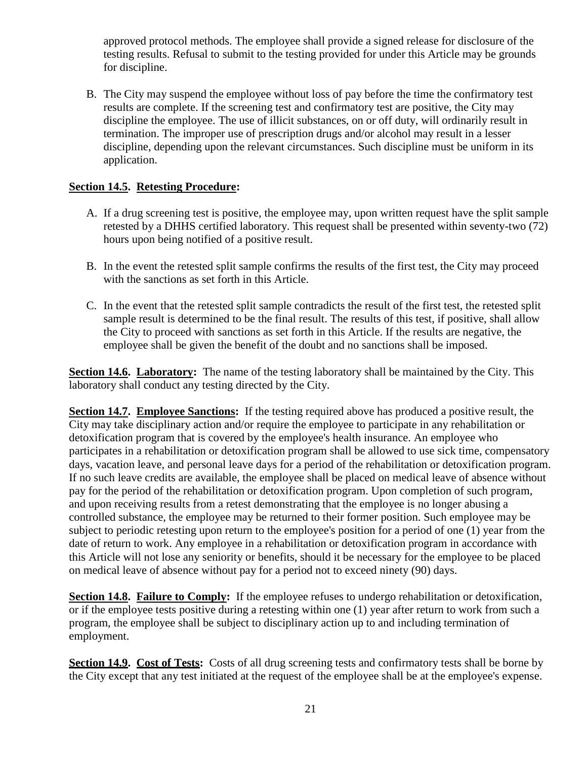approved protocol methods. The employee shall provide a signed release for disclosure of the testing results. Refusal to submit to the testing provided for under this Article may be grounds for discipline.

B. The City may suspend the employee without loss of pay before the time the confirmatory test results are complete. If the screening test and confirmatory test are positive, the City may discipline the employee. The use of illicit substances, on or off duty, will ordinarily result in termination. The improper use of prescription drugs and/or alcohol may result in a lesser discipline, depending upon the relevant circumstances. Such discipline must be uniform in its application.

**Section 14.5. Retesting Procedure:**

A. If a drug screening test is positive, the employee may, upon written request have the split sample retested by a DHHS certified laboratory. This request shall be presented within seventy-two (72) hours upon being notified of a positive result.

B. In the event the retested split sample confirms the results of the first test, the City may proceed with the sanctions as set forth in this Article.

C. In the event that the retested split sample contradicts the result of the first test, the retested split sample result is determined to be the final result. The results of this test, if positive, shall allow the City to proceed with sanctions as set forth in this Article. If the results are negative, the employee shall be given the benefit of the doubt and no sanctions shall be imposed.

**Section 14.6. Laboratory:** The name of the testing laboratory shall be maintained by the City. This laboratory shall conduct any testing directed by the City.

**Section 14.7. Employee Sanctions:** If the testing required above has produced a positive result, the City may take disciplinary action and/or require the employee to participate in any rehabilitation or detoxification program that is covered by the employee's health insurance. An employee who participates in a rehabilitation or detoxification program shall be allowed to use sick time, compensatory days, vacation leave, and personal leave days for a period of the rehabilitation or detoxification program. If no such leave credits are available, the employee shall be placed on medical leave of absence without pay for the period of the rehabilitation or detoxification program. Upon completion of such program, and upon receiving results from a retest demonstrating that the employee is no longer abusing a controlled substance, the employee may be returned to their former position. Such employee may be subject to periodic retesting upon return to the employee's position for a period of one (1) year from the date of return to work. Any employee in a rehabilitation or detoxification program in accordance with this Article will not lose any seniority or benefits, should it be necessary for the employee to be placed on medical leave of absence without pay for a period not to exceed ninety (90) days.

**Section 14.8. Failure to Comply:** If the employee refuses to undergo rehabilitation or detoxification, or if the employee tests positive during a retesting within one (1) year after return to work from such a program, the employee shall be subject to disciplinary action up to and including termination of employment.

**Section 14.9. Cost of Tests:** Costs of all drug screening tests and confirmatory tests shall be borne by the City except that any test initiated at the request of the employee shall be at the employee's expense.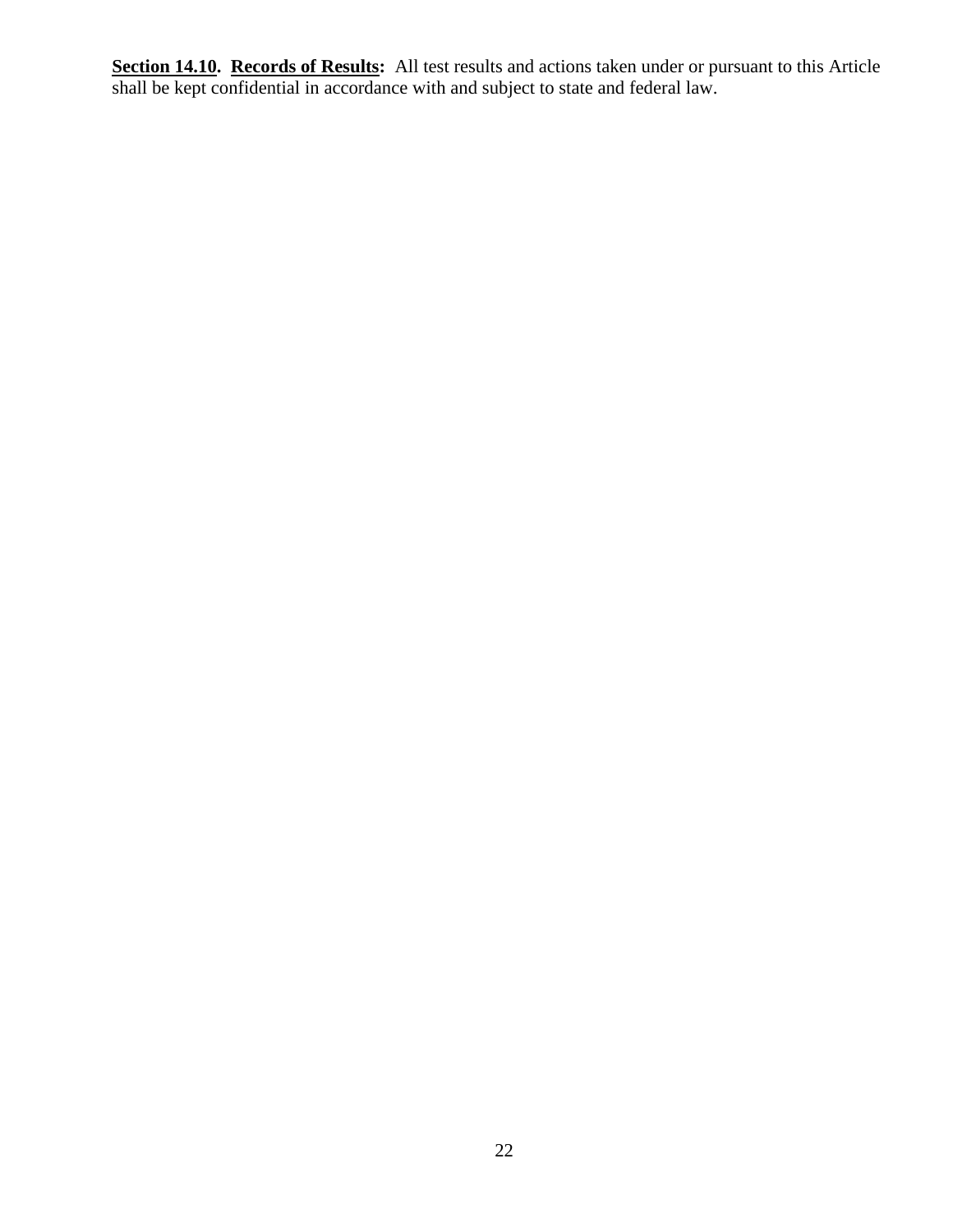**<u>Section 14.10</u>. <u>Records of Results</u>:** All test results and actions taken under or pursuant to this Article shall be kept confidential in accordance with and subject to state and federal law.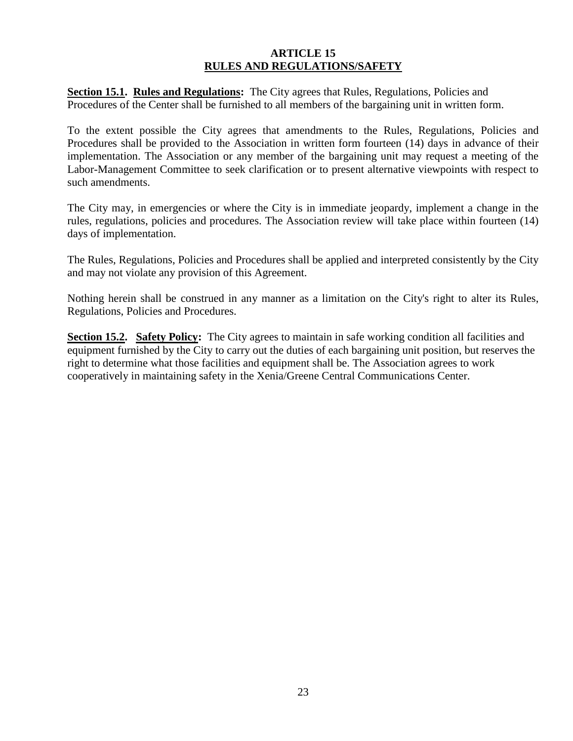# ARTICLE 15
## RULES AND REGULATIONS/SAFETY

**Section 15.1. Rules and Regulations:** The City agrees that Rules, Regulations, Policies and Procedures of the Center shall be furnished to all members of the bargaining unit in written form.

To the extent possible the City agrees that amendments to the Rules, Regulations, Policies and Procedures shall be provided to the Association in written form fourteen (14) days in advance of their implementation. The Association or any member of the bargaining unit may request a meeting of the Labor-Management Committee to seek clarification or to present alternative viewpoints with respect to such amendments.

The City may, in emergencies or where the City is in immediate jeopardy, implement a change in the rules, regulations, policies and procedures. The Association review will take place within fourteen (14) days of implementation.

The Rules, Regulations, Policies and Procedures shall be applied and interpreted consistently by the City and may not violate any provision of this Agreement.

Nothing herein shall be construed in any manner as a limitation on the City's right to alter its Rules, Regulations, Policies and Procedures.

**Section 15.2. Safety Policy:** The City agrees to maintain in safe working condition all facilities and equipment furnished by the City to carry out the duties of each bargaining unit position, but reserves the right to determine what those facilities and equipment shall be. The Association agrees to work cooperatively in maintaining safety in the Xenia/Greene Central Communications Center.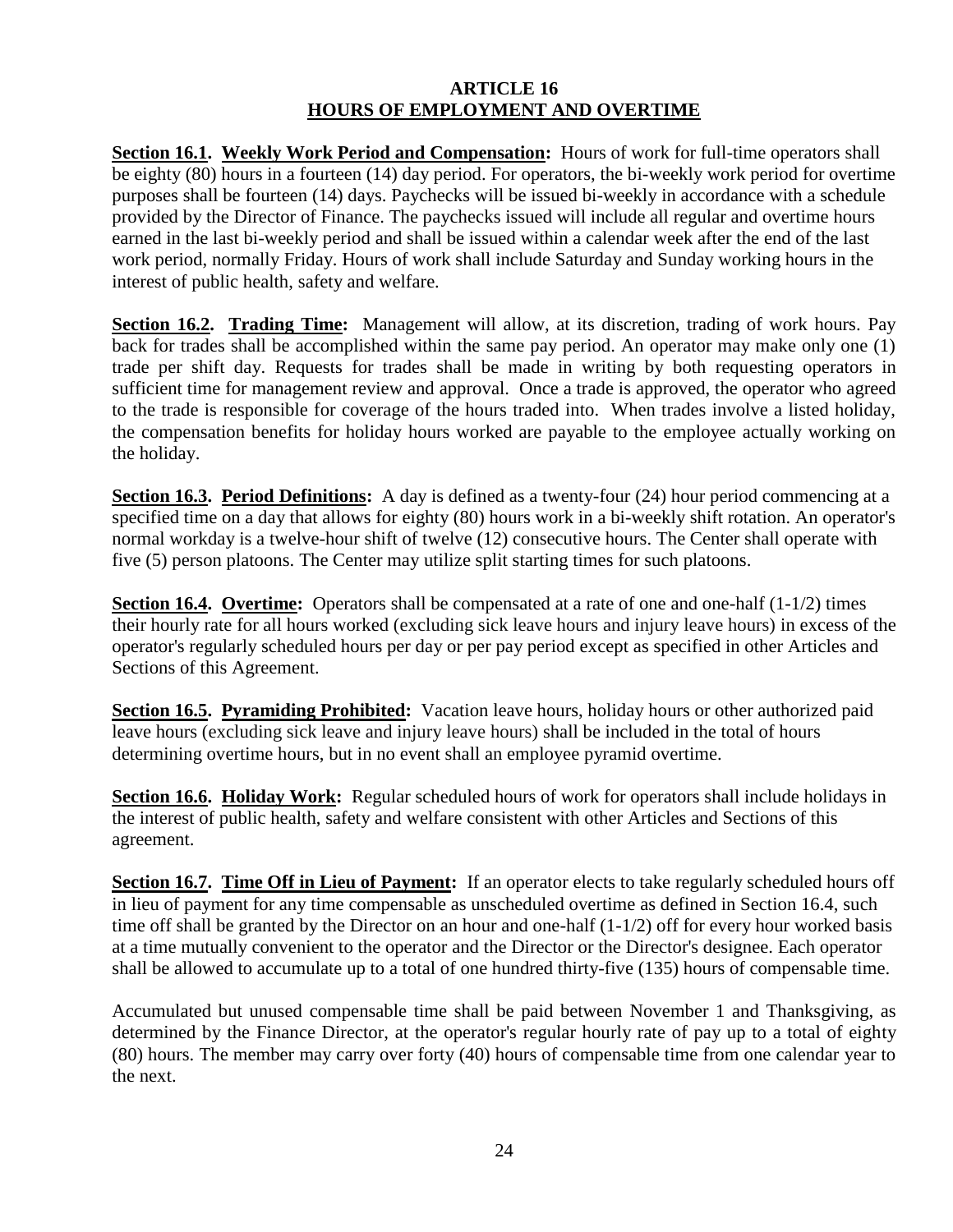# ARTICLE 16
## HOURS OF EMPLOYMENT AND OVERTIME

**Section 16.1. Weekly Work Period and Compensation:** Hours of work for full-time operators shall be eighty (80) hours in a fourteen (14) day period. For operators, the bi-weekly work period for overtime purposes shall be fourteen (14) days. Paychecks will be issued bi-weekly in accordance with a schedule provided by the Director of Finance. The paychecks issued will include all regular and overtime hours earned in the last bi-weekly period and shall be issued within a calendar week after the end of the last work period, normally Friday. Hours of work shall include Saturday and Sunday working hours in the interest of public health, safety and welfare.

**Section 16.2. Trading Time:** Management will allow, at its discretion, trading of work hours. Pay back for trades shall be accomplished within the same pay period. An operator may make only one (1) trade per shift day. Requests for trades shall be made in writing by both requesting operators in sufficient time for management review and approval. Once a trade is approved, the operator who agreed to the trade is responsible for coverage of the hours traded into. When trades involve a listed holiday, the compensation benefits for holiday hours worked are payable to the employee actually working on the holiday.

**Section 16.3. Period Definitions:** A day is defined as a twenty-four (24) hour period commencing at a specified time on a day that allows for eighty (80) hours work in a bi-weekly shift rotation. An operator's normal workday is a twelve-hour shift of twelve (12) consecutive hours. The Center shall operate with five (5) person platoons. The Center may utilize split starting times for such platoons.

**Section 16.4. Overtime:** Operators shall be compensated at a rate of one and one-half (1-1/2) times their hourly rate for all hours worked (excluding sick leave hours and injury leave hours) in excess of the operator's regularly scheduled hours per day or per pay period except as specified in other Articles and Sections of this Agreement.

**Section 16.5. Pyramiding Prohibited:** Vacation leave hours, holiday hours or other authorized paid leave hours (excluding sick leave and injury leave hours) shall be included in the total of hours determining overtime hours, but in no event shall an employee pyramid overtime.

**Section 16.6. Holiday Work:** Regular scheduled hours of work for operators shall include holidays in the interest of public health, safety and welfare consistent with other Articles and Sections of this agreement.

**Section 16.7. Time Off in Lieu of Payment:** If an operator elects to take regularly scheduled hours off in lieu of payment for any time compensable as unscheduled overtime as defined in Section 16.4, such time off shall be granted by the Director on an hour and one-half (1-1/2) off for every hour worked basis at a time mutually convenient to the operator and the Director or the Director's designee. Each operator shall be allowed to accumulate up to a total of one hundred thirty-five (135) hours of compensable time.

Accumulated but unused compensable time shall be paid between November 1 and Thanksgiving, as determined by the Finance Director, at the operator's regular hourly rate of pay up to a total of eighty (80) hours. The member may carry over forty (40) hours of compensable time from one calendar year to the next.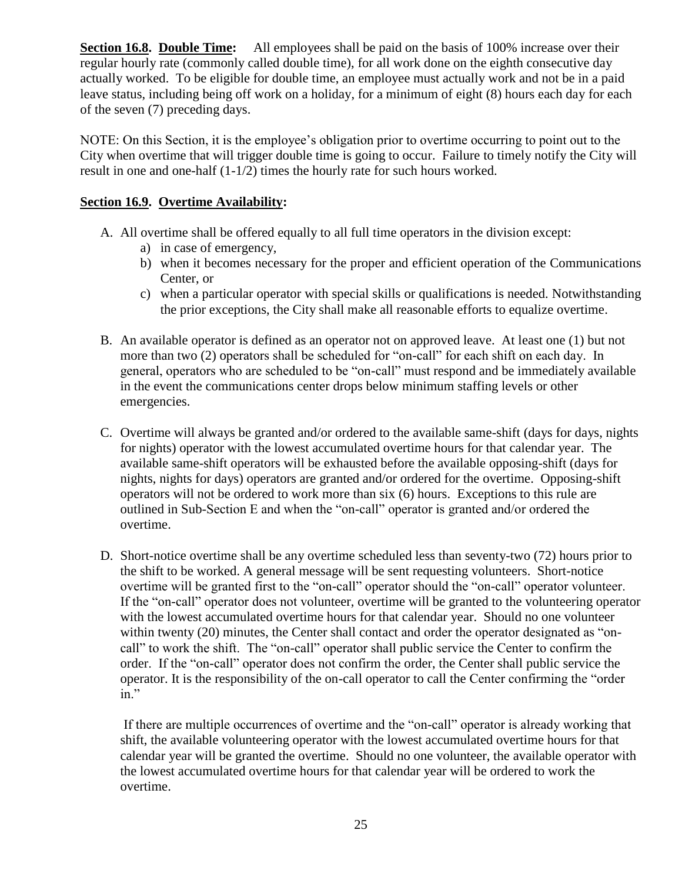**Section 16.8. Double Time:** All employees shall be paid on the basis of 100% increase over their regular hourly rate (commonly called double time), for all work done on the eighth consecutive day actually worked. To be eligible for double time, an employee must actually work and not be in a paid leave status, including being off work on a holiday, for a minimum of eight (8) hours each day for each of the seven (7) preceding days.

NOTE: On this Section, it is the employee's obligation prior to overtime occurring to point out to the City when overtime that will trigger double time is going to occur. Failure to timely notify the City will result in one and one-half (1-1/2) times the hourly rate for such hours worked.

**Section 16.9. Overtime Availability:**

A. All overtime shall be offered equally to all full time operators in the division except:
   a) in case of emergency,
   b) when it becomes necessary for the proper and efficient operation of the Communications Center, or
   c) when a particular operator with special skills or qualifications is needed. Notwithstanding the prior exceptions, the City shall make all reasonable efforts to equalize overtime.

B. An available operator is defined as an operator not on approved leave. At least one (1) but not more than two (2) operators shall be scheduled for "on-call" for each shift on each day. In general, operators who are scheduled to be "on-call" must respond and be immediately available in the event the communications center drops below minimum staffing levels or other emergencies.

C. Overtime will always be granted and/or ordered to the available same-shift (days for days, nights for nights) operator with the lowest accumulated overtime hours for that calendar year. The available same-shift operators will be exhausted before the available opposing-shift (days for nights, nights for days) operators are granted and/or ordered for the overtime. Opposing-shift operators will not be ordered to work more than six (6) hours. Exceptions to this rule are outlined in Sub-Section E and when the "on-call" operator is granted and/or ordered the overtime.

D. Short-notice overtime shall be any overtime scheduled less than seventy-two (72) hours prior to the shift to be worked. A general message will be sent requesting volunteers. Short-notice overtime will be granted first to the "on-call" operator should the "on-call" operator volunteer. If the "on-call" operator does not volunteer, overtime will be granted to the volunteering operator with the lowest accumulated overtime hours for that calendar year. Should no one volunteer within twenty (20) minutes, the Center shall contact and order the operator designated as "on-call" to work the shift. The "on-call" operator shall public service the Center to confirm the order. If the "on-call" operator does not confirm the order, the Center shall public service the operator. It is the responsibility of the on-call operator to call the Center confirming the "order in."

   If there are multiple occurrences of overtime and the "on-call" operator is already working that shift, the available volunteering operator with the lowest accumulated overtime hours for that calendar year will be granted the overtime. Should no one volunteer, the available operator with the lowest accumulated overtime hours for that calendar year will be ordered to work the overtime.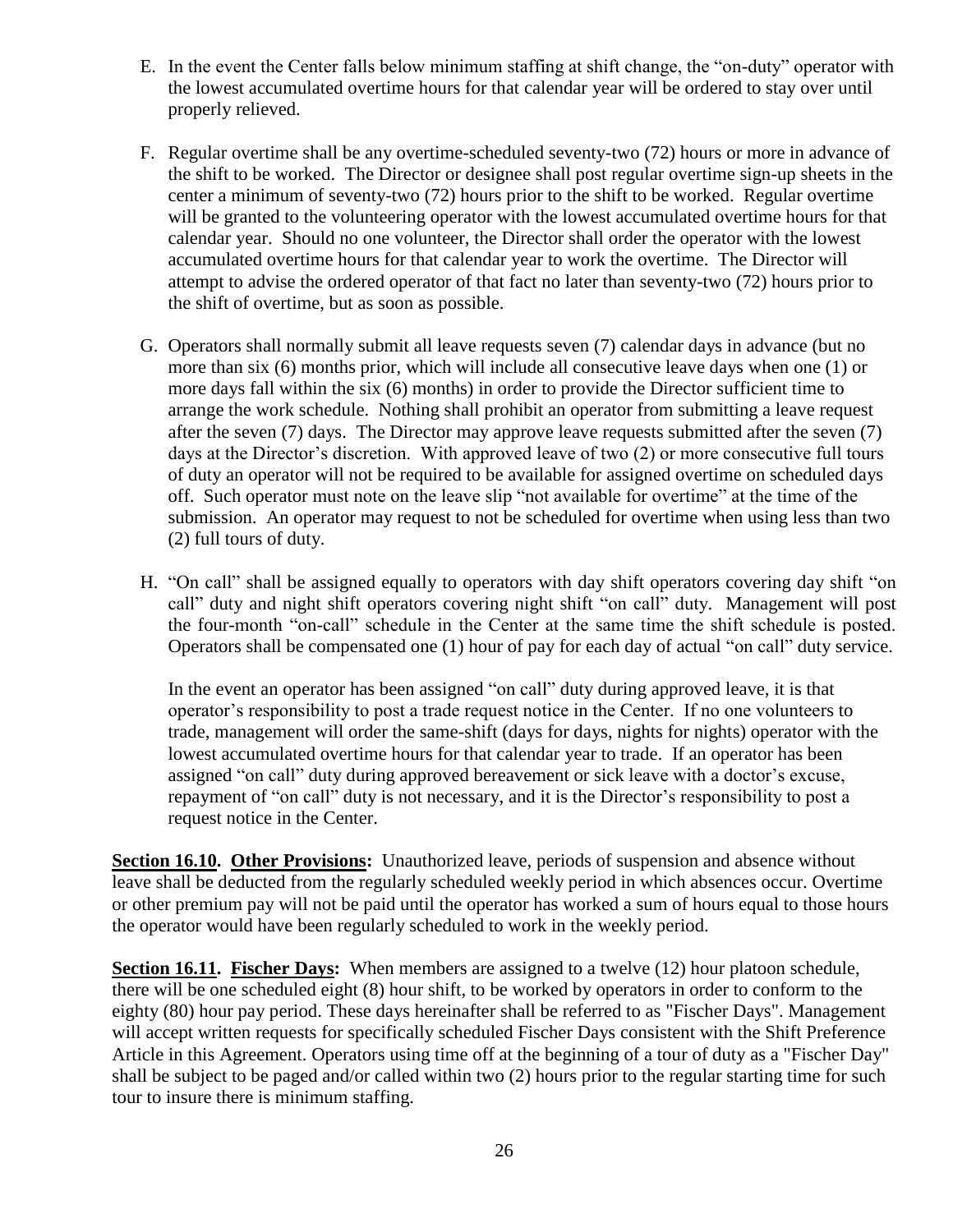E. In the event the Center falls below minimum staffing at shift change, the "on-duty" operator with the lowest accumulated overtime hours for that calendar year will be ordered to stay over until properly relieved.

F. Regular overtime shall be any overtime-scheduled seventy-two (72) hours or more in advance of the shift to be worked. The Director or designee shall post regular overtime sign-up sheets in the center a minimum of seventy-two (72) hours prior to the shift to be worked. Regular overtime will be granted to the volunteering operator with the lowest accumulated overtime hours for that calendar year. Should no one volunteer, the Director shall order the operator with the lowest accumulated overtime hours for that calendar year to work the overtime. The Director will attempt to advise the ordered operator of that fact no later than seventy-two (72) hours prior to the shift of overtime, but as soon as possible.

G. Operators shall normally submit all leave requests seven (7) calendar days in advance (but no more than six (6) months prior, which will include all consecutive leave days when one (1) or more days fall within the six (6) months) in order to provide the Director sufficient time to arrange the work schedule. Nothing shall prohibit an operator from submitting a leave request after the seven (7) days. The Director may approve leave requests submitted after the seven (7) days at the Director's discretion. With approved leave of two (2) or more consecutive full tours of duty an operator will not be required to be available for assigned overtime on scheduled days off. Such operator must note on the leave slip "not available for overtime" at the time of the submission. An operator may request to not be scheduled for overtime when using less than two (2) full tours of duty.

H. "On call" shall be assigned equally to operators with day shift operators covering day shift "on call" duty and night shift operators covering night shift "on call" duty. Management will post the four-month "on-call" schedule in the Center at the same time the shift schedule is posted. Operators shall be compensated one (1) hour of pay for each day of actual "on call" duty service.

   In the event an operator has been assigned "on call" duty during approved leave, it is that operator's responsibility to post a trade request notice in the Center. If no one volunteers to trade, management will order the same-shift (days for days, nights for nights) operator with the lowest accumulated overtime hours for that calendar year to trade. If an operator has been assigned "on call" duty during approved bereavement or sick leave with a doctor's excuse, repayment of "on call" duty is not necessary, and it is the Director's responsibility to post a request notice in the Center.

**Section 16.10. Other Provisions:** Unauthorized leave, periods of suspension and absence without leave shall be deducted from the regularly scheduled weekly period in which absences occur. Overtime or other premium pay will not be paid until the operator has worked a sum of hours equal to those hours the operator would have been regularly scheduled to work in the weekly period.

**Section 16.11. Fischer Days:** When members are assigned to a twelve (12) hour platoon schedule, there will be one scheduled eight (8) hour shift, to be worked by operators in order to conform to the eighty (80) hour pay period. These days hereinafter shall be referred to as "Fischer Days". Management will accept written requests for specifically scheduled Fischer Days consistent with the Shift Preference Article in this Agreement. Operators using time off at the beginning of a tour of duty as a "Fischer Day" shall be subject to be paged and/or called within two (2) hours prior to the regular starting time for such tour to insure there is minimum staffing.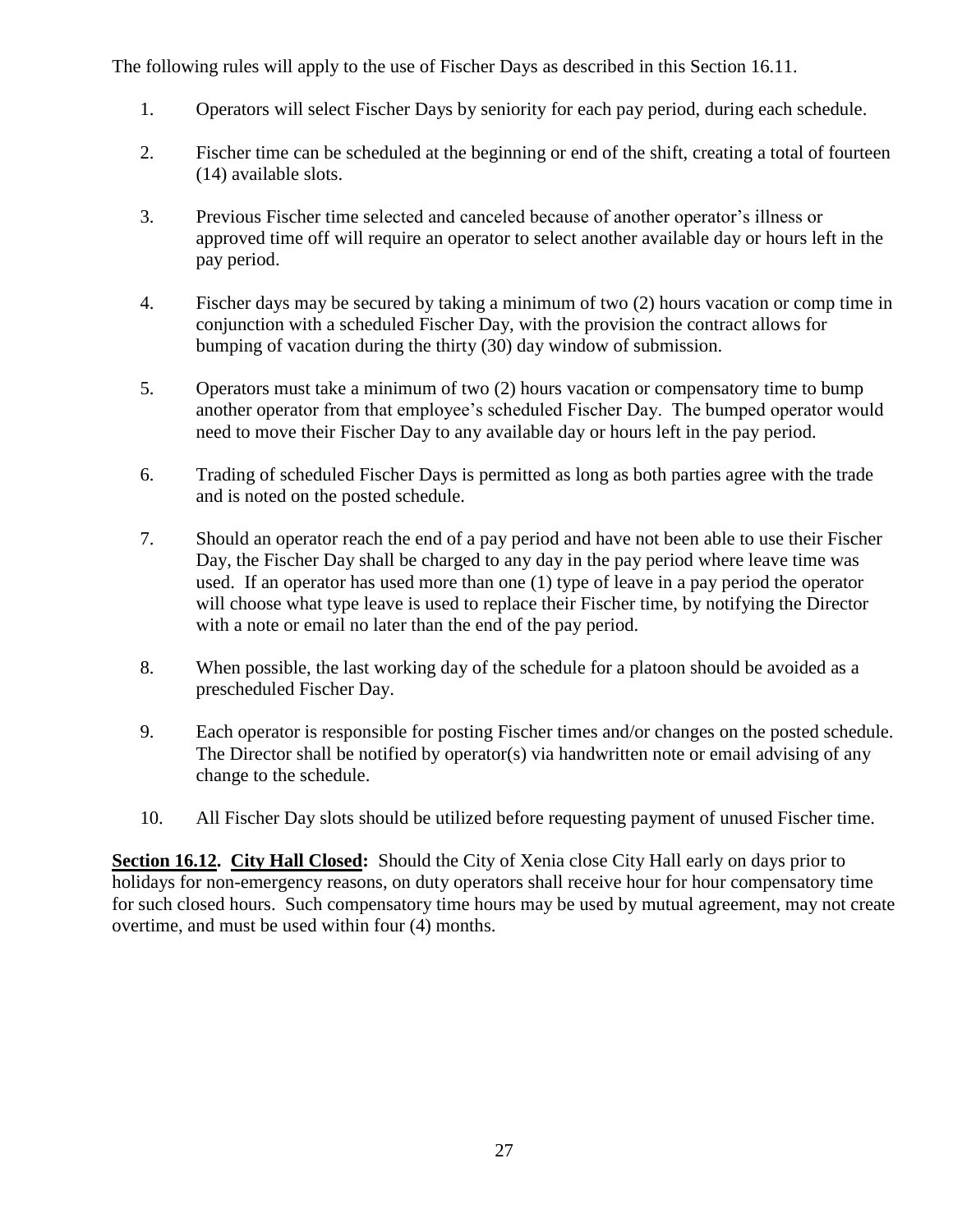The following rules will apply to the use of Fischer Days as described in this Section 16.11.

1. Operators will select Fischer Days by seniority for each pay period, during each schedule.

2. Fischer time can be scheduled at the beginning or end of the shift, creating a total of fourteen (14) available slots.

3. Previous Fischer time selected and canceled because of another operator's illness or approved time off will require an operator to select another available day or hours left in the pay period.

4. Fischer days may be secured by taking a minimum of two (2) hours vacation or comp time in conjunction with a scheduled Fischer Day, with the provision the contract allows for bumping of vacation during the thirty (30) day window of submission.

5. Operators must take a minimum of two (2) hours vacation or compensatory time to bump another operator from that employee's scheduled Fischer Day. The bumped operator would need to move their Fischer Day to any available day or hours left in the pay period.

6. Trading of scheduled Fischer Days is permitted as long as both parties agree with the trade and is noted on the posted schedule.

7. Should an operator reach the end of a pay period and have not been able to use their Fischer Day, the Fischer Day shall be charged to any day in the pay period where leave time was used. If an operator has used more than one (1) type of leave in a pay period the operator will choose what type leave is used to replace their Fischer time, by notifying the Director with a note or email no later than the end of the pay period.

8. When possible, the last working day of the schedule for a platoon should be avoided as a prescheduled Fischer Day.

9. Each operator is responsible for posting Fischer times and/or changes on the posted schedule. The Director shall be notified by operator(s) via handwritten note or email advising of any change to the schedule.

10. All Fischer Day slots should be utilized before requesting payment of unused Fischer time.

**Section 16.12. City Hall Closed:** Should the City of Xenia close City Hall early on days prior to holidays for non-emergency reasons, on duty operators shall receive hour for hour compensatory time for such closed hours. Such compensatory time hours may be used by mutual agreement, may not create overtime, and must be used within four (4) months.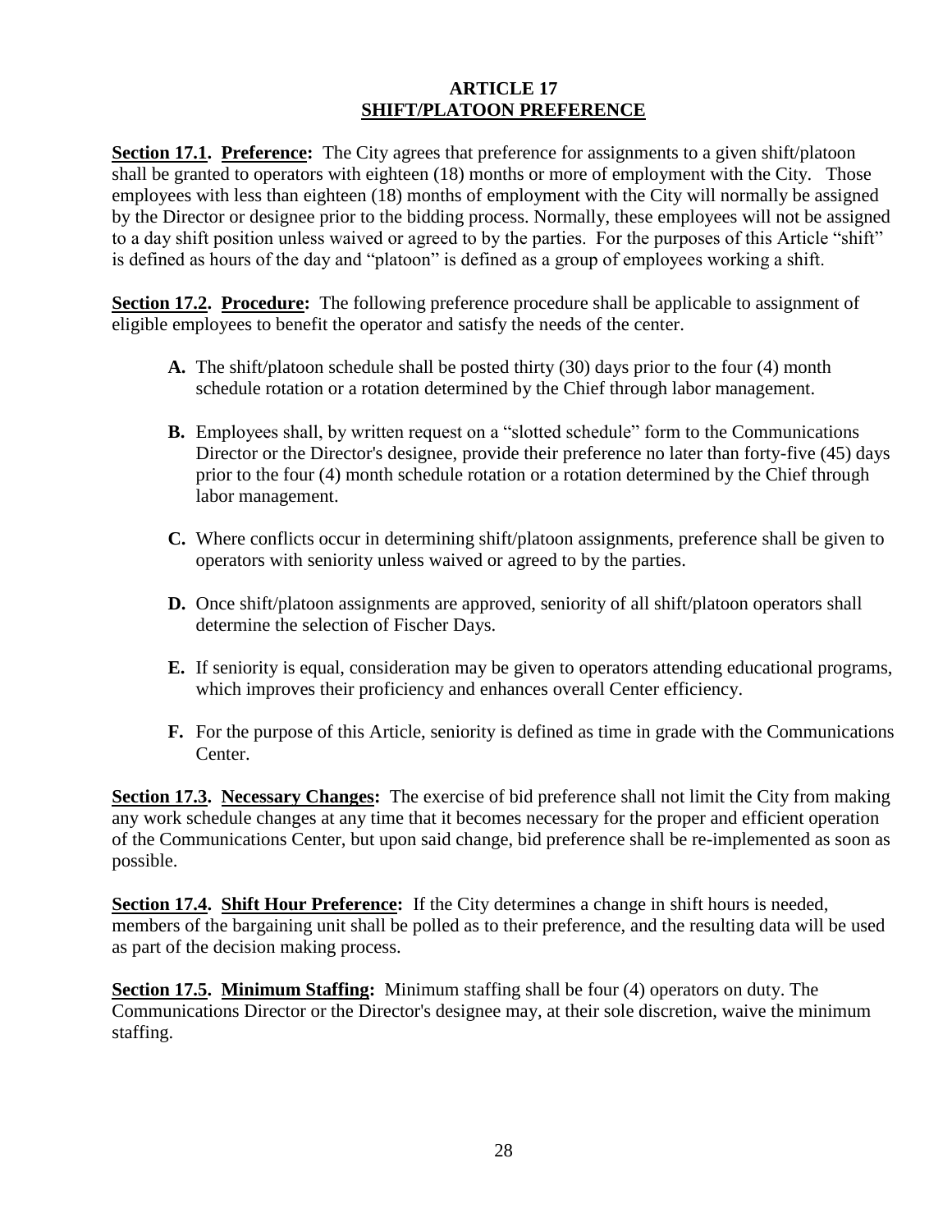# ARTICLE 17
## SHIFT/PLATOON PREFERENCE

**Section 17.1. Preference:** The City agrees that preference for assignments to a given shift/platoon shall be granted to operators with eighteen (18) months or more of employment with the City. Those employees with less than eighteen (18) months of employment with the City will normally be assigned by the Director or designee prior to the bidding process. Normally, these employees will not be assigned to a day shift position unless waived or agreed to by the parties. For the purposes of this Article "shift" is defined as hours of the day and "platoon" is defined as a group of employees working a shift.

**Section 17.2. Procedure:** The following preference procedure shall be applicable to assignment of eligible employees to benefit the operator and satisfy the needs of the center.

- **A.** The shift/platoon schedule shall be posted thirty (30) days prior to the four (4) month schedule rotation or a rotation determined by the Chief through labor management.
- **B.** Employees shall, by written request on a "slotted schedule" form to the Communications Director or the Director's designee, provide their preference no later than forty-five (45) days prior to the four (4) month schedule rotation or a rotation determined by the Chief through labor management.
- **C.** Where conflicts occur in determining shift/platoon assignments, preference shall be given to operators with seniority unless waived or agreed to by the parties.
- **D.** Once shift/platoon assignments are approved, seniority of all shift/platoon operators shall determine the selection of Fischer Days.
- **E.** If seniority is equal, consideration may be given to operators attending educational programs, which improves their proficiency and enhances overall Center efficiency.
- **F.** For the purpose of this Article, seniority is defined as time in grade with the Communications Center.

**Section 17.3. Necessary Changes:** The exercise of bid preference shall not limit the City from making any work schedule changes at any time that it becomes necessary for the proper and efficient operation of the Communications Center, but upon said change, bid preference shall be re-implemented as soon as possible.

**Section 17.4. Shift Hour Preference:** If the City determines a change in shift hours is needed, members of the bargaining unit shall be polled as to their preference, and the resulting data will be used as part of the decision making process.

**Section 17.5. Minimum Staffing:** Minimum staffing shall be four (4) operators on duty. The Communications Director or the Director's designee may, at their sole discretion, waive the minimum staffing.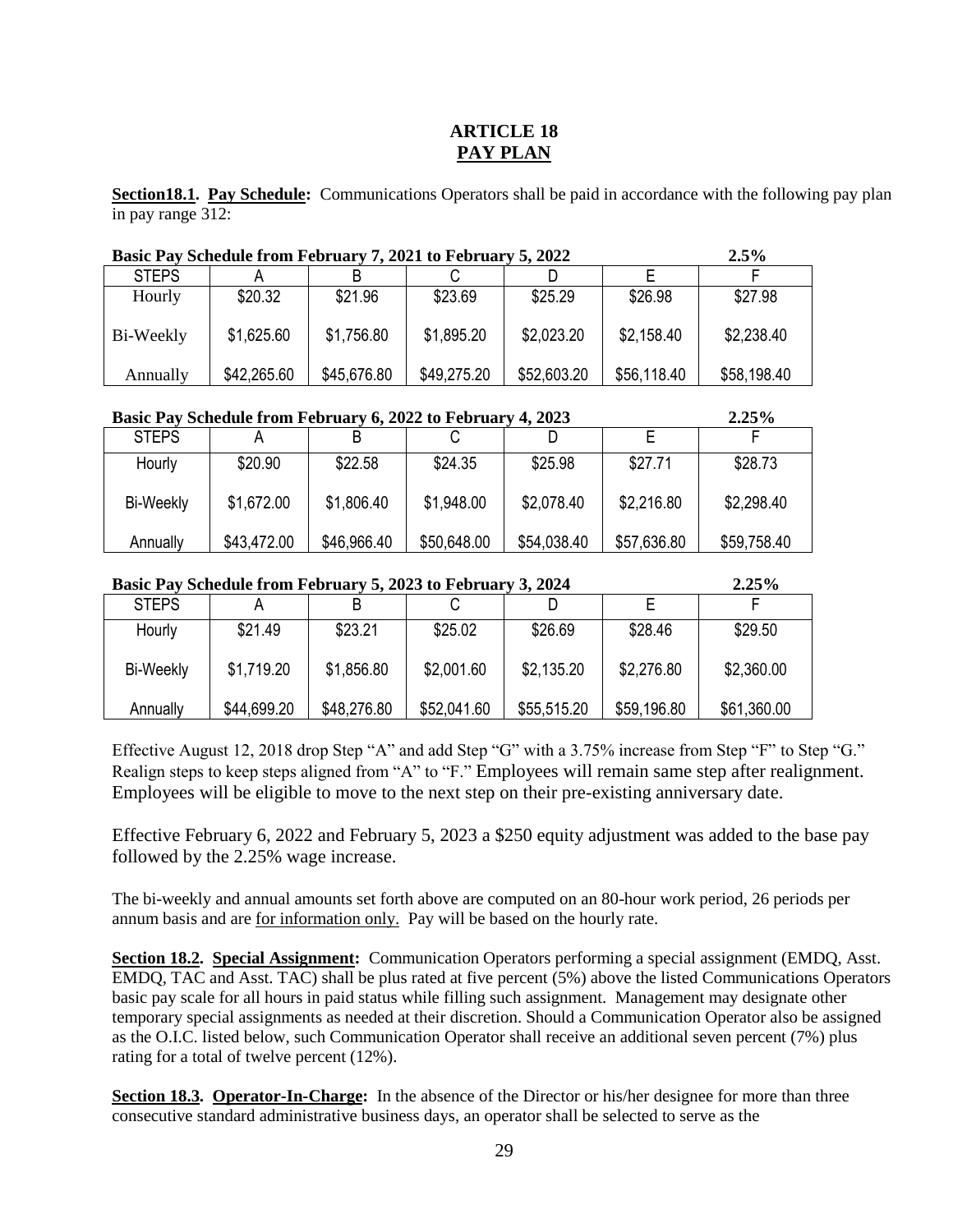# ARTICLE 18
## PAY PLAN

**Section18.1. Pay Schedule:** Communications Operators shall be paid in accordance with the following pay plan in pay range 312:

**Basic Pay Schedule from February 7, 2021 to February 5, 2022** **2.5%**

| STEPS | A | B | C | D | E | F |
|---|---|---|---|---|---|---|
| Hourly | $20.32 | $21.96 | $23.69 | $25.29 | $26.98 | $27.98 |
| Bi-Weekly | $1,625.60 | $1,756.80 | $1,895.20 | $2,023.20 | $2,158.40 | $2,238.40 |
| Annually | $42,265.60 | $45,676.80 | $49,275.20 | $52,603.20 | $56,118.40 | $58,198.40 |

**Basic Pay Schedule from February 6, 2022 to February 4, 2023** **2.25%**

| STEPS | A | B | C | D | E | F |
|---|---|---|---|---|---|---|
| Hourly | $20.90 | $22.58 | $24.35 | $25.98 | $27.71 | $28.73 |
| Bi-Weekly | $1,672.00 | $1,806.40 | $1,948.00 | $2,078.40 | $2,216.80 | $2,298.40 |
| Annually | $43,472.00 | $46,966.40 | $50,648.00 | $54,038.40 | $57,636.80 | $59,758.40 |

**Basic Pay Schedule from February 5, 2023 to February 3, 2024** **2.25%**

| STEPS | A | B | C | D | E | F |
|---|---|---|---|---|---|---|
| Hourly | $21.49 | $23.21 | $25.02 | $26.69 | $28.46 | $29.50 |
| Bi-Weekly | $1,719.20 | $1,856.80 | $2,001.60 | $2,135.20 | $2,276.80 | $2,360.00 |
| Annually | $44,699.20 | $48,276.80 | $52,041.60 | $55,515.20 | $59,196.80 | $61,360.00 |

Effective August 12, 2018 drop Step "A" and add Step "G" with a 3.75% increase from Step "F" to Step "G." Realign steps to keep steps aligned from "A" to "F." Employees will remain same step after realignment. Employees will be eligible to move to the next step on their pre-existing anniversary date.

Effective February 6, 2022 and February 5, 2023 a $250 equity adjustment was added to the base pay followed by the 2.25% wage increase.

The bi-weekly and annual amounts set forth above are computed on an 80-hour work period, 26 periods per annum basis and are for information only. Pay will be based on the hourly rate.

**Section 18.2. Special Assignment:** Communication Operators performing a special assignment (EMDQ, Asst. EMDQ, TAC and Asst. TAC) shall be plus rated at five percent (5%) above the listed Communications Operators basic pay scale for all hours in paid status while filling such assignment. Management may designate other temporary special assignments as needed at their discretion. Should a Communication Operator also be assigned as the O.I.C. listed below, such Communication Operator shall receive an additional seven percent (7%) plus rating for a total of twelve percent (12%).

**Section 18.3. Operator-In-Charge:** In the absence of the Director or his/her designee for more than three consecutive standard administrative business days, an operator shall be selected to serve as the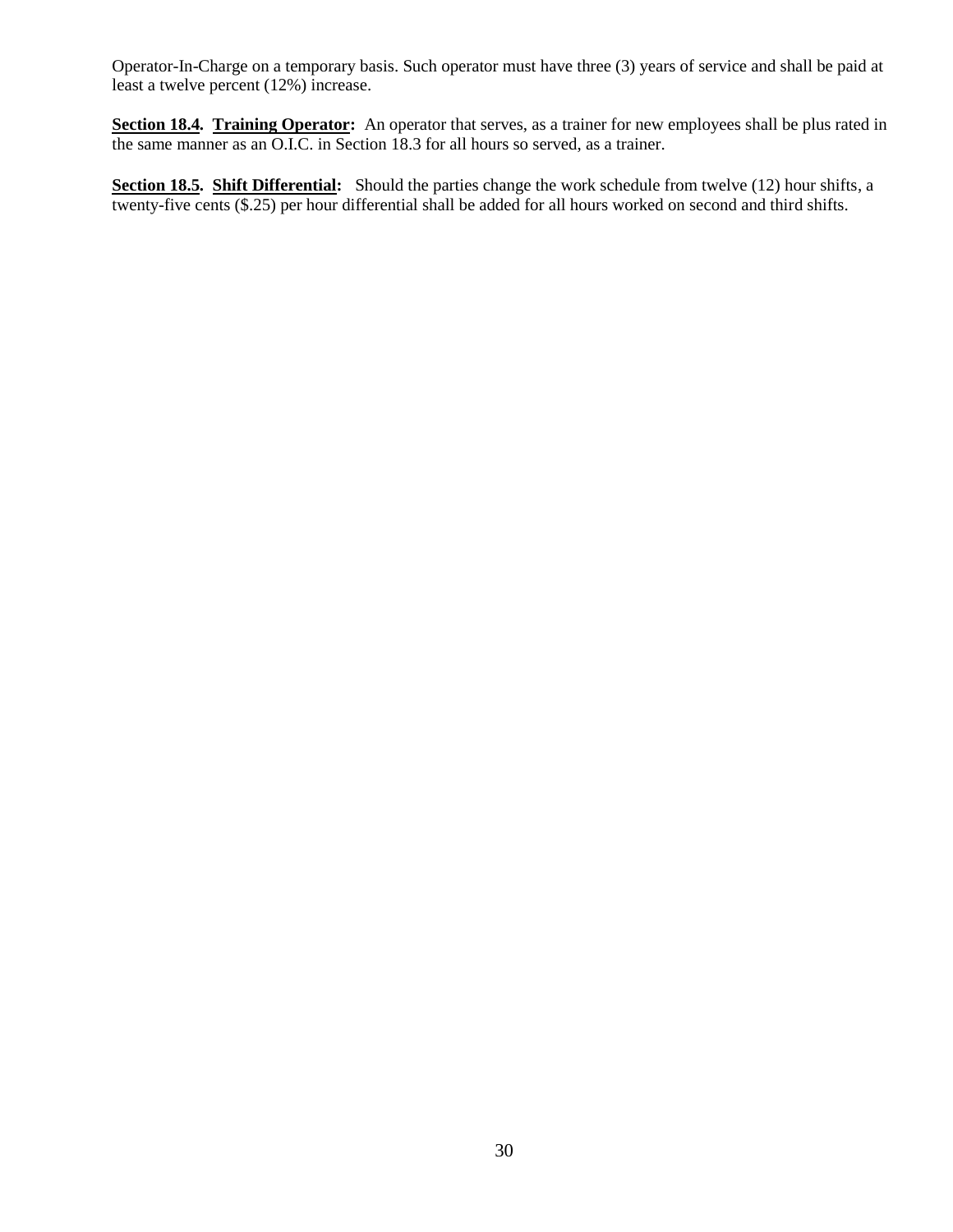Operator-In-Charge on a temporary basis. Such operator must have three (3) years of service and shall be paid at least a twelve percent (12%) increase.

**Section 18.4. Training Operator:** An operator that serves, as a trainer for new employees shall be plus rated in the same manner as an O.I.C. in Section 18.3 for all hours so served, as a trainer.

**Section 18.5. Shift Differential:** Should the parties change the work schedule from twelve (12) hour shifts, a twenty-five cents ($.25) per hour differential shall be added for all hours worked on second and third shifts.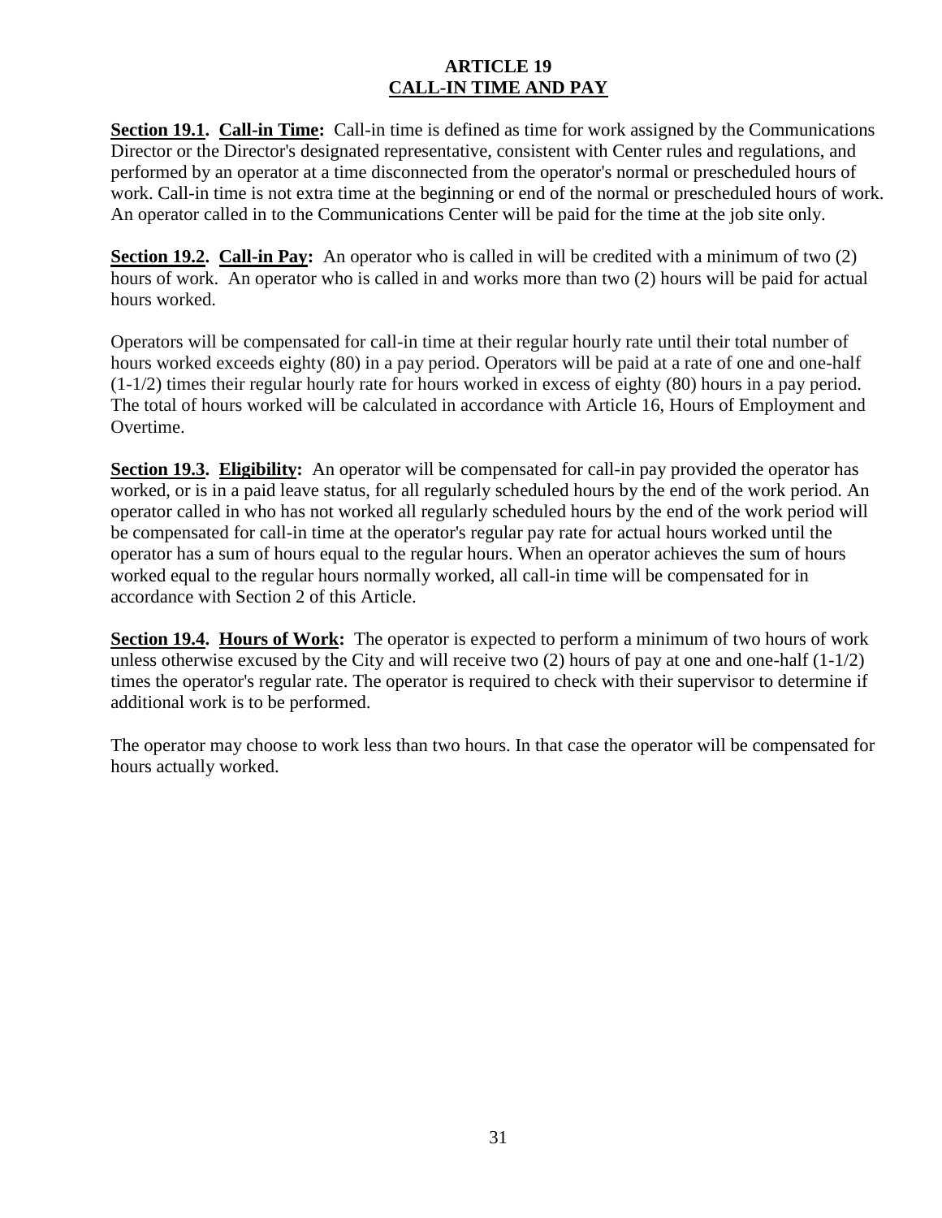# ARTICLE 19
## CALL-IN TIME AND PAY

**Section 19.1. Call-in Time:** Call-in time is defined as time for work assigned by the Communications Director or the Director's designated representative, consistent with Center rules and regulations, and performed by an operator at a time disconnected from the operator's normal or prescheduled hours of work. Call-in time is not extra time at the beginning or end of the normal or prescheduled hours of work. An operator called in to the Communications Center will be paid for the time at the job site only.

**Section 19.2. Call-in Pay:** An operator who is called in will be credited with a minimum of two (2) hours of work. An operator who is called in and works more than two (2) hours will be paid for actual hours worked.

Operators will be compensated for call-in time at their regular hourly rate until their total number of hours worked exceeds eighty (80) in a pay period. Operators will be paid at a rate of one and one-half (1-1/2) times their regular hourly rate for hours worked in excess of eighty (80) hours in a pay period. The total of hours worked will be calculated in accordance with Article 16, Hours of Employment and Overtime.

**Section 19.3. Eligibility:** An operator will be compensated for call-in pay provided the operator has worked, or is in a paid leave status, for all regularly scheduled hours by the end of the work period. An operator called in who has not worked all regularly scheduled hours by the end of the work period will be compensated for call-in time at the operator's regular pay rate for actual hours worked until the operator has a sum of hours equal to the regular hours. When an operator achieves the sum of hours worked equal to the regular hours normally worked, all call-in time will be compensated for in accordance with Section 2 of this Article.

**Section 19.4. Hours of Work:** The operator is expected to perform a minimum of two hours of work unless otherwise excused by the City and will receive two (2) hours of pay at one and one-half (1-1/2) times the operator's regular rate. The operator is required to check with their supervisor to determine if additional work is to be performed.

The operator may choose to work less than two hours. In that case the operator will be compensated for hours actually worked.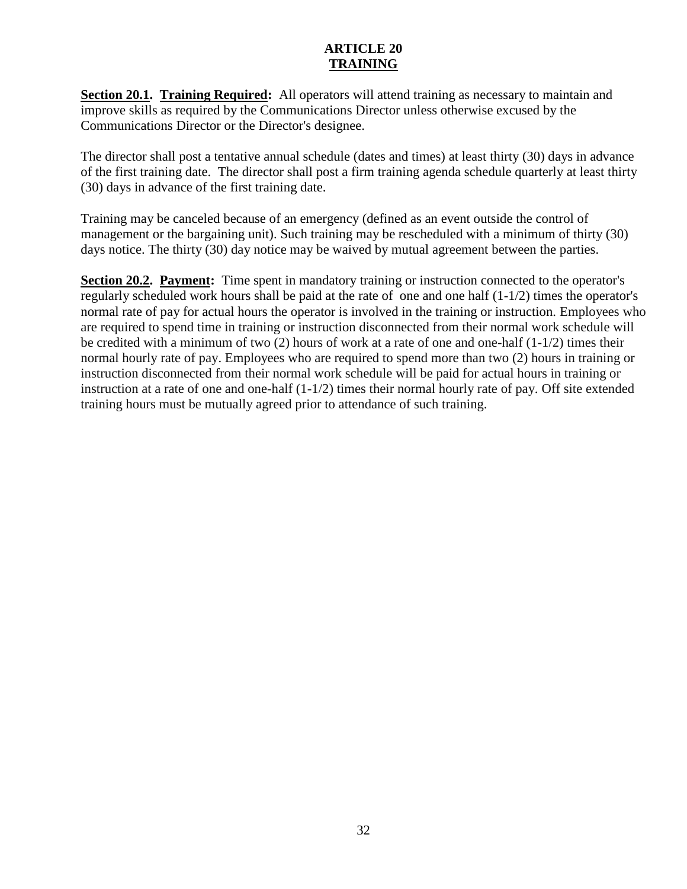# ARTICLE 20
## TRAINING

**Section 20.1. Training Required:** All operators will attend training as necessary to maintain and improve skills as required by the Communications Director unless otherwise excused by the Communications Director or the Director's designee.

The director shall post a tentative annual schedule (dates and times) at least thirty (30) days in advance of the first training date. The director shall post a firm training agenda schedule quarterly at least thirty (30) days in advance of the first training date.

Training may be canceled because of an emergency (defined as an event outside the control of management or the bargaining unit). Such training may be rescheduled with a minimum of thirty (30) days notice. The thirty (30) day notice may be waived by mutual agreement between the parties.

**Section 20.2. Payment:** Time spent in mandatory training or instruction connected to the operator's regularly scheduled work hours shall be paid at the rate of one and one half (1-1/2) times the operator's normal rate of pay for actual hours the operator is involved in the training or instruction. Employees who are required to spend time in training or instruction disconnected from their normal work schedule will be credited with a minimum of two (2) hours of work at a rate of one and one-half (1-1/2) times their normal hourly rate of pay. Employees who are required to spend more than two (2) hours in training or instruction disconnected from their normal work schedule will be paid for actual hours in training or instruction at a rate of one and one-half (1-1/2) times their normal hourly rate of pay. Off site extended training hours must be mutually agreed prior to attendance of such training.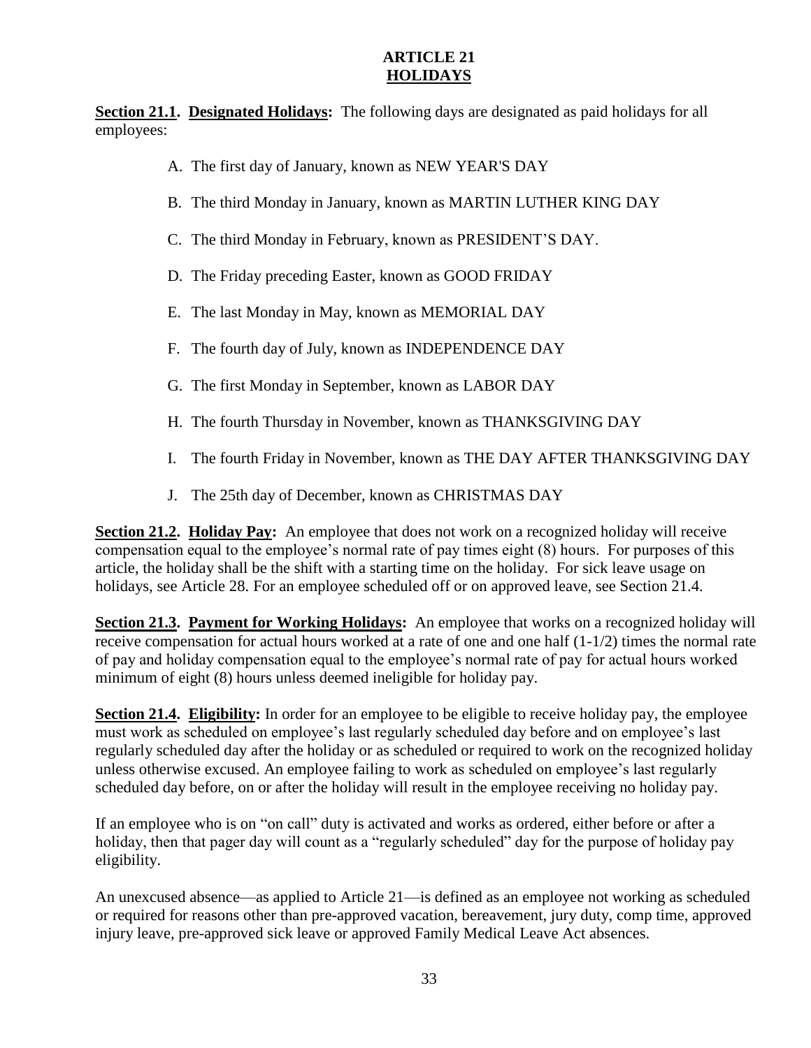# ARTICLE 21
## HOLIDAYS

**Section 21.1. Designated Holidays:** The following days are designated as paid holidays for all employees:

A. The first day of January, known as NEW YEAR'S DAY

B. The third Monday in January, known as MARTIN LUTHER KING DAY

C. The third Monday in February, known as PRESIDENT'S DAY.

D. The Friday preceding Easter, known as GOOD FRIDAY

E. The last Monday in May, known as MEMORIAL DAY

F. The fourth day of July, known as INDEPENDENCE DAY

G. The first Monday in September, known as LABOR DAY

H. The fourth Thursday in November, known as THANKSGIVING DAY

I. The fourth Friday in November, known as THE DAY AFTER THANKSGIVING DAY

J. The 25th day of December, known as CHRISTMAS DAY

**Section 21.2. Holiday Pay:** An employee that does not work on a recognized holiday will receive compensation equal to the employee's normal rate of pay times eight (8) hours. For purposes of this article, the holiday shall be the shift with a starting time on the holiday. For sick leave usage on holidays, see Article 28. For an employee scheduled off or on approved leave, see Section 21.4.

**Section 21.3. Payment for Working Holidays:** An employee that works on a recognized holiday will receive compensation for actual hours worked at a rate of one and one half (1-1/2) times the normal rate of pay and holiday compensation equal to the employee's normal rate of pay for actual hours worked minimum of eight (8) hours unless deemed ineligible for holiday pay.

**Section 21.4. Eligibility:** In order for an employee to be eligible to receive holiday pay, the employee must work as scheduled on employee's last regularly scheduled day before and on employee's last regularly scheduled day after the holiday or as scheduled or required to work on the recognized holiday unless otherwise excused. An employee failing to work as scheduled on employee's last regularly scheduled day before, on or after the holiday will result in the employee receiving no holiday pay.

If an employee who is on "on call" duty is activated and works as ordered, either before or after a holiday, then that pager day will count as a "regularly scheduled" day for the purpose of holiday pay eligibility.

An unexcused absence—as applied to Article 21—is defined as an employee not working as scheduled or required for reasons other than pre-approved vacation, bereavement, jury duty, comp time, approved injury leave, pre-approved sick leave or approved Family Medical Leave Act absences.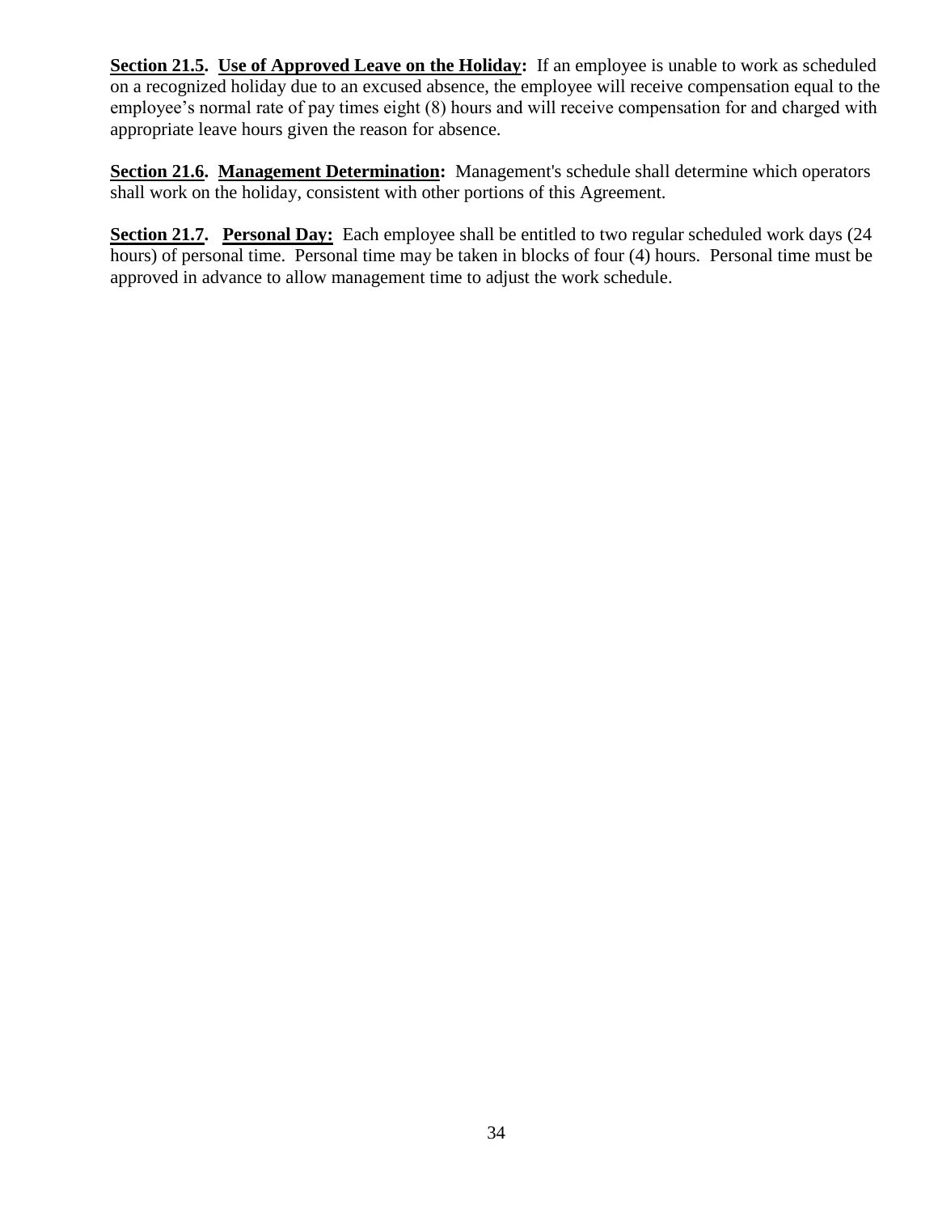**<u>Section 21.5</u>. <u>Use of Approved Leave on the Holiday</u>:** If an employee is unable to work as scheduled on a recognized holiday due to an excused absence, the employee will receive compensation equal to the employee's normal rate of pay times eight (8) hours and will receive compensation for and charged with appropriate leave hours given the reason for absence.

**<u>Section 21.6</u>. <u>Management Determination</u>:** Management's schedule shall determine which operators shall work on the holiday, consistent with other portions of this Agreement.

**<u>Section 21.7</u>. <u>Personal Day:</u>** Each employee shall be entitled to two regular scheduled work days (24 hours) of personal time. Personal time may be taken in blocks of four (4) hours. Personal time must be approved in advance to allow management time to adjust the work schedule.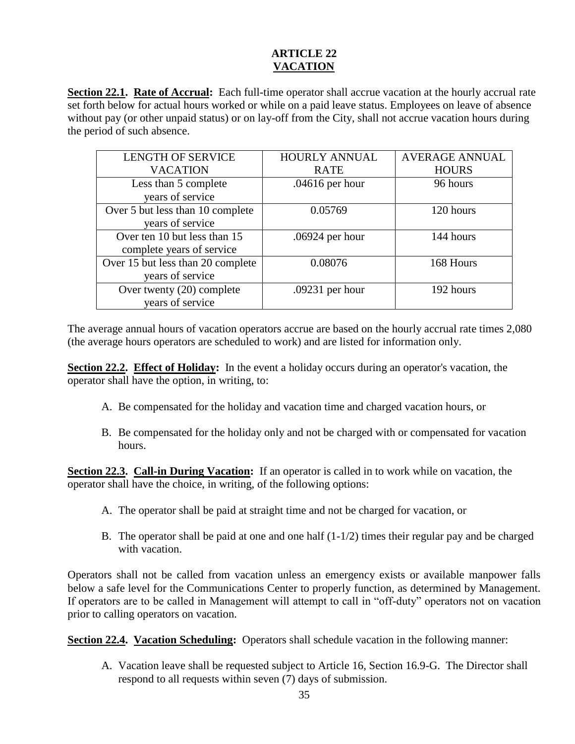# ARTICLE 22
## VACATION

**Section 22.1. Rate of Accrual:** Each full-time operator shall accrue vacation at the hourly accrual rate set forth below for actual hours worked or while on a paid leave status. Employees on leave of absence without pay (or other unpaid status) or on lay-off from the City, shall not accrue vacation hours during the period of such absence.

| LENGTH OF SERVICE VACATION | HOURLY ANNUAL RATE | AVERAGE ANNUAL HOURS |
|---|---|---|
| Less than 5 complete years of service | .04616 per hour | 96 hours |
| Over 5 but less than 10 complete years of service | 0.05769 | 120 hours |
| Over ten 10 but less than 15 complete years of service | .06924 per hour | 144 hours |
| Over 15 but less than 20 complete years of service | 0.08076 | 168 Hours |
| Over twenty (20) complete years of service | .09231 per hour | 192 hours |

The average annual hours of vacation operators accrue are based on the hourly accrual rate times 2,080 (the average hours operators are scheduled to work) and are listed for information only.

**Section 22.2. Effect of Holiday:** In the event a holiday occurs during an operator's vacation, the operator shall have the option, in writing, to:

A. Be compensated for the holiday and vacation time and charged vacation hours, or

B. Be compensated for the holiday only and not be charged with or compensated for vacation hours.

**Section 22.3. Call-in During Vacation:** If an operator is called in to work while on vacation, the operator shall have the choice, in writing, of the following options:

A. The operator shall be paid at straight time and not be charged for vacation, or

B. The operator shall be paid at one and one half (1-1/2) times their regular pay and be charged with vacation.

Operators shall not be called from vacation unless an emergency exists or available manpower falls below a safe level for the Communications Center to properly function, as determined by Management. If operators are to be called in Management will attempt to call in "off-duty" operators not on vacation prior to calling operators on vacation.

**Section 22.4. Vacation Scheduling:** Operators shall schedule vacation in the following manner:

A. Vacation leave shall be requested subject to Article 16, Section 16.9-G. The Director shall respond to all requests within seven (7) days of submission.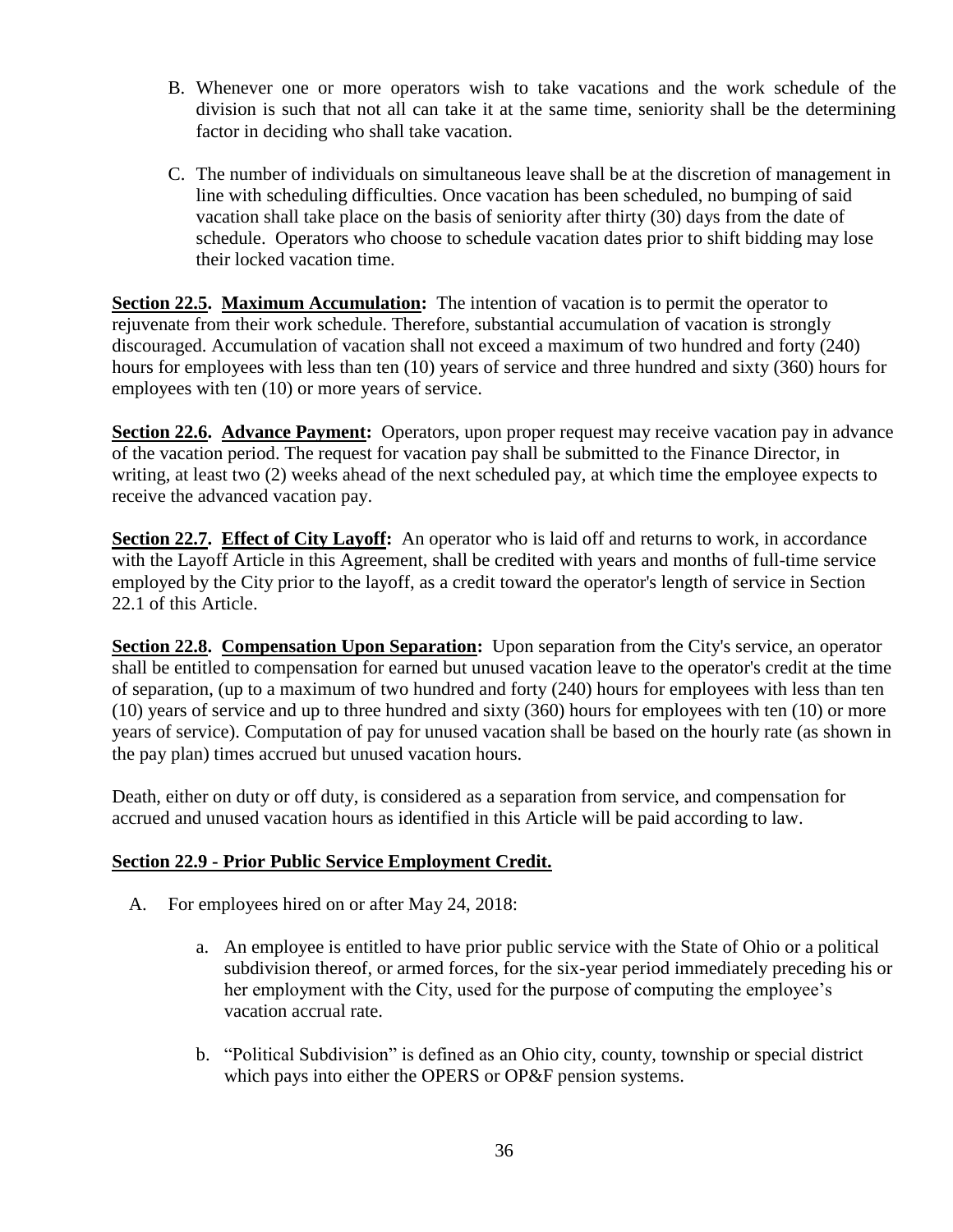B. Whenever one or more operators wish to take vacations and the work schedule of the division is such that not all can take it at the same time, seniority shall be the determining factor in deciding who shall take vacation.

C. The number of individuals on simultaneous leave shall be at the discretion of management in line with scheduling difficulties. Once vacation has been scheduled, no bumping of said vacation shall take place on the basis of seniority after thirty (30) days from the date of schedule. Operators who choose to schedule vacation dates prior to shift bidding may lose their locked vacation time.

**Section 22.5. Maximum Accumulation:** The intention of vacation is to permit the operator to rejuvenate from their work schedule. Therefore, substantial accumulation of vacation is strongly discouraged. Accumulation of vacation shall not exceed a maximum of two hundred and forty (240) hours for employees with less than ten (10) years of service and three hundred and sixty (360) hours for employees with ten (10) or more years of service.

**Section 22.6. Advance Payment:** Operators, upon proper request may receive vacation pay in advance of the vacation period. The request for vacation pay shall be submitted to the Finance Director, in writing, at least two (2) weeks ahead of the next scheduled pay, at which time the employee expects to receive the advanced vacation pay.

**Section 22.7. Effect of City Layoff:** An operator who is laid off and returns to work, in accordance with the Layoff Article in this Agreement, shall be credited with years and months of full-time service employed by the City prior to the layoff, as a credit toward the operator's length of service in Section 22.1 of this Article.

**Section 22.8. Compensation Upon Separation:** Upon separation from the City's service, an operator shall be entitled to compensation for earned but unused vacation leave to the operator's credit at the time of separation, (up to a maximum of two hundred and forty (240) hours for employees with less than ten (10) years of service and up to three hundred and sixty (360) hours for employees with ten (10) or more years of service). Computation of pay for unused vacation shall be based on the hourly rate (as shown in the pay plan) times accrued but unused vacation hours.

Death, either on duty or off duty, is considered as a separation from service, and compensation for accrued and unused vacation hours as identified in this Article will be paid according to law.

**Section 22.9 - Prior Public Service Employment Credit.**

A. For employees hired on or after May 24, 2018:

   a. An employee is entitled to have prior public service with the State of Ohio or a political subdivision thereof, or armed forces, for the six-year period immediately preceding his or her employment with the City, used for the purpose of computing the employee's vacation accrual rate.

   b. "Political Subdivision" is defined as an Ohio city, county, township or special district which pays into either the OPERS or OP&F pension systems.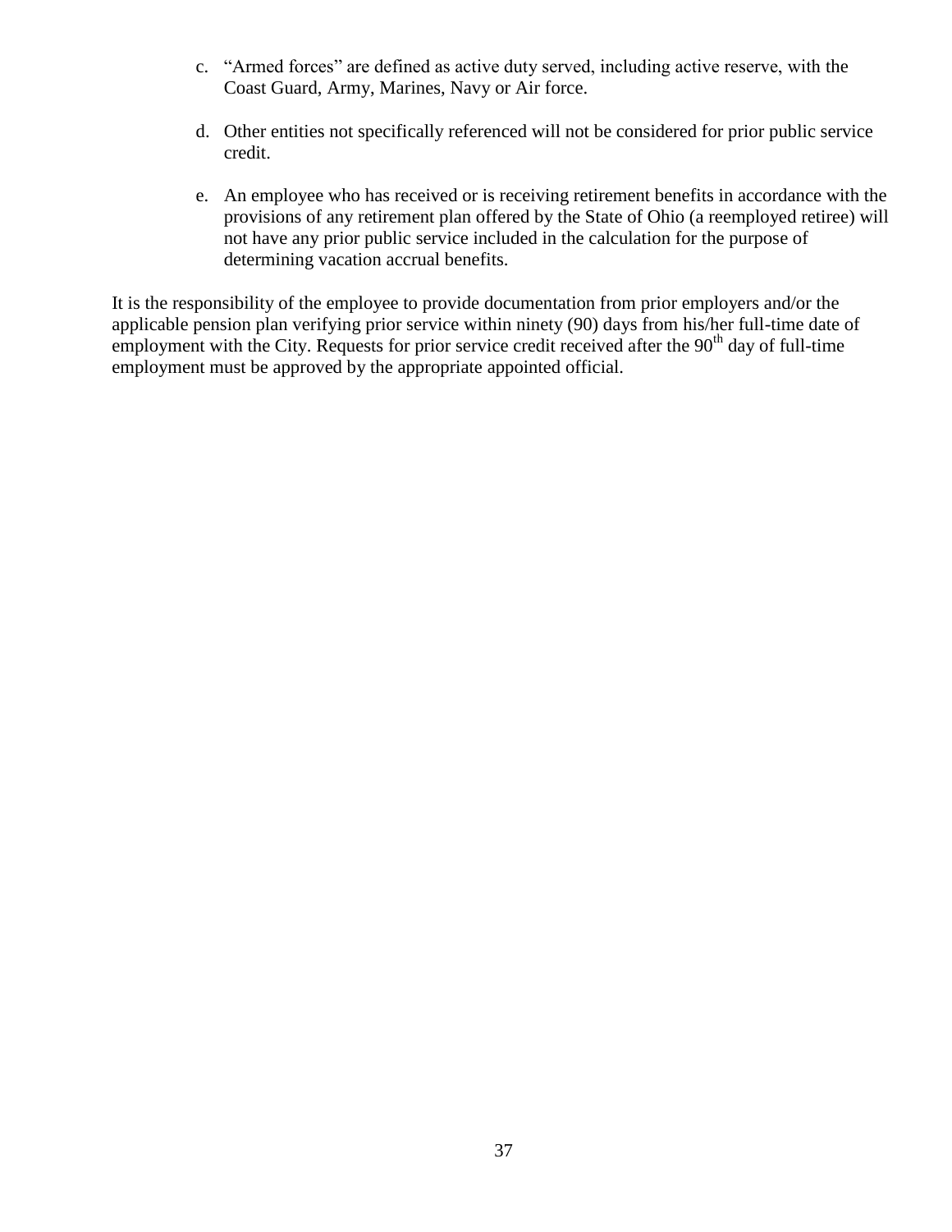c. "Armed forces" are defined as active duty served, including active reserve, with the Coast Guard, Army, Marines, Navy or Air force.

d. Other entities not specifically referenced will not be considered for prior public service credit.

e. An employee who has received or is receiving retirement benefits in accordance with the provisions of any retirement plan offered by the State of Ohio (a reemployed retiree) will not have any prior public service included in the calculation for the purpose of determining vacation accrual benefits.

It is the responsibility of the employee to provide documentation from prior employers and/or the applicable pension plan verifying prior service within ninety (90) days from his/her full-time date of employment with the City. Requests for prior service credit received after the 90th day of full-time employment must be approved by the appropriate appointed official.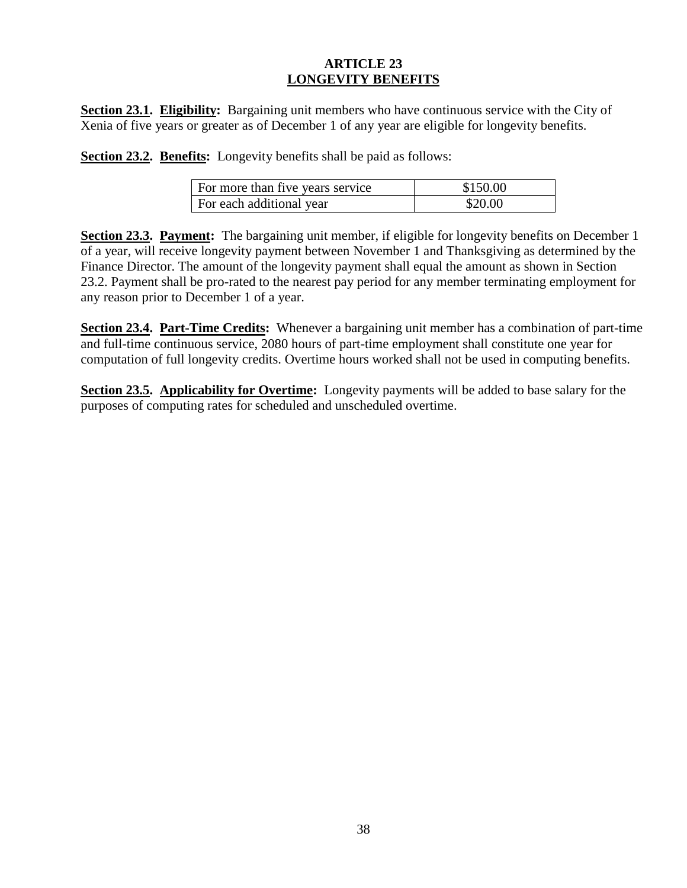# ARTICLE 23
## LONGEVITY BENEFITS

**Section 23.1. Eligibility:** Bargaining unit members who have continuous service with the City of Xenia of five years or greater as of December 1 of any year are eligible for longevity benefits.

**Section 23.2. Benefits:** Longevity benefits shall be paid as follows:

| | |
|---|---|
| For more than five years service | \$150.00 |
| For each additional year | \$20.00 |

**Section 23.3. Payment:** The bargaining unit member, if eligible for longevity benefits on December 1 of a year, will receive longevity payment between November 1 and Thanksgiving as determined by the Finance Director. The amount of the longevity payment shall equal the amount as shown in Section 23.2. Payment shall be pro-rated to the nearest pay period for any member terminating employment for any reason prior to December 1 of a year.

**Section 23.4. Part-Time Credits:** Whenever a bargaining unit member has a combination of part-time and full-time continuous service, 2080 hours of part-time employment shall constitute one year for computation of full longevity credits. Overtime hours worked shall not be used in computing benefits.

**Section 23.5. Applicability for Overtime:** Longevity payments will be added to base salary for the purposes of computing rates for scheduled and unscheduled overtime.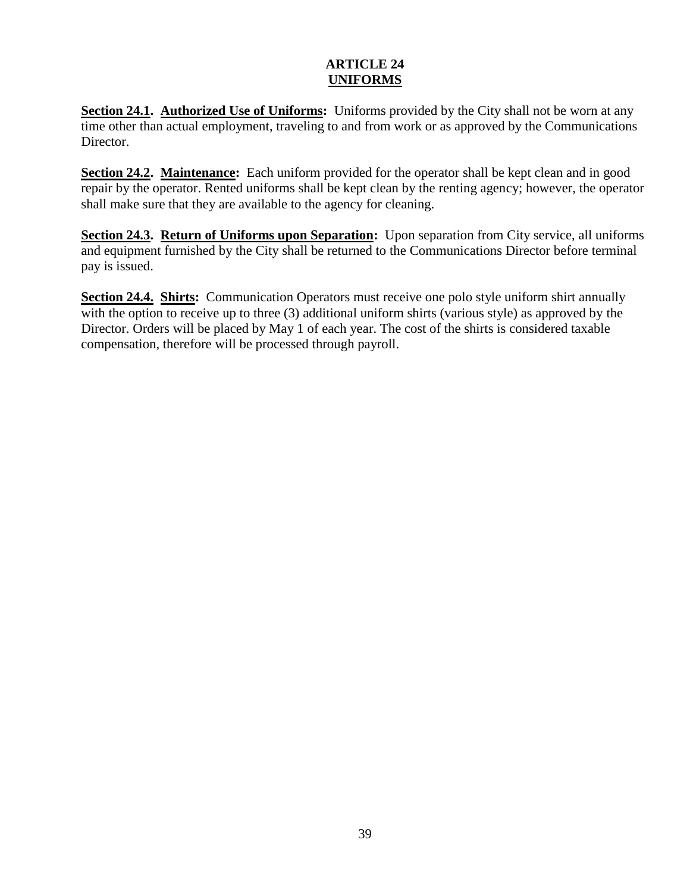## ARTICLE 24
## UNIFORMS

**Section 24.1. Authorized Use of Uniforms:** Uniforms provided by the City shall not be worn at any time other than actual employment, traveling to and from work or as approved by the Communications Director.

**Section 24.2. Maintenance:** Each uniform provided for the operator shall be kept clean and in good repair by the operator. Rented uniforms shall be kept clean by the renting agency; however, the operator shall make sure that they are available to the agency for cleaning.

**Section 24.3. Return of Uniforms upon Separation:** Upon separation from City service, all uniforms and equipment furnished by the City shall be returned to the Communications Director before terminal pay is issued.

**Section 24.4. Shirts:** Communication Operators must receive one polo style uniform shirt annually with the option to receive up to three (3) additional uniform shirts (various style) as approved by the Director. Orders will be placed by May 1 of each year. The cost of the shirts is considered taxable compensation, therefore will be processed through payroll.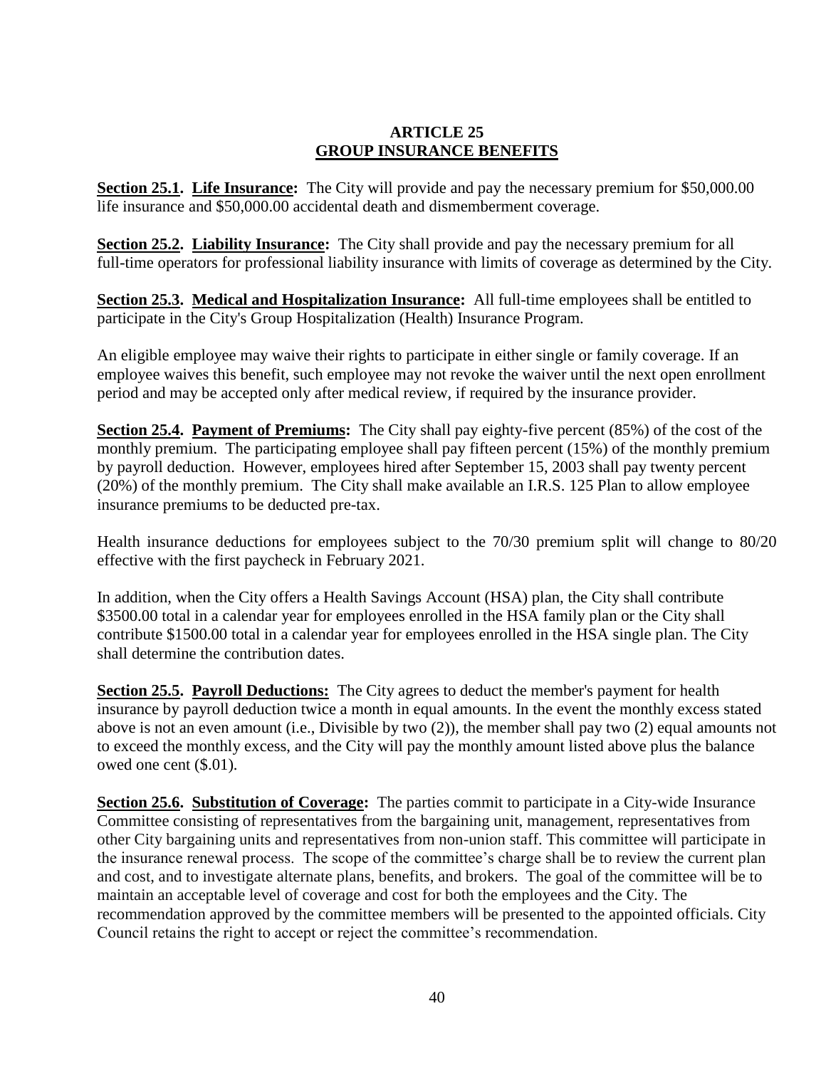## ARTICLE 25
## GROUP INSURANCE BENEFITS

**Section 25.1. Life Insurance:** The City will provide and pay the necessary premium for $50,000.00 life insurance and $50,000.00 accidental death and dismemberment coverage.

**Section 25.2. Liability Insurance:** The City shall provide and pay the necessary premium for all full-time operators for professional liability insurance with limits of coverage as determined by the City.

**Section 25.3. Medical and Hospitalization Insurance:** All full-time employees shall be entitled to participate in the City's Group Hospitalization (Health) Insurance Program.

An eligible employee may waive their rights to participate in either single or family coverage. If an employee waives this benefit, such employee may not revoke the waiver until the next open enrollment period and may be accepted only after medical review, if required by the insurance provider.

**Section 25.4. Payment of Premiums:** The City shall pay eighty-five percent (85%) of the cost of the monthly premium. The participating employee shall pay fifteen percent (15%) of the monthly premium by payroll deduction. However, employees hired after September 15, 2003 shall pay twenty percent (20%) of the monthly premium. The City shall make available an I.R.S. 125 Plan to allow employee insurance premiums to be deducted pre-tax.

Health insurance deductions for employees subject to the 70/30 premium split will change to 80/20 effective with the first paycheck in February 2021.

In addition, when the City offers a Health Savings Account (HSA) plan, the City shall contribute $3500.00 total in a calendar year for employees enrolled in the HSA family plan or the City shall contribute $1500.00 total in a calendar year for employees enrolled in the HSA single plan. The City shall determine the contribution dates.

**Section 25.5. Payroll Deductions:** The City agrees to deduct the member's payment for health insurance by payroll deduction twice a month in equal amounts. In the event the monthly excess stated above is not an even amount (i.e., Divisible by two (2)), the member shall pay two (2) equal amounts not to exceed the monthly excess, and the City will pay the monthly amount listed above plus the balance owed one cent ($.01).

**Section 25.6. Substitution of Coverage:** The parties commit to participate in a City-wide Insurance Committee consisting of representatives from the bargaining unit, management, representatives from other City bargaining units and representatives from non-union staff. This committee will participate in the insurance renewal process. The scope of the committee's charge shall be to review the current plan and cost, and to investigate alternate plans, benefits, and brokers. The goal of the committee will be to maintain an acceptable level of coverage and cost for both the employees and the City. The recommendation approved by the committee members will be presented to the appointed officials. City Council retains the right to accept or reject the committee's recommendation.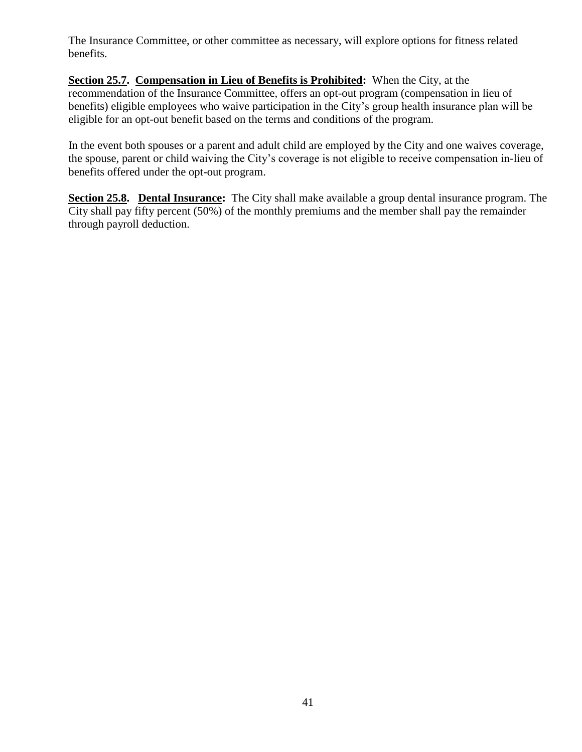The Insurance Committee, or other committee as necessary, will explore options for fitness related benefits.

**Section 25.7. Compensation in Lieu of Benefits is Prohibited:** When the City, at the recommendation of the Insurance Committee, offers an opt-out program (compensation in lieu of benefits) eligible employees who waive participation in the City's group health insurance plan will be eligible for an opt-out benefit based on the terms and conditions of the program.

In the event both spouses or a parent and adult child are employed by the City and one waives coverage, the spouse, parent or child waiving the City's coverage is not eligible to receive compensation in-lieu of benefits offered under the opt-out program.

**Section 25.8. Dental Insurance:** The City shall make available a group dental insurance program. The City shall pay fifty percent (50%) of the monthly premiums and the member shall pay the remainder through payroll deduction.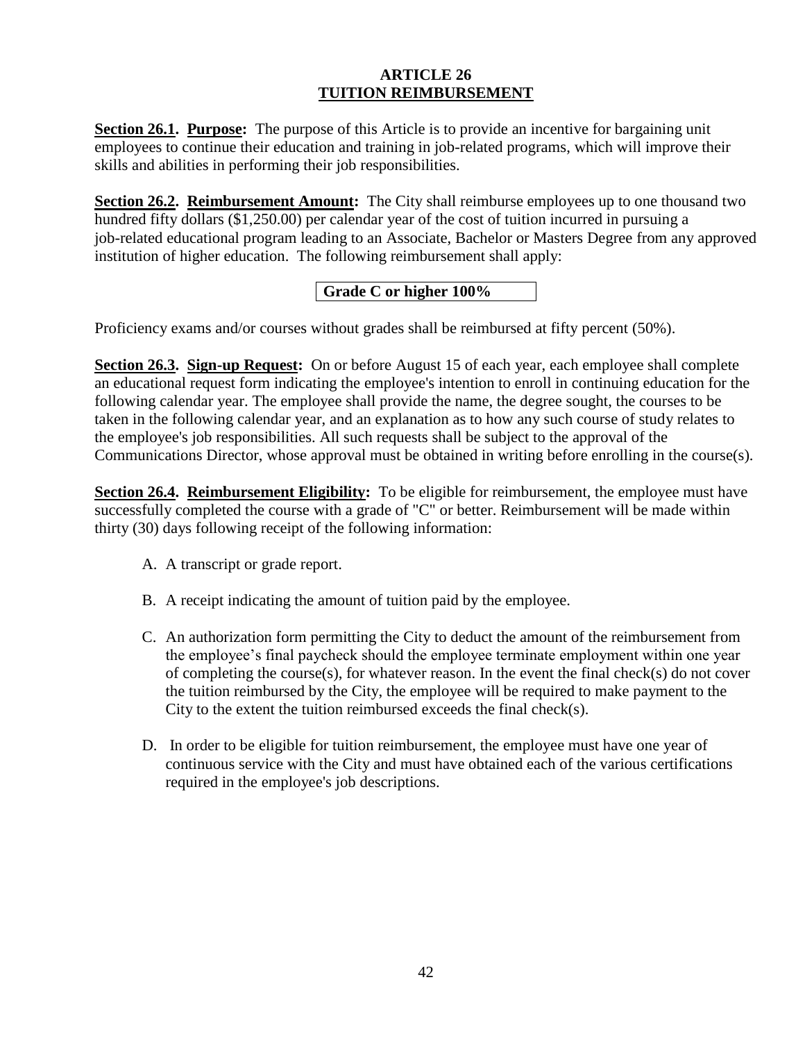# ARTICLE 26
## TUITION REIMBURSEMENT

**Section 26.1. Purpose:** The purpose of this Article is to provide an incentive for bargaining unit employees to continue their education and training in job-related programs, which will improve their skills and abilities in performing their job responsibilities.

**Section 26.2. Reimbursement Amount:** The City shall reimburse employees up to one thousand two hundred fifty dollars ($1,250.00) per calendar year of the cost of tuition incurred in pursuing a job-related educational program leading to an Associate, Bachelor or Masters Degree from any approved institution of higher education. The following reimbursement shall apply:

| Grade C or higher 100% |
|---|

Proficiency exams and/or courses without grades shall be reimbursed at fifty percent (50%).

**Section 26.3. Sign-up Request:** On or before August 15 of each year, each employee shall complete an educational request form indicating the employee's intention to enroll in continuing education for the following calendar year. The employee shall provide the name, the degree sought, the courses to be taken in the following calendar year, and an explanation as to how any such course of study relates to the employee's job responsibilities. All such requests shall be subject to the approval of the Communications Director, whose approval must be obtained in writing before enrolling in the course(s).

**Section 26.4. Reimbursement Eligibility:** To be eligible for reimbursement, the employee must have successfully completed the course with a grade of "C" or better. Reimbursement will be made within thirty (30) days following receipt of the following information:

A. A transcript or grade report.

B. A receipt indicating the amount of tuition paid by the employee.

C. An authorization form permitting the City to deduct the amount of the reimbursement from the employee’s final paycheck should the employee terminate employment within one year of completing the course(s), for whatever reason. In the event the final check(s) do not cover the tuition reimbursed by the City, the employee will be required to make payment to the City to the extent the tuition reimbursed exceeds the final check(s).

D. In order to be eligible for tuition reimbursement, the employee must have one year of continuous service with the City and must have obtained each of the various certifications required in the employee's job descriptions.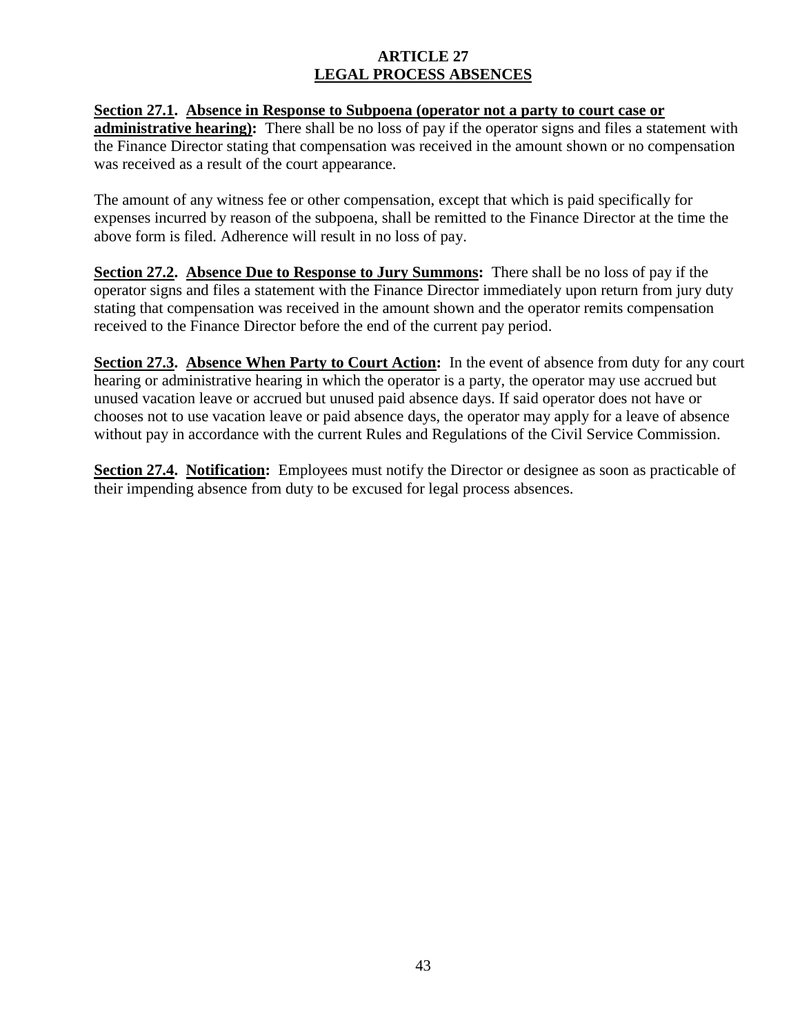# ARTICLE 27
# LEGAL PROCESS ABSENCES

**Section 27.1. Absence in Response to Subpoena (operator not a party to court case or administrative hearing):** There shall be no loss of pay if the operator signs and files a statement with the Finance Director stating that compensation was received in the amount shown or no compensation was received as a result of the court appearance.

The amount of any witness fee or other compensation, except that which is paid specifically for expenses incurred by reason of the subpoena, shall be remitted to the Finance Director at the time the above form is filed. Adherence will result in no loss of pay.

**Section 27.2. Absence Due to Response to Jury Summons:** There shall be no loss of pay if the operator signs and files a statement with the Finance Director immediately upon return from jury duty stating that compensation was received in the amount shown and the operator remits compensation received to the Finance Director before the end of the current pay period.

**Section 27.3. Absence When Party to Court Action:** In the event of absence from duty for any court hearing or administrative hearing in which the operator is a party, the operator may use accrued but unused vacation leave or accrued but unused paid absence days. If said operator does not have or chooses not to use vacation leave or paid absence days, the operator may apply for a leave of absence without pay in accordance with the current Rules and Regulations of the Civil Service Commission.

**Section 27.4. Notification:** Employees must notify the Director or designee as soon as practicable of their impending absence from duty to be excused for legal process absences.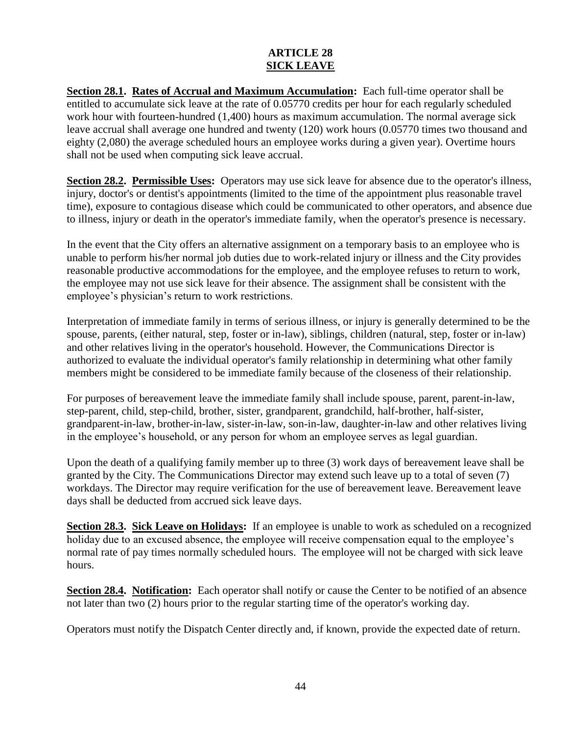# ARTICLE 28
## SICK LEAVE

**Section 28.1. Rates of Accrual and Maximum Accumulation:** Each full-time operator shall be entitled to accumulate sick leave at the rate of 0.05770 credits per hour for each regularly scheduled work hour with fourteen-hundred (1,400) hours as maximum accumulation. The normal average sick leave accrual shall average one hundred and twenty (120) work hours (0.05770 times two thousand and eighty (2,080) the average scheduled hours an employee works during a given year). Overtime hours shall not be used when computing sick leave accrual.

**Section 28.2. Permissible Uses:** Operators may use sick leave for absence due to the operator's illness, injury, doctor's or dentist's appointments (limited to the time of the appointment plus reasonable travel time), exposure to contagious disease which could be communicated to other operators, and absence due to illness, injury or death in the operator's immediate family, when the operator's presence is necessary.

In the event that the City offers an alternative assignment on a temporary basis to an employee who is unable to perform his/her normal job duties due to work-related injury or illness and the City provides reasonable productive accommodations for the employee, and the employee refuses to return to work, the employee may not use sick leave for their absence. The assignment shall be consistent with the employee's physician's return to work restrictions.

Interpretation of immediate family in terms of serious illness, or injury is generally determined to be the spouse, parents, (either natural, step, foster or in-law), siblings, children (natural, step, foster or in-law) and other relatives living in the operator's household. However, the Communications Director is authorized to evaluate the individual operator's family relationship in determining what other family members might be considered to be immediate family because of the closeness of their relationship.

For purposes of bereavement leave the immediate family shall include spouse, parent, parent-in-law, step-parent, child, step-child, brother, sister, grandparent, grandchild, half-brother, half-sister, grandparent-in-law, brother-in-law, sister-in-law, son-in-law, daughter-in-law and other relatives living in the employee's household, or any person for whom an employee serves as legal guardian.

Upon the death of a qualifying family member up to three (3) work days of bereavement leave shall be granted by the City. The Communications Director may extend such leave up to a total of seven (7) workdays. The Director may require verification for the use of bereavement leave. Bereavement leave days shall be deducted from accrued sick leave days.

**Section 28.3. Sick Leave on Holidays:** If an employee is unable to work as scheduled on a recognized holiday due to an excused absence, the employee will receive compensation equal to the employee's normal rate of pay times normally scheduled hours. The employee will not be charged with sick leave hours.

**Section 28.4. Notification:** Each operator shall notify or cause the Center to be notified of an absence not later than two (2) hours prior to the regular starting time of the operator's working day.

Operators must notify the Dispatch Center directly and, if known, provide the expected date of return.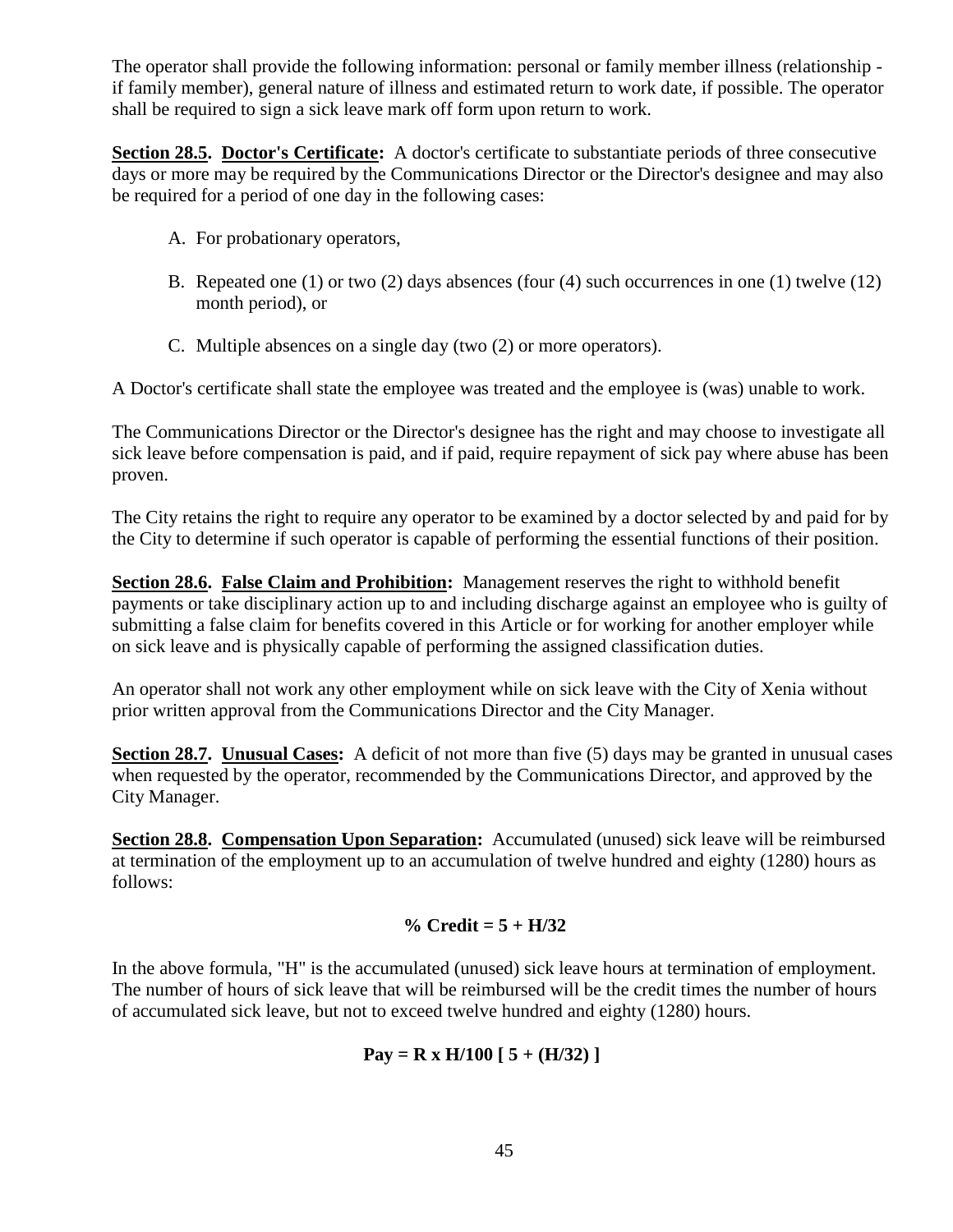The operator shall provide the following information: personal or family member illness (relationship - if family member), general nature of illness and estimated return to work date, if possible. The operator shall be required to sign a sick leave mark off form upon return to work.

**Section 28.5. Doctor's Certificate:** A doctor's certificate to substantiate periods of three consecutive days or more may be required by the Communications Director or the Director's designee and may also be required for a period of one day in the following cases:

A. For probationary operators,

B. Repeated one (1) or two (2) days absences (four (4) such occurrences in one (1) twelve (12) month period), or

C. Multiple absences on a single day (two (2) or more operators).

A Doctor's certificate shall state the employee was treated and the employee is (was) unable to work.

The Communications Director or the Director's designee has the right and may choose to investigate all sick leave before compensation is paid, and if paid, require repayment of sick pay where abuse has been proven.

The City retains the right to require any operator to be examined by a doctor selected by and paid for by the City to determine if such operator is capable of performing the essential functions of their position.

**Section 28.6. False Claim and Prohibition:** Management reserves the right to withhold benefit payments or take disciplinary action up to and including discharge against an employee who is guilty of submitting a false claim for benefits covered in this Article or for working for another employer while on sick leave and is physically capable of performing the assigned classification duties.

An operator shall not work any other employment while on sick leave with the City of Xenia without prior written approval from the Communications Director and the City Manager.

**Section 28.7. Unusual Cases:** A deficit of not more than five (5) days may be granted in unusual cases when requested by the operator, recommended by the Communications Director, and approved by the City Manager.

**Section 28.8. Compensation Upon Separation:** Accumulated (unused) sick leave will be reimbursed at termination of the employment up to an accumulation of twelve hundred and eighty (1280) hours as follows:

$$\textbf{\% Credit} = 5 + H/32$$

In the above formula, "H" is the accumulated (unused) sick leave hours at termination of employment. The number of hours of sick leave that will be reimbursed will be the credit times the number of hours of accumulated sick leave, but not to exceed twelve hundred and eighty (1280) hours.

$$\textbf{Pay} = R \times H/100\ [\ 5 + (H/32)\ ]$$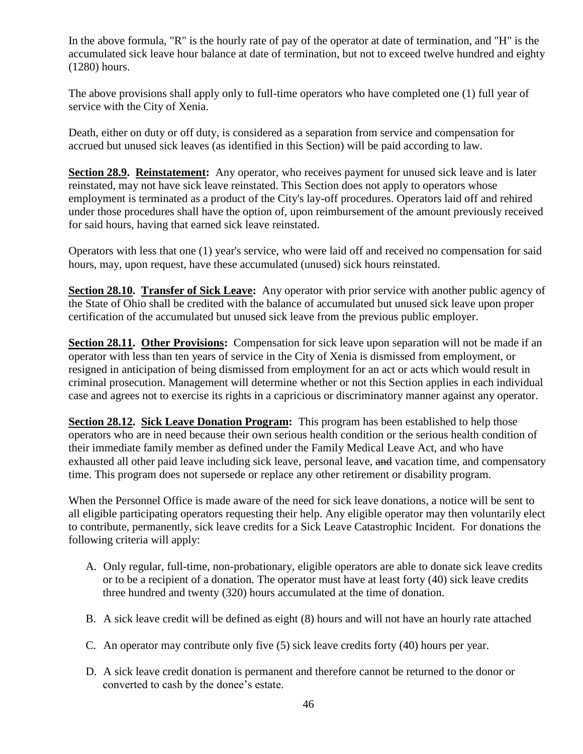In the above formula, "R" is the hourly rate of pay of the operator at date of termination, and "H" is the accumulated sick leave hour balance at date of termination, but not to exceed twelve hundred and eighty (1280) hours.

The above provisions shall apply only to full-time operators who have completed one (1) full year of service with the City of Xenia.

Death, either on duty or off duty, is considered as a separation from service and compensation for accrued but unused sick leaves (as identified in this Section) will be paid according to law.

**Section 28.9. Reinstatement:** Any operator, who receives payment for unused sick leave and is later reinstated, may not have sick leave reinstated. This Section does not apply to operators whose employment is terminated as a product of the City's lay-off procedures. Operators laid off and rehired under those procedures shall have the option of, upon reimbursement of the amount previously received for said hours, having that earned sick leave reinstated.

Operators with less that one (1) year's service, who were laid off and received no compensation for said hours, may, upon request, have these accumulated (unused) sick hours reinstated.

**Section 28.10. Transfer of Sick Leave:** Any operator with prior service with another public agency of the State of Ohio shall be credited with the balance of accumulated but unused sick leave upon proper certification of the accumulated but unused sick leave from the previous public employer.

**Section 28.11. Other Provisions:** Compensation for sick leave upon separation will not be made if an operator with less than ten years of service in the City of Xenia is dismissed from employment, or resigned in anticipation of being dismissed from employment for an act or acts which would result in criminal prosecution. Management will determine whether or not this Section applies in each individual case and agrees not to exercise its rights in a capricious or discriminatory manner against any operator.

**Section 28.12. Sick Leave Donation Program:** This program has been established to help those operators who are in need because their own serious health condition or the serious health condition of their immediate family member as defined under the Family Medical Leave Act, and who have exhausted all other paid leave including sick leave, personal leave, ~~and~~ vacation time, and compensatory time. This program does not supersede or replace any other retirement or disability program.

When the Personnel Office is made aware of the need for sick leave donations, a notice will be sent to all eligible participating operators requesting their help. Any eligible operator may then voluntarily elect to contribute, permanently, sick leave credits for a Sick Leave Catastrophic Incident. For donations the following criteria will apply:

A. Only regular, full-time, non-probationary, eligible operators are able to donate sick leave credits or to be a recipient of a donation. The operator must have at least forty (40) sick leave credits three hundred and twenty (320) hours accumulated at the time of donation.

B. A sick leave credit will be defined as eight (8) hours and will not have an hourly rate attached

C. An operator may contribute only five (5) sick leave credits forty (40) hours per year.

D. A sick leave credit donation is permanent and therefore cannot be returned to the donor or converted to cash by the donee's estate.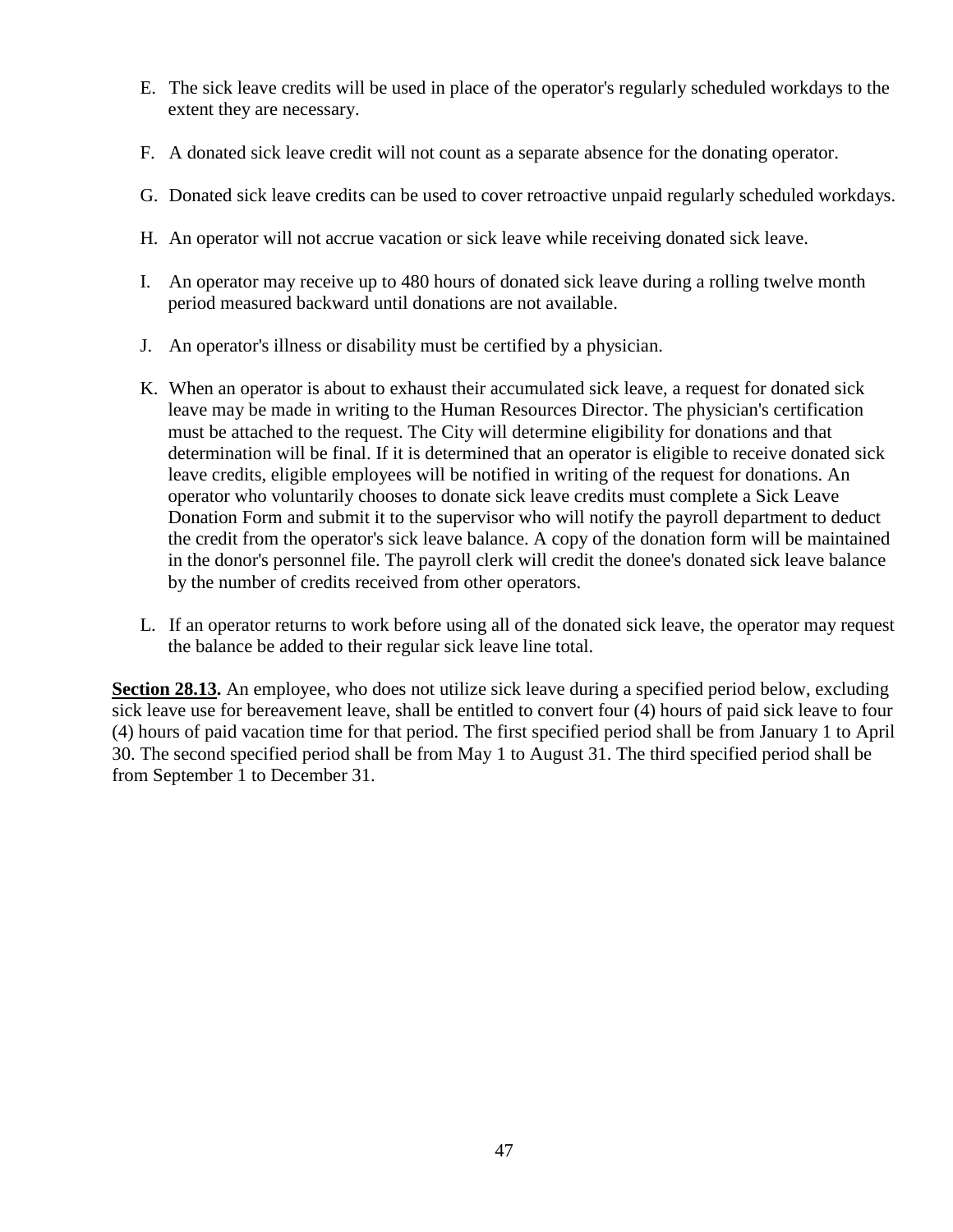E. The sick leave credits will be used in place of the operator's regularly scheduled workdays to the extent they are necessary.

F. A donated sick leave credit will not count as a separate absence for the donating operator.

G. Donated sick leave credits can be used to cover retroactive unpaid regularly scheduled workdays.

H. An operator will not accrue vacation or sick leave while receiving donated sick leave.

I. An operator may receive up to 480 hours of donated sick leave during a rolling twelve month period measured backward until donations are not available.

J. An operator's illness or disability must be certified by a physician.

K. When an operator is about to exhaust their accumulated sick leave, a request for donated sick leave may be made in writing to the Human Resources Director. The physician's certification must be attached to the request. The City will determine eligibility for donations and that determination will be final. If it is determined that an operator is eligible to receive donated sick leave credits, eligible employees will be notified in writing of the request for donations. An operator who voluntarily chooses to donate sick leave credits must complete a Sick Leave Donation Form and submit it to the supervisor who will notify the payroll department to deduct the credit from the operator's sick leave balance. A copy of the donation form will be maintained in the donor's personnel file. The payroll clerk will credit the donee's donated sick leave balance by the number of credits received from other operators.

L. If an operator returns to work before using all of the donated sick leave, the operator may request the balance be added to their regular sick leave line total.

**Section 28.13.** An employee, who does not utilize sick leave during a specified period below, excluding sick leave use for bereavement leave, shall be entitled to convert four (4) hours of paid sick leave to four (4) hours of paid vacation time for that period. The first specified period shall be from January 1 to April 30. The second specified period shall be from May 1 to August 31. The third specified period shall be from September 1 to December 31.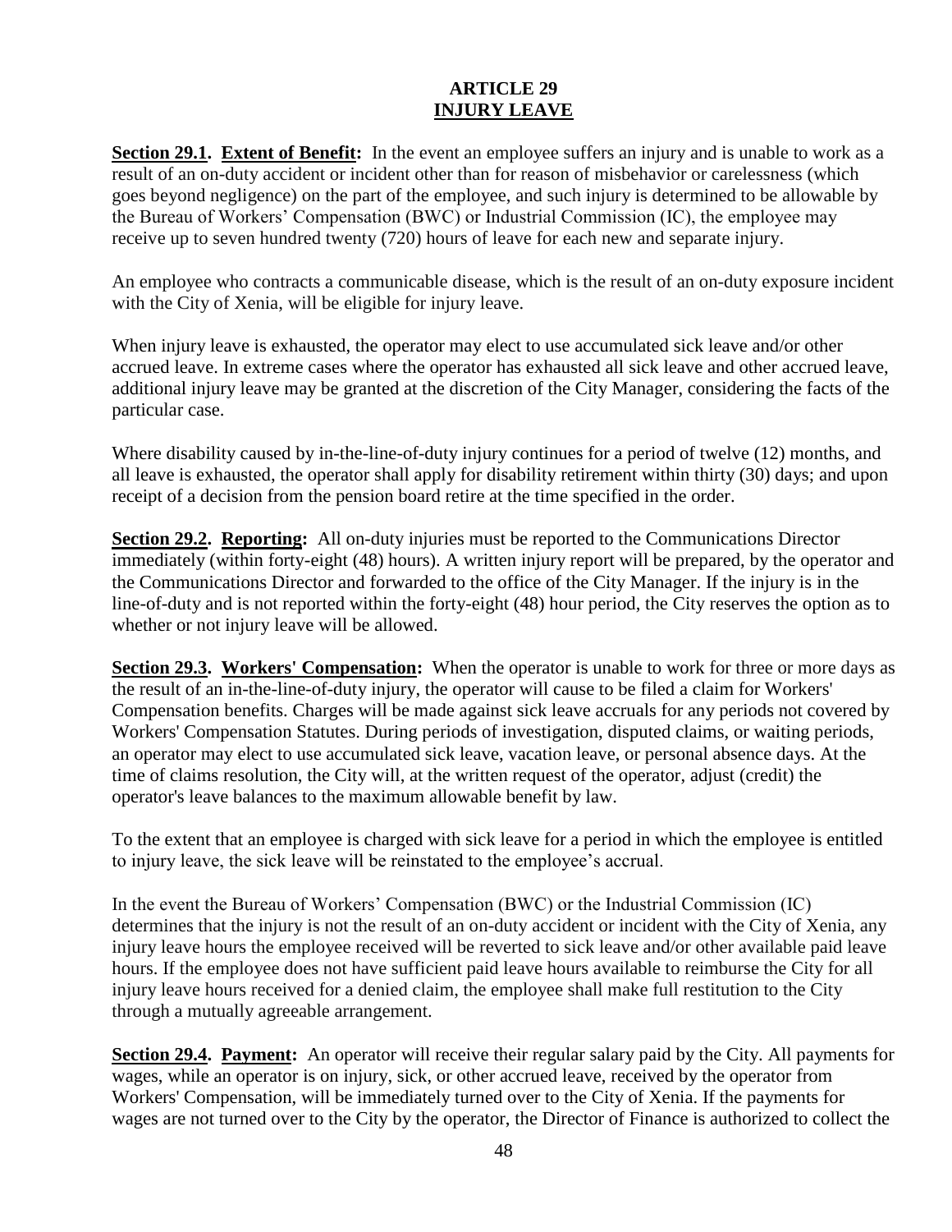# ARTICLE 29
## INJURY LEAVE

**Section 29.1. Extent of Benefit:** In the event an employee suffers an injury and is unable to work as a result of an on-duty accident or incident other than for reason of misbehavior or carelessness (which goes beyond negligence) on the part of the employee, and such injury is determined to be allowable by the Bureau of Workers' Compensation (BWC) or Industrial Commission (IC), the employee may receive up to seven hundred twenty (720) hours of leave for each new and separate injury.

An employee who contracts a communicable disease, which is the result of an on-duty exposure incident with the City of Xenia, will be eligible for injury leave.

When injury leave is exhausted, the operator may elect to use accumulated sick leave and/or other accrued leave. In extreme cases where the operator has exhausted all sick leave and other accrued leave, additional injury leave may be granted at the discretion of the City Manager, considering the facts of the particular case.

Where disability caused by in-the-line-of-duty injury continues for a period of twelve (12) months, and all leave is exhausted, the operator shall apply for disability retirement within thirty (30) days; and upon receipt of a decision from the pension board retire at the time specified in the order.

**Section 29.2. Reporting:** All on-duty injuries must be reported to the Communications Director immediately (within forty-eight (48) hours). A written injury report will be prepared, by the operator and the Communications Director and forwarded to the office of the City Manager. If the injury is in the line-of-duty and is not reported within the forty-eight (48) hour period, the City reserves the option as to whether or not injury leave will be allowed.

**Section 29.3. Workers' Compensation:** When the operator is unable to work for three or more days as the result of an in-the-line-of-duty injury, the operator will cause to be filed a claim for Workers' Compensation benefits. Charges will be made against sick leave accruals for any periods not covered by Workers' Compensation Statutes. During periods of investigation, disputed claims, or waiting periods, an operator may elect to use accumulated sick leave, vacation leave, or personal absence days. At the time of claims resolution, the City will, at the written request of the operator, adjust (credit) the operator's leave balances to the maximum allowable benefit by law.

To the extent that an employee is charged with sick leave for a period in which the employee is entitled to injury leave, the sick leave will be reinstated to the employee's accrual.

In the event the Bureau of Workers' Compensation (BWC) or the Industrial Commission (IC) determines that the injury is not the result of an on-duty accident or incident with the City of Xenia, any injury leave hours the employee received will be reverted to sick leave and/or other available paid leave hours. If the employee does not have sufficient paid leave hours available to reimburse the City for all injury leave hours received for a denied claim, the employee shall make full restitution to the City through a mutually agreeable arrangement.

**Section 29.4. Payment:** An operator will receive their regular salary paid by the City. All payments for wages, while an operator is on injury, sick, or other accrued leave, received by the operator from Workers' Compensation, will be immediately turned over to the City of Xenia. If the payments for wages are not turned over to the City by the operator, the Director of Finance is authorized to collect the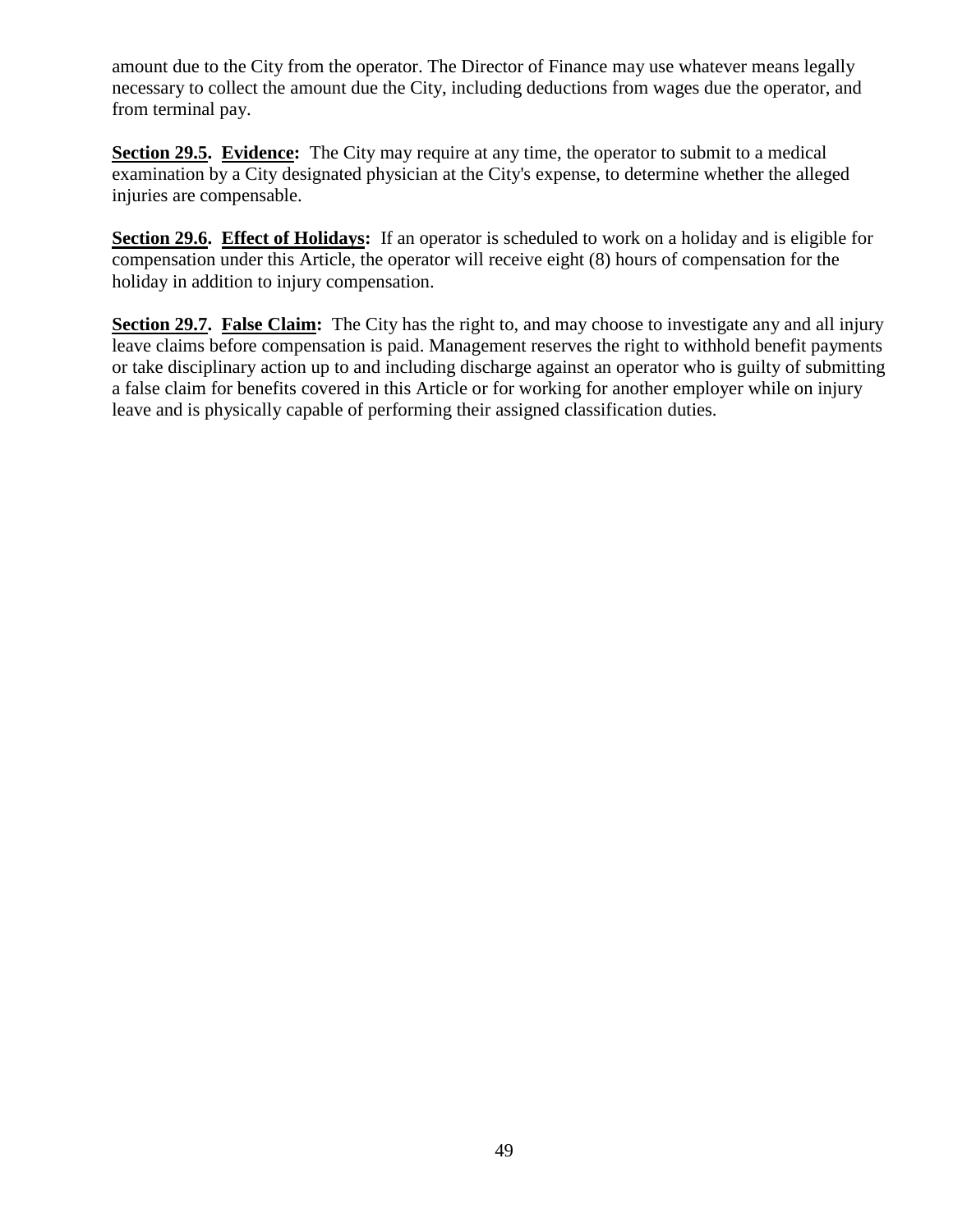amount due to the City from the operator. The Director of Finance may use whatever means legally necessary to collect the amount due the City, including deductions from wages due the operator, and from terminal pay.

**Section 29.5. Evidence:** The City may require at any time, the operator to submit to a medical examination by a City designated physician at the City's expense, to determine whether the alleged injuries are compensable.

**Section 29.6. Effect of Holidays:** If an operator is scheduled to work on a holiday and is eligible for compensation under this Article, the operator will receive eight (8) hours of compensation for the holiday in addition to injury compensation.

**Section 29.7. False Claim:** The City has the right to, and may choose to investigate any and all injury leave claims before compensation is paid. Management reserves the right to withhold benefit payments or take disciplinary action up to and including discharge against an operator who is guilty of submitting a false claim for benefits covered in this Article or for working for another employer while on injury leave and is physically capable of performing their assigned classification duties.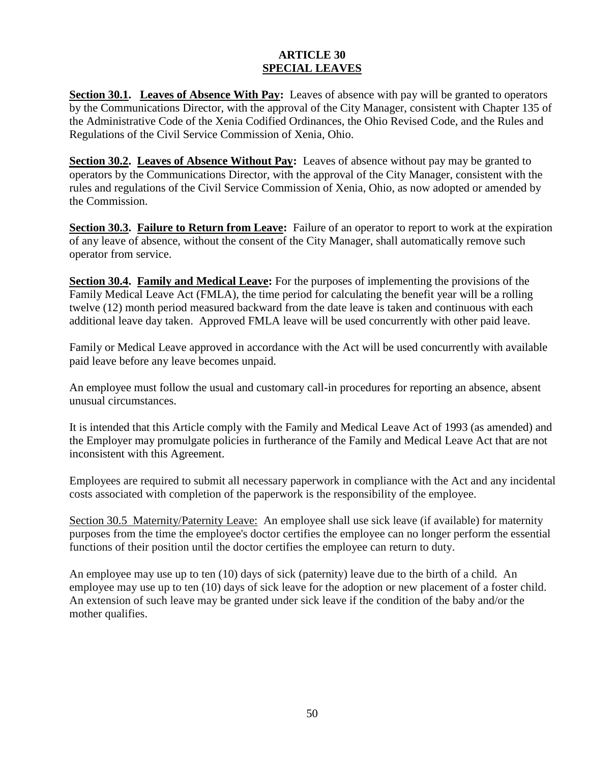# ARTICLE 30
## SPECIAL LEAVES

**Section 30.1. Leaves of Absence With Pay:** Leaves of absence with pay will be granted to operators by the Communications Director, with the approval of the City Manager, consistent with Chapter 135 of the Administrative Code of the Xenia Codified Ordinances, the Ohio Revised Code, and the Rules and Regulations of the Civil Service Commission of Xenia, Ohio.

**Section 30.2. Leaves of Absence Without Pay:** Leaves of absence without pay may be granted to operators by the Communications Director, with the approval of the City Manager, consistent with the rules and regulations of the Civil Service Commission of Xenia, Ohio, as now adopted or amended by the Commission.

**Section 30.3. Failure to Return from Leave:** Failure of an operator to report to work at the expiration of any leave of absence, without the consent of the City Manager, shall automatically remove such operator from service.

**Section 30.4. Family and Medical Leave:** For the purposes of implementing the provisions of the Family Medical Leave Act (FMLA), the time period for calculating the benefit year will be a rolling twelve (12) month period measured backward from the date leave is taken and continuous with each additional leave day taken. Approved FMLA leave will be used concurrently with other paid leave.

Family or Medical Leave approved in accordance with the Act will be used concurrently with available paid leave before any leave becomes unpaid.

An employee must follow the usual and customary call-in procedures for reporting an absence, absent unusual circumstances.

It is intended that this Article comply with the Family and Medical Leave Act of 1993 (as amended) and the Employer may promulgate policies in furtherance of the Family and Medical Leave Act that are not inconsistent with this Agreement.

Employees are required to submit all necessary paperwork in compliance with the Act and any incidental costs associated with completion of the paperwork is the responsibility of the employee.

Section 30.5 Maternity/Paternity Leave: An employee shall use sick leave (if available) for maternity purposes from the time the employee's doctor certifies the employee can no longer perform the essential functions of their position until the doctor certifies the employee can return to duty.

An employee may use up to ten (10) days of sick (paternity) leave due to the birth of a child. An employee may use up to ten (10) days of sick leave for the adoption or new placement of a foster child. An extension of such leave may be granted under sick leave if the condition of the baby and/or the mother qualifies.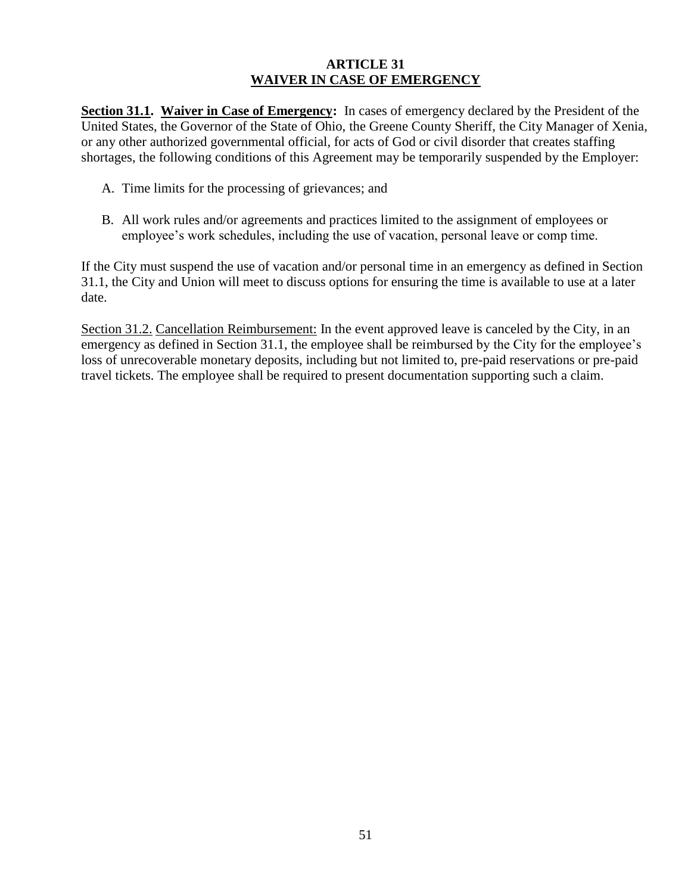# ARTICLE 31
## WAIVER IN CASE OF EMERGENCY

**Section 31.1. Waiver in Case of Emergency:** In cases of emergency declared by the President of the United States, the Governor of the State of Ohio, the Greene County Sheriff, the City Manager of Xenia, or any other authorized governmental official, for acts of God or civil disorder that creates staffing shortages, the following conditions of this Agreement may be temporarily suspended by the Employer:

A. Time limits for the processing of grievances; and

B. All work rules and/or agreements and practices limited to the assignment of employees or employee's work schedules, including the use of vacation, personal leave or comp time.

If the City must suspend the use of vacation and/or personal time in an emergency as defined in Section 31.1, the City and Union will meet to discuss options for ensuring the time is available to use at a later date.

Section 31.2. Cancellation Reimbursement: In the event approved leave is canceled by the City, in an emergency as defined in Section 31.1, the employee shall be reimbursed by the City for the employee's loss of unrecoverable monetary deposits, including but not limited to, pre-paid reservations or pre-paid travel tickets. The employee shall be required to present documentation supporting such a claim.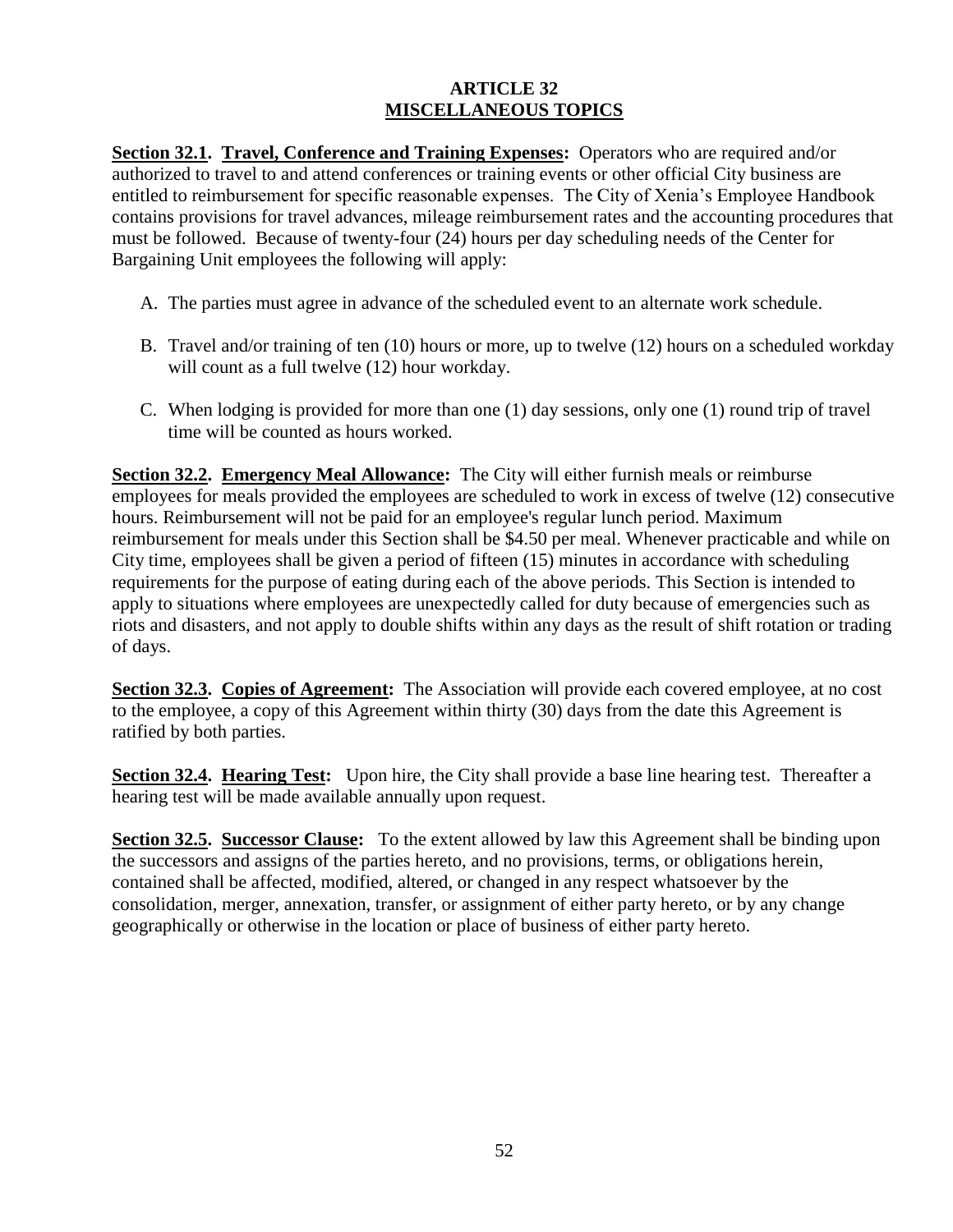# ARTICLE 32
## MISCELLANEOUS TOPICS

**Section 32.1. Travel, Conference and Training Expenses:** Operators who are required and/or authorized to travel to and attend conferences or training events or other official City business are entitled to reimbursement for specific reasonable expenses. The City of Xenia's Employee Handbook contains provisions for travel advances, mileage reimbursement rates and the accounting procedures that must be followed. Because of twenty-four (24) hours per day scheduling needs of the Center for Bargaining Unit employees the following will apply:

A. The parties must agree in advance of the scheduled event to an alternate work schedule.

B. Travel and/or training of ten (10) hours or more, up to twelve (12) hours on a scheduled workday will count as a full twelve (12) hour workday.

C. When lodging is provided for more than one (1) day sessions, only one (1) round trip of travel time will be counted as hours worked.

**Section 32.2. Emergency Meal Allowance:** The City will either furnish meals or reimburse employees for meals provided the employees are scheduled to work in excess of twelve (12) consecutive hours. Reimbursement will not be paid for an employee's regular lunch period. Maximum reimbursement for meals under this Section shall be $4.50 per meal. Whenever practicable and while on City time, employees shall be given a period of fifteen (15) minutes in accordance with scheduling requirements for the purpose of eating during each of the above periods. This Section is intended to apply to situations where employees are unexpectedly called for duty because of emergencies such as riots and disasters, and not apply to double shifts within any days as the result of shift rotation or trading of days.

**Section 32.3. Copies of Agreement:** The Association will provide each covered employee, at no cost to the employee, a copy of this Agreement within thirty (30) days from the date this Agreement is ratified by both parties.

**Section 32.4. Hearing Test:** Upon hire, the City shall provide a base line hearing test. Thereafter a hearing test will be made available annually upon request.

**Section 32.5. Successor Clause:** To the extent allowed by law this Agreement shall be binding upon the successors and assigns of the parties hereto, and no provisions, terms, or obligations herein, contained shall be affected, modified, altered, or changed in any respect whatsoever by the consolidation, merger, annexation, transfer, or assignment of either party hereto, or by any change geographically or otherwise in the location or place of business of either party hereto.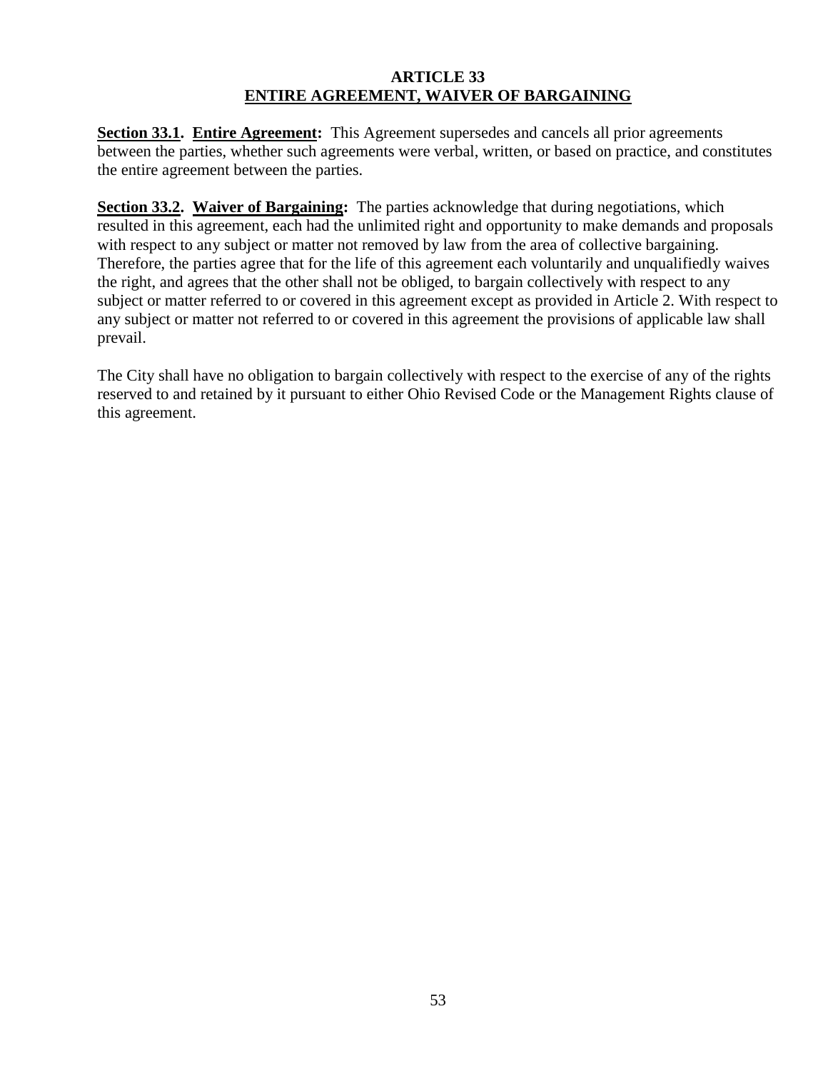# ARTICLE 33
## ENTIRE AGREEMENT, WAIVER OF BARGAINING

**Section 33.1. Entire Agreement:** This Agreement supersedes and cancels all prior agreements between the parties, whether such agreements were verbal, written, or based on practice, and constitutes the entire agreement between the parties.

**Section 33.2. Waiver of Bargaining:** The parties acknowledge that during negotiations, which resulted in this agreement, each had the unlimited right and opportunity to make demands and proposals with respect to any subject or matter not removed by law from the area of collective bargaining. Therefore, the parties agree that for the life of this agreement each voluntarily and unqualifiedly waives the right, and agrees that the other shall not be obliged, to bargain collectively with respect to any subject or matter referred to or covered in this agreement except as provided in Article 2. With respect to any subject or matter not referred to or covered in this agreement the provisions of applicable law shall prevail.

The City shall have no obligation to bargain collectively with respect to the exercise of any of the rights reserved to and retained by it pursuant to either Ohio Revised Code or the Management Rights clause of this agreement.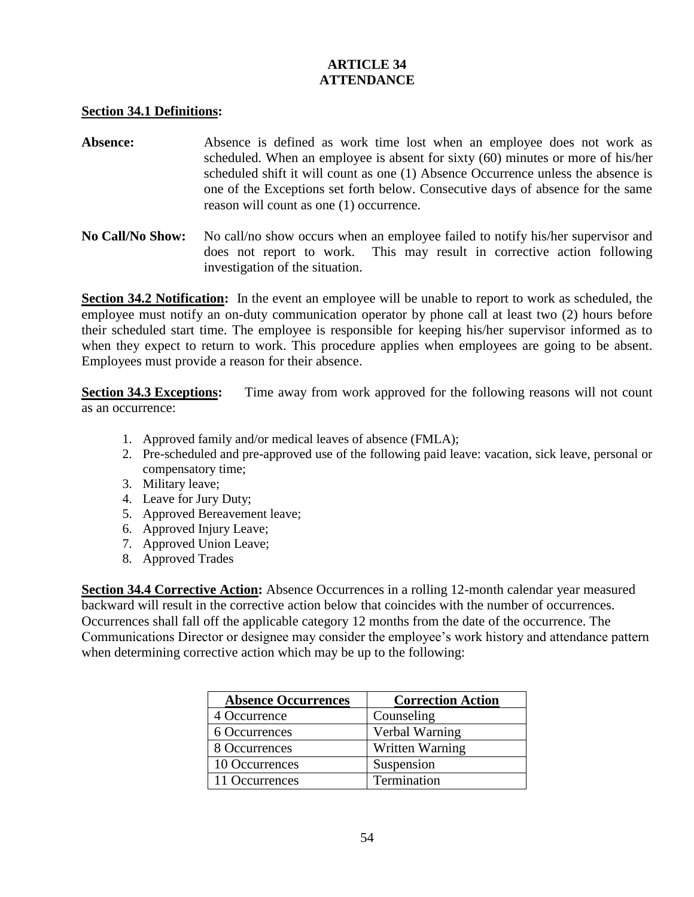# ARTICLE 34
# ATTENDANCE

**Section 34.1 Definitions:**

**Absence:** Absence is defined as work time lost when an employee does not work as scheduled. When an employee is absent for sixty (60) minutes or more of his/her scheduled shift it will count as one (1) Absence Occurrence unless the absence is one of the Exceptions set forth below. Consecutive days of absence for the same reason will count as one (1) occurrence.

**No Call/No Show:** No call/no show occurs when an employee failed to notify his/her supervisor and does not report to work. This may result in corrective action following investigation of the situation.

**Section 34.2 Notification:** In the event an employee will be unable to report to work as scheduled, the employee must notify an on-duty communication operator by phone call at least two (2) hours before their scheduled start time. The employee is responsible for keeping his/her supervisor informed as to when they expect to return to work. This procedure applies when employees are going to be absent. Employees must provide a reason for their absence.

**Section 34.3 Exceptions:** Time away from work approved for the following reasons will not count as an occurrence:

1. Approved family and/or medical leaves of absence (FMLA);
2. Pre-scheduled and pre-approved use of the following paid leave: vacation, sick leave, personal or compensatory time;
3. Military leave;
4. Leave for Jury Duty;
5. Approved Bereavement leave;
6. Approved Injury Leave;
7. Approved Union Leave;
8. Approved Trades

**Section 34.4 Corrective Action:** Absence Occurrences in a rolling 12-month calendar year measured backward will result in the corrective action below that coincides with the number of occurrences. Occurrences shall fall off the applicable category 12 months from the date of the occurrence. The Communications Director or designee may consider the employee's work history and attendance pattern when determining corrective action which may be up to the following:

| Absence Occurrences | Correction Action |
|---|---|
| 4 Occurrence | Counseling |
| 6 Occurrences | Verbal Warning |
| 8 Occurrences | Written Warning |
| 10 Occurrences | Suspension |
| 11 Occurrences | Termination |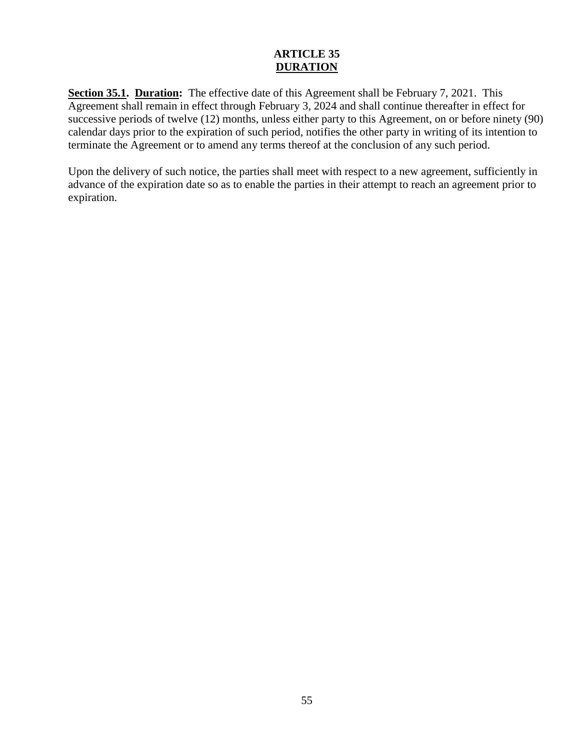# ARTICLE 35
## DURATION

**Section 35.1. Duration:** The effective date of this Agreement shall be February 7, 2021. This Agreement shall remain in effect through February 3, 2024 and shall continue thereafter in effect for successive periods of twelve (12) months, unless either party to this Agreement, on or before ninety (90) calendar days prior to the expiration of such period, notifies the other party in writing of its intention to terminate the Agreement or to amend any terms thereof at the conclusion of any such period.

Upon the delivery of such notice, the parties shall meet with respect to a new agreement, sufficiently in advance of the expiration date so as to enable the parties in their attempt to reach an agreement prior to expiration.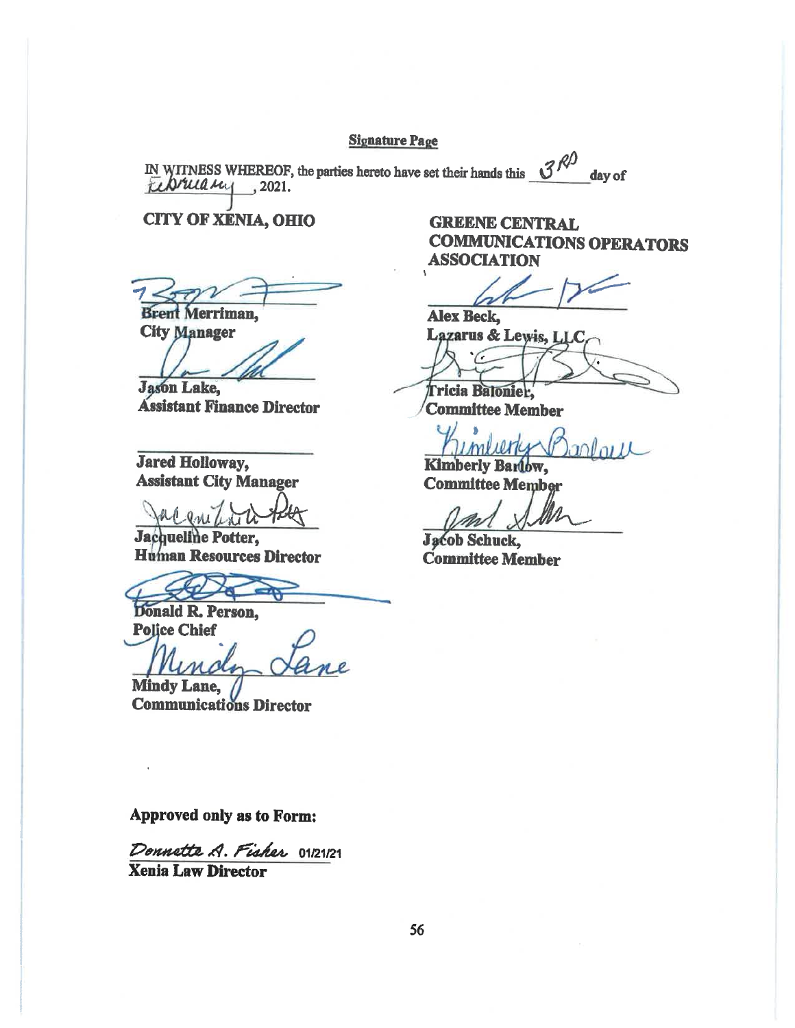**Signature Page**

IN WITNESS WHEREOF, the parties hereto have set their hands this 3RD day of February, 2021.

**CITY OF XENIA, OHIO**

**Brent Merriman,**
**City Manager**

**Jason Lake,**
**Assistant Finance Director**

**Jared Holloway,**
**Assistant City Manager**

**Jacqueline Potter,**
**Human Resources Director**

**Donald R. Person,**
**Police Chief**

**Mindy Lane,**
**Communications Director**

**GREENE CENTRAL COMMUNICATIONS OPERATORS ASSOCIATION**

**Alex Beck,**
**Lazarus & Lewis, LLC**

**Tricia Balonier,**
**Committee Member**

**Kimberly Barlow,**
**Committee Member**

**Jacob Schuck,**
**Committee Member**

**Approved only as to Form:**

*Donnette A. Fisher* 01/21/21
**Xenia Law Director**